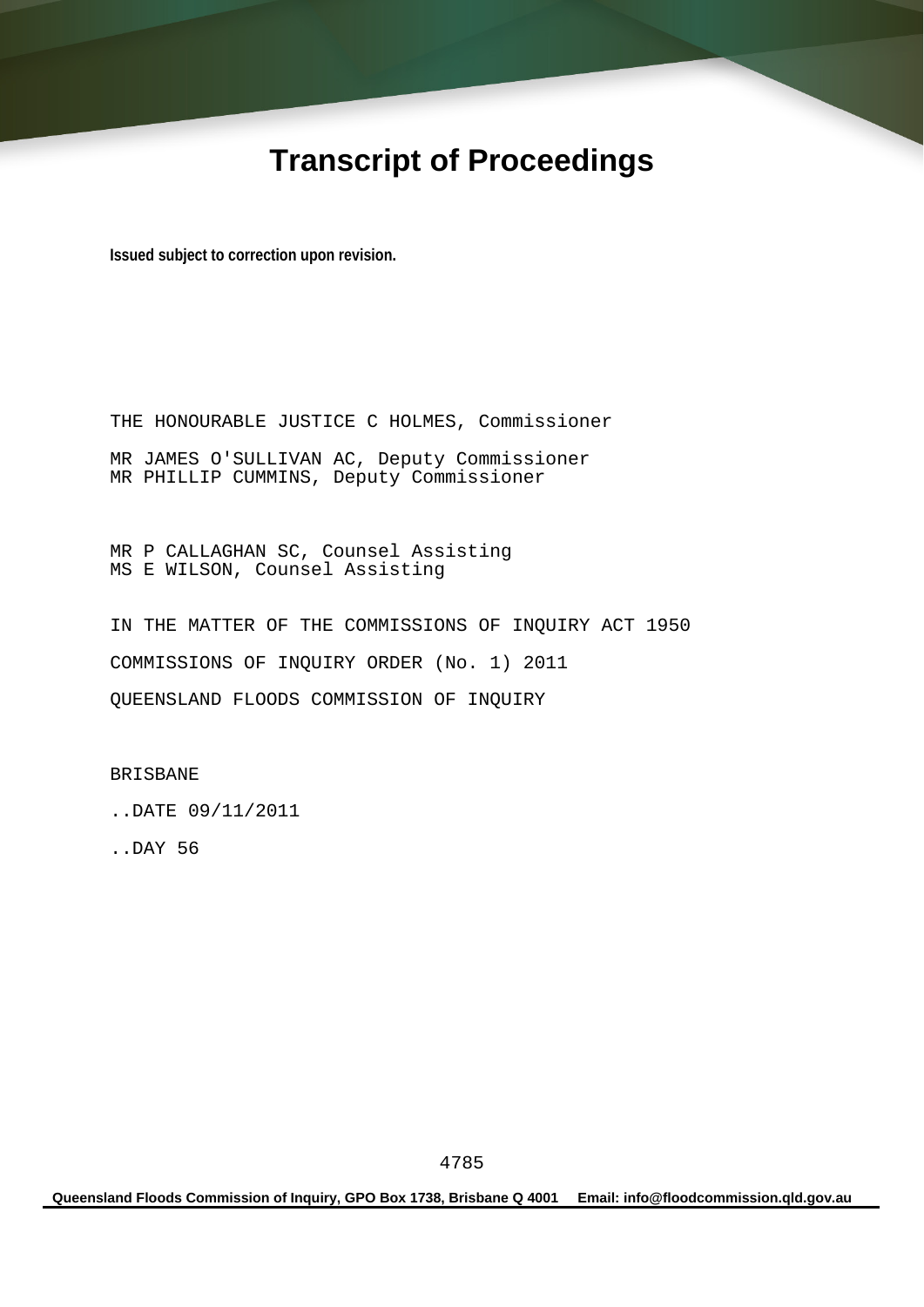# Transcript of Proceedings

**Issued subject to correction upon revision.**

THE HONOURABLE JUSTICE C HOLMES, Commissioner

MR JAMES O'SULLIVAN AC, Deputy Commissioner
MR PHILLIP CUMMINS, Deputy Commissioner

MR P CALLAGHAN SC, Counsel Assisting
MS E WILSON, Counsel Assisting

IN THE MATTER OF THE COMMISSIONS OF INQUIRY ACT 1950

COMMISSIONS OF INQUIRY ORDER (No. 1) 2011

QUEENSLAND FLOODS COMMISSION OF INQUIRY

BRISBANE

..DATE 09/11/2011

..DAY 56

Queensland Floods Commission of Inquiry, GPO Box 1738, Brisbane Q 4001     Email: info@floodcommission.qld.gov.au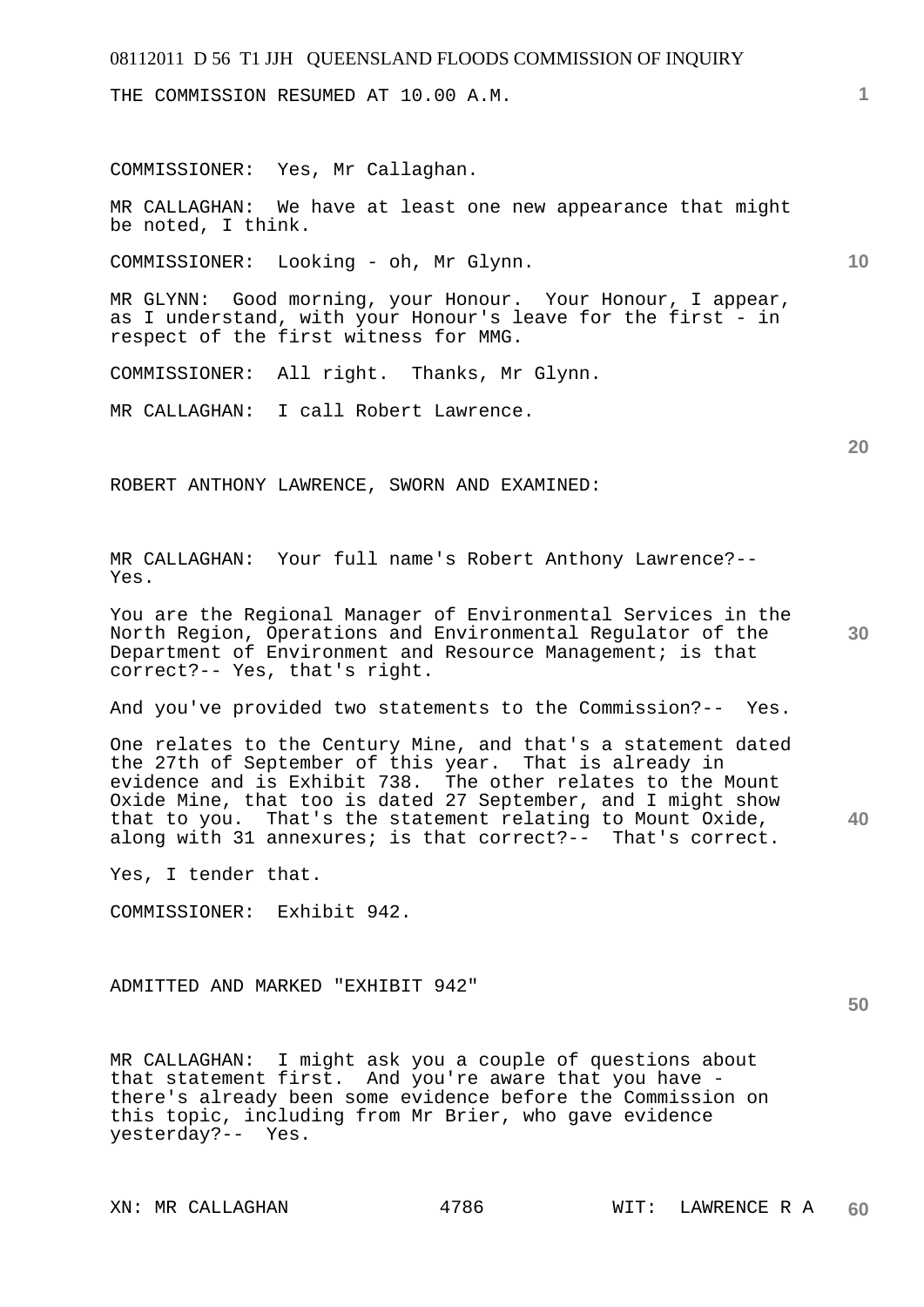THE COMMISSION RESUMED AT 10.00 A.M.

COMMISSIONER: Yes, Mr Callaghan.

MR CALLAGHAN: We have at least one new appearance that might be noted, I think.

COMMISSIONER: Looking - oh, Mr Glynn.

MR GLYNN: Good morning, your Honour. Your Honour, I appear, as I understand, with your Honour's leave for the first - in respect of the first witness for MMG.

COMMISSIONER: All right. Thanks, Mr Glynn.

MR CALLAGHAN: I call Robert Lawrence.

ROBERT ANTHONY LAWRENCE, SWORN AND EXAMINED:

MR CALLAGHAN: Your full name's Robert Anthony Lawrence?-- Yes.

You are the Regional Manager of Environmental Services in the North Region, Operations and Environmental Regulator of the Department of Environment and Resource Management; is that correct?-- Yes, that's right.

And you've provided two statements to the Commission?-- Yes.

One relates to the Century Mine, and that's a statement dated the 27th of September of this year. That is already in evidence and is Exhibit 738. The other relates to the Mount Oxide Mine, that too is dated 27 September, and I might show that to you. That's the statement relating to Mount Oxide, along with 31 annexures; is that correct?-- That's correct.

Yes, I tender that.

COMMISSIONER: Exhibit 942.

ADMITTED AND MARKED "EXHIBIT 942"

MR CALLAGHAN: I might ask you a couple of questions about that statement first. And you're aware that you have - there's already been some evidence before the Commission on this topic, including from Mr Brier, who gave evidence yesterday?-- Yes.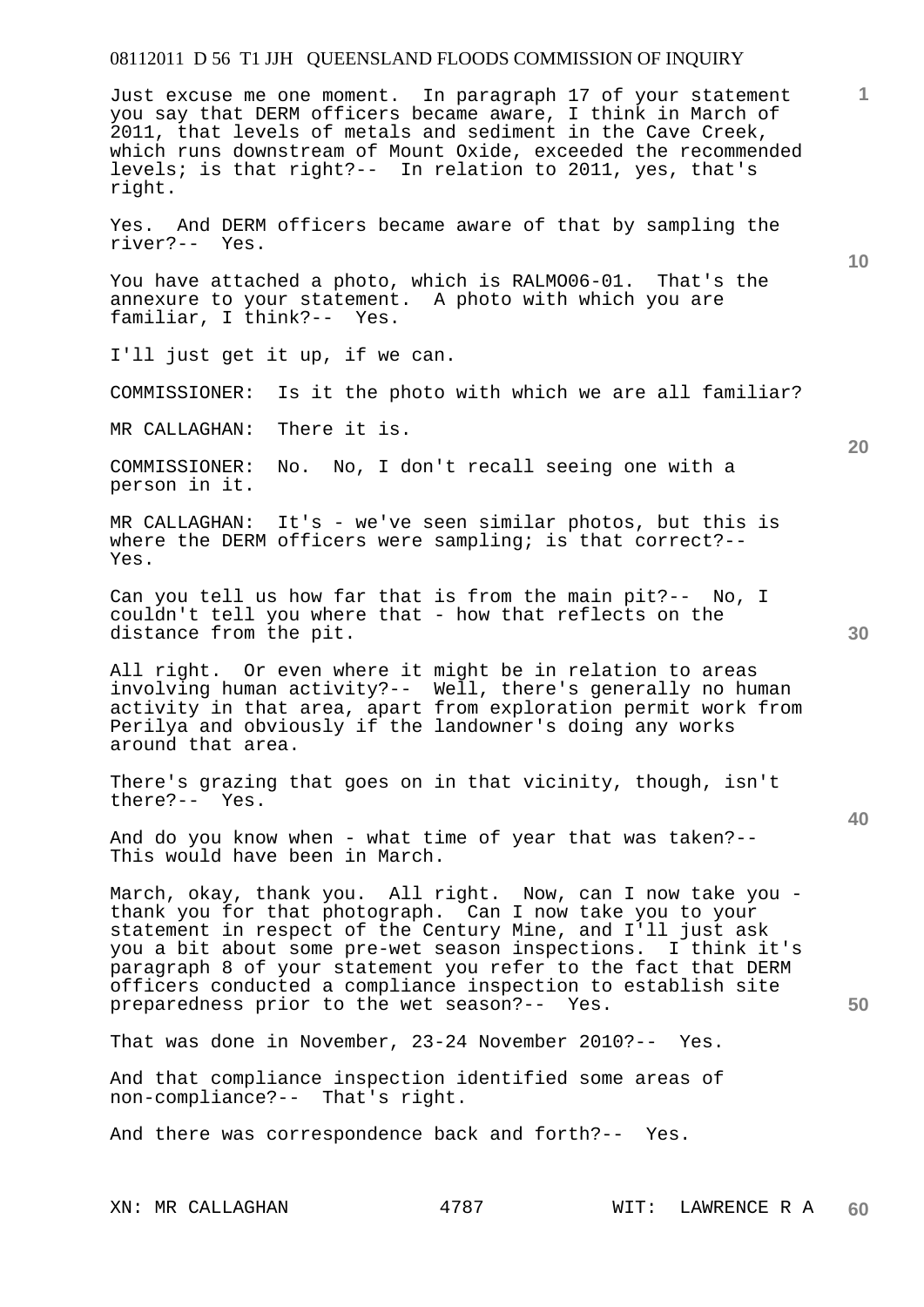Just excuse me one moment. In paragraph 17 of your statement you say that DERM officers became aware, I think in March of 2011, that levels of metals and sediment in the Cave Creek, which runs downstream of Mount Oxide, exceeded the recommended levels; is that right?-- In relation to 2011, yes, that's right.

Yes. And DERM officers became aware of that by sampling the river?-- Yes.

You have attached a photo, which is RALMO06-01. That's the annexure to your statement. A photo with which you are familiar, I think?-- Yes.

I'll just get it up, if we can.

COMMISSIONER: Is it the photo with which we are all familiar?

MR CALLAGHAN: There it is.

COMMISSIONER: No. No, I don't recall seeing one with a person in it.

MR CALLAGHAN: It's - we've seen similar photos, but this is where the DERM officers were sampling; is that correct?-- Yes.

Can you tell us how far that is from the main pit?-- No, I couldn't tell you where that - how that reflects on the distance from the pit.

All right. Or even where it might be in relation to areas involving human activity?-- Well, there's generally no human activity in that area, apart from exploration permit work from Perilya and obviously if the landowner's doing any works around that area.

There's grazing that goes on in that vicinity, though, isn't there?-- Yes.

And do you know when - what time of year that was taken?-- This would have been in March.

March, okay, thank you. All right. Now, can I now take you - thank you for that photograph. Can I now take you to your statement in respect of the Century Mine, and I'll just ask you a bit about some pre-wet season inspections. I think it's paragraph 8 of your statement you refer to the fact that DERM officers conducted a compliance inspection to establish site preparedness prior to the wet season?-- Yes.

That was done in November, 23-24 November 2010?-- Yes.

And that compliance inspection identified some areas of non-compliance?-- That's right.

And there was correspondence back and forth?-- Yes.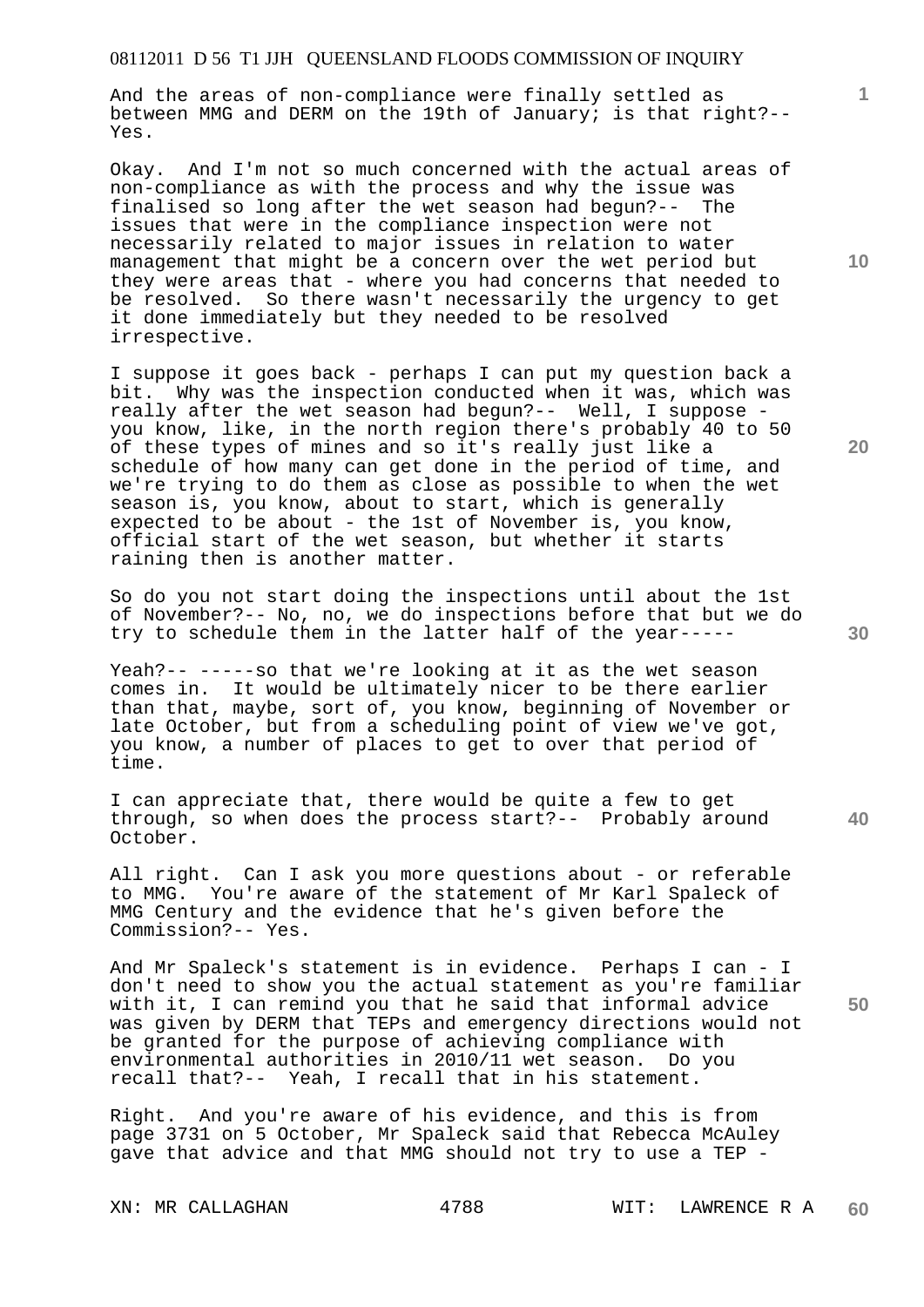And the areas of non-compliance were finally settled as between MMG and DERM on the 19th of January; is that right?-- Yes.

Okay. And I'm not so much concerned with the actual areas of non-compliance as with the process and why the issue was finalised so long after the wet season had begun?-- The issues that were in the compliance inspection were not necessarily related to major issues in relation to water management that might be a concern over the wet period but they were areas that - where you had concerns that needed to be resolved. So there wasn't necessarily the urgency to get it done immediately but they needed to be resolved irrespective.

I suppose it goes back - perhaps I can put my question back a bit. Why was the inspection conducted when it was, which was really after the wet season had begun?-- Well, I suppose - you know, like, in the north region there's probably 40 to 50 of these types of mines and so it's really just like a schedule of how many can get done in the period of time, and we're trying to do them as close as possible to when the wet season is, you know, about to start, which is generally expected to be about - the 1st of November is, you know, official start of the wet season, but whether it starts raining then is another matter.

So do you not start doing the inspections until about the 1st of November?-- No, no, we do inspections before that but we do try to schedule them in the latter half of the year-----

Yeah?-- -----so that we're looking at it as the wet season comes in. It would be ultimately nicer to be there earlier than that, maybe, sort of, you know, beginning of November or late October, but from a scheduling point of view we've got, you know, a number of places to get to over that period of time.

I can appreciate that, there would be quite a few to get through, so when does the process start?-- Probably around October.

All right. Can I ask you more questions about - or referable to MMG. You're aware of the statement of Mr Karl Spaleck of MMG Century and the evidence that he's given before the Commission?-- Yes.

And Mr Spaleck's statement is in evidence. Perhaps I can - I don't need to show you the actual statement as you're familiar with it, I can remind you that he said that informal advice was given by DERM that TEPs and emergency directions would not be granted for the purpose of achieving compliance with environmental authorities in 2010/11 wet season. Do you recall that?-- Yeah, I recall that in his statement.

Right. And you're aware of his evidence, and this is from page 3731 on 5 October, Mr Spaleck said that Rebecca McAuley gave that advice and that MMG should not try to use a TEP -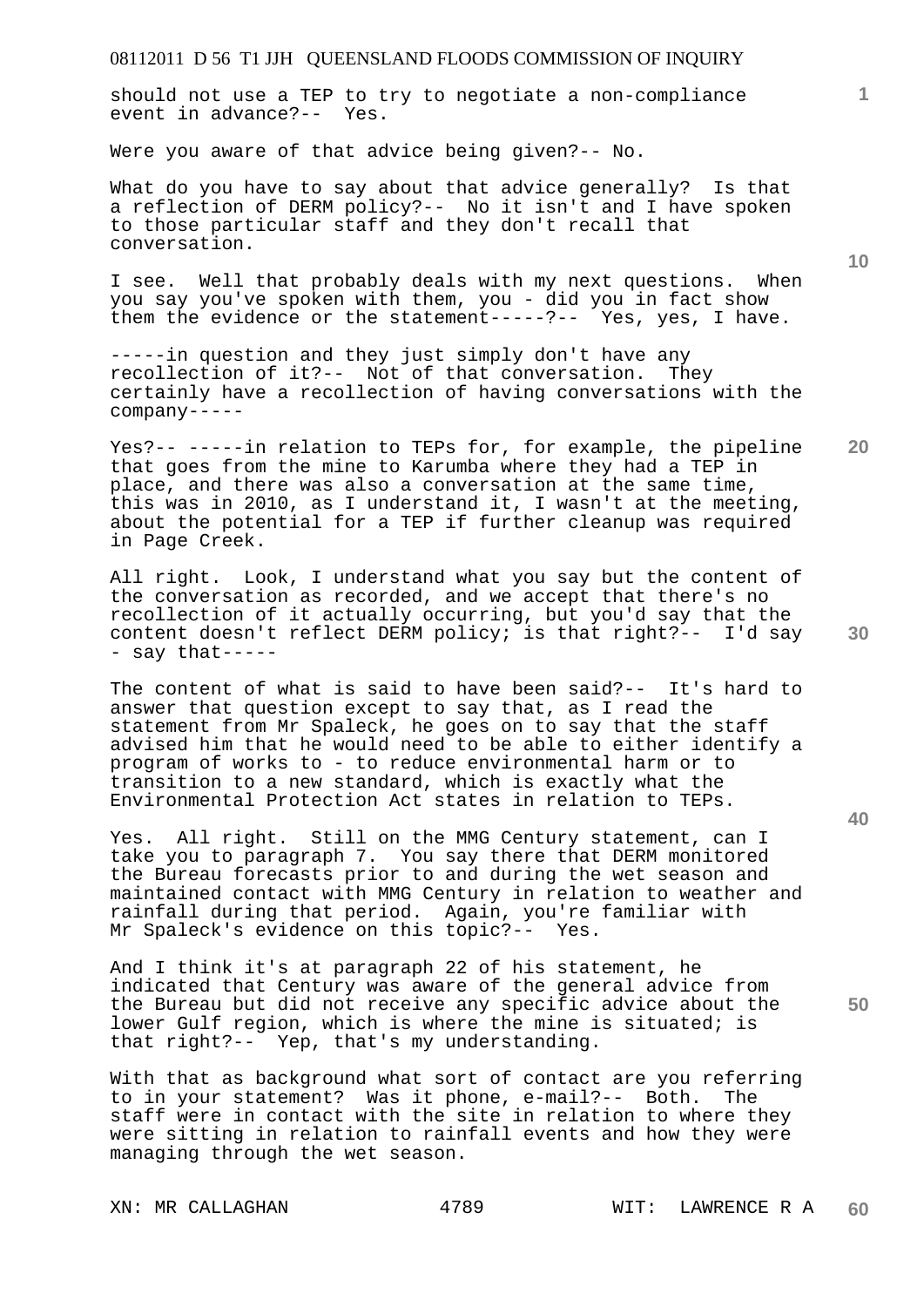should not use a TEP to try to negotiate a non-compliance event in advance?-- Yes.

Were you aware of that advice being given?-- No.

What do you have to say about that advice generally? Is that a reflection of DERM policy?-- No it isn't and I have spoken to those particular staff and they don't recall that conversation.

I see. Well that probably deals with my next questions. When you say you've spoken with them, you - did you in fact show them the evidence or the statement-----?-- Yes, yes, I have.

-----in question and they just simply don't have any recollection of it?-- Not of that conversation. They certainly have a recollection of having conversations with the company-----

Yes?-- -----in relation to TEPs for, for example, the pipeline that goes from the mine to Karumba where they had a TEP in place, and there was also a conversation at the same time, this was in 2010, as I understand it, I wasn't at the meeting, about the potential for a TEP if further cleanup was required in Page Creek.

All right. Look, I understand what you say but the content of the conversation as recorded, and we accept that there's no recollection of it actually occurring, but you'd say that the content doesn't reflect DERM policy; is that right?-- I'd say - say that-----

The content of what is said to have been said?-- It's hard to answer that question except to say that, as I read the statement from Mr Spaleck, he goes on to say that the staff advised him that he would need to be able to either identify a program of works to - to reduce environmental harm or to transition to a new standard, which is exactly what the Environmental Protection Act states in relation to TEPs.

Yes. All right. Still on the MMG Century statement, can I take you to paragraph 7. You say there that DERM monitored the Bureau forecasts prior to and during the wet season and maintained contact with MMG Century in relation to weather and rainfall during that period. Again, you're familiar with Mr Spaleck's evidence on this topic?-- Yes.

And I think it's at paragraph 22 of his statement, he indicated that Century was aware of the general advice from the Bureau but did not receive any specific advice about the lower Gulf region, which is where the mine is situated; is that right?-- Yep, that's my understanding.

With that as background what sort of contact are you referring to in your statement? Was it phone, e-mail?-- Both. The staff were in contact with the site in relation to where they were sitting in relation to rainfall events and how they were managing through the wet season.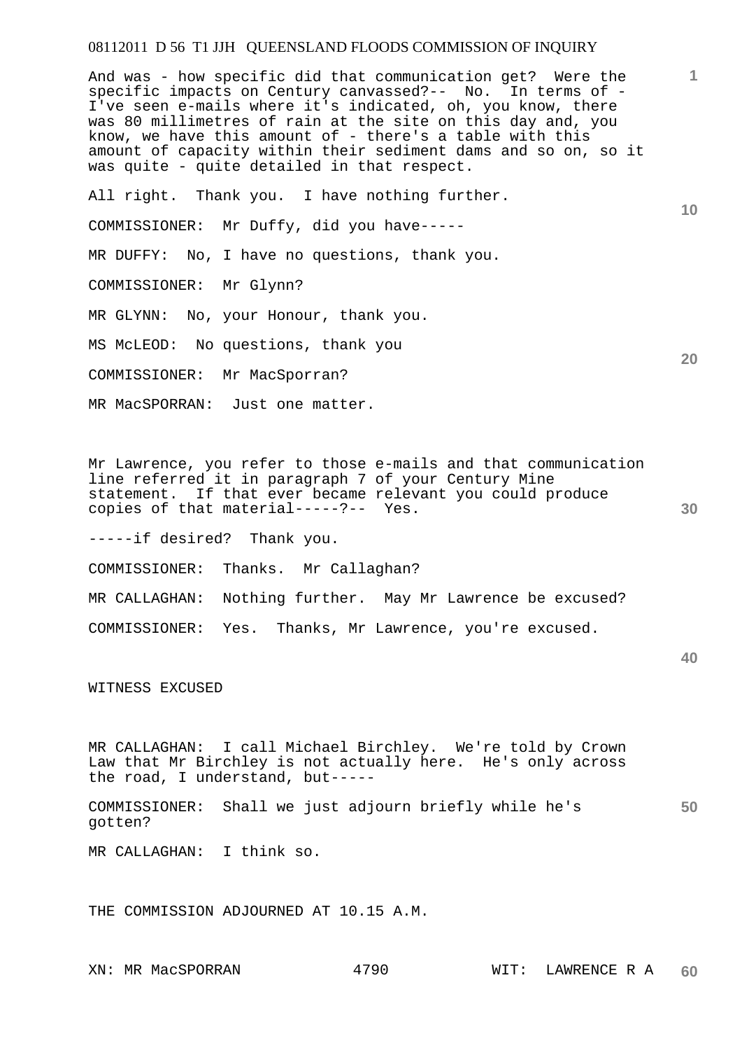And was - how specific did that communication get? Were the specific impacts on Century canvassed?-- No. In terms of - I've seen e-mails where it's indicated, oh, you know, there was 80 millimetres of rain at the site on this day and, you know, we have this amount of - there's a table with this amount of capacity within their sediment dams and so on, so it was quite - quite detailed in that respect.

All right. Thank you. I have nothing further.

COMMISSIONER: Mr Duffy, did you have-----

MR DUFFY: No, I have no questions, thank you.

COMMISSIONER: Mr Glynn?

MR GLYNN: No, your Honour, thank you.

MS McLEOD: No questions, thank you

COMMISSIONER: Mr MacSporran?

MR MacSPORRAN: Just one matter.

Mr Lawrence, you refer to those e-mails and that communication line referred it in paragraph 7 of your Century Mine statement. If that ever became relevant you could produce copies of that material-----?-- Yes.

-----if desired? Thank you.

COMMISSIONER: Thanks. Mr Callaghan?

MR CALLAGHAN: Nothing further. May Mr Lawrence be excused?

COMMISSIONER: Yes. Thanks, Mr Lawrence, you're excused.

WITNESS EXCUSED

MR CALLAGHAN: I call Michael Birchley. We're told by Crown Law that Mr Birchley is not actually here. He's only across the road, I understand, but-----

COMMISSIONER: Shall we just adjourn briefly while he's gotten?

MR CALLAGHAN: I think so.

THE COMMISSION ADJOURNED AT 10.15 A.M.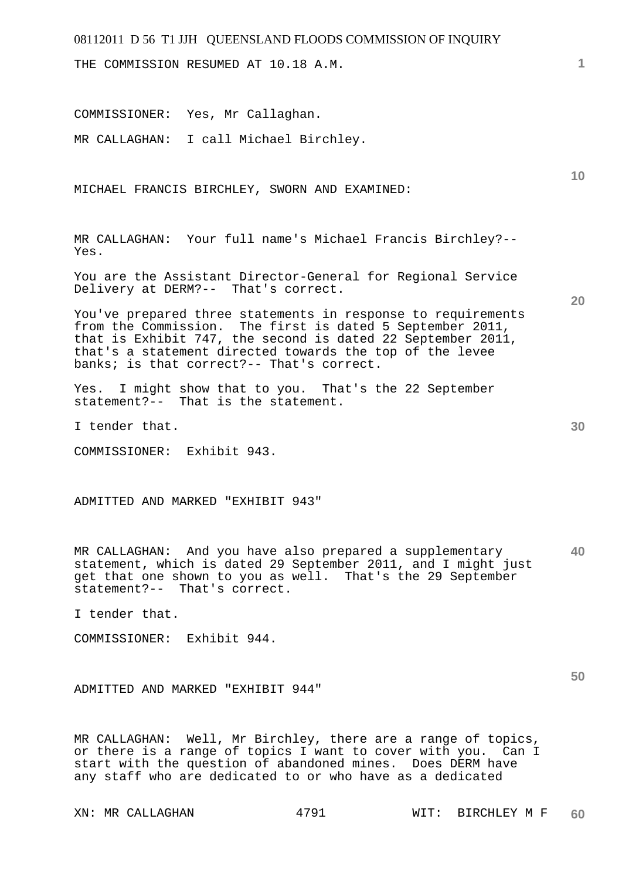THE COMMISSION RESUMED AT 10.18 A.M.

COMMISSIONER: Yes, Mr Callaghan.

MR CALLAGHAN: I call Michael Birchley.

MICHAEL FRANCIS BIRCHLEY, SWORN AND EXAMINED:

MR CALLAGHAN: Your full name's Michael Francis Birchley?-- Yes.

You are the Assistant Director-General for Regional Service Delivery at DERM?-- That's correct.

You've prepared three statements in response to requirements from the Commission. The first is dated 5 September 2011, that is Exhibit 747, the second is dated 22 September 2011, that's a statement directed towards the top of the levee banks; is that correct?-- That's correct.

Yes. I might show that to you. That's the 22 September statement?-- That is the statement.

I tender that.

COMMISSIONER: Exhibit 943.

ADMITTED AND MARKED "EXHIBIT 943"

MR CALLAGHAN: And you have also prepared a supplementary statement, which is dated 29 September 2011, and I might just get that one shown to you as well. That's the 29 September statement?-- That's correct.

I tender that.

COMMISSIONER: Exhibit 944.

ADMITTED AND MARKED "EXHIBIT 944"

MR CALLAGHAN: Well, Mr Birchley, there are a range of topics, or there is a range of topics I want to cover with you. Can I start with the question of abandoned mines. Does DERM have any staff who are dedicated to or who have as a dedicated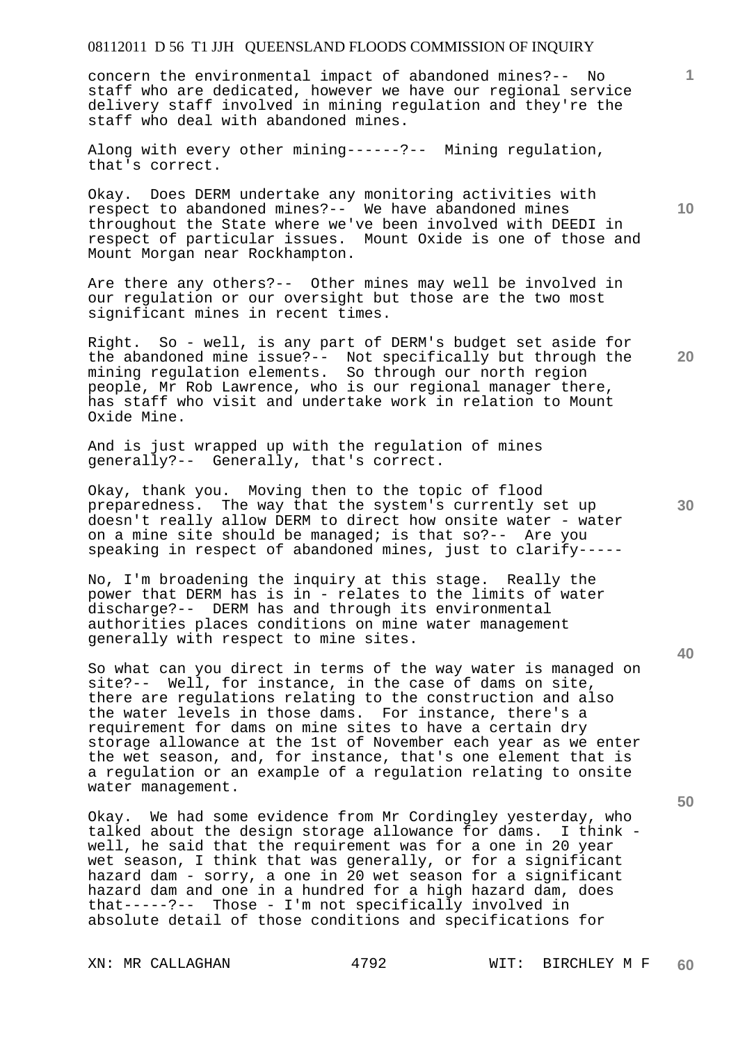concern the environmental impact of abandoned mines?-- No staff who are dedicated, however we have our regional service delivery staff involved in mining regulation and they're the staff who deal with abandoned mines.

Along with every other mining------?-- Mining regulation, that's correct.

Okay. Does DERM undertake any monitoring activities with respect to abandoned mines?-- We have abandoned mines throughout the State where we've been involved with DEEDI in respect of particular issues. Mount Oxide is one of those and Mount Morgan near Rockhampton.

Are there any others?-- Other mines may well be involved in our regulation or our oversight but those are the two most significant mines in recent times.

Right. So - well, is any part of DERM's budget set aside for the abandoned mine issue?-- Not specifically but through the mining regulation elements. So through our north region people, Mr Rob Lawrence, who is our regional manager there, has staff who visit and undertake work in relation to Mount Oxide Mine.

And is just wrapped up with the regulation of mines generally?-- Generally, that's correct.

Okay, thank you. Moving then to the topic of flood preparedness. The way that the system's currently set up doesn't really allow DERM to direct how onsite water - water on a mine site should be managed; is that so?-- Are you speaking in respect of abandoned mines, just to clarify-----

No, I'm broadening the inquiry at this stage. Really the power that DERM has is in - relates to the limits of water discharge?-- DERM has and through its environmental authorities places conditions on mine water management generally with respect to mine sites.

So what can you direct in terms of the way water is managed on site?-- Well, for instance, in the case of dams on site, there are regulations relating to the construction and also the water levels in those dams. For instance, there's a requirement for dams on mine sites to have a certain dry storage allowance at the 1st of November each year as we enter the wet season, and, for instance, that's one element that is a regulation or an example of a regulation relating to onsite water management.

Okay. We had some evidence from Mr Cordingley yesterday, who talked about the design storage allowance for dams. I think - well, he said that the requirement was for a one in 20 year wet season, I think that was generally, or for a significant hazard dam - sorry, a one in 20 wet season for a significant hazard dam and one in a hundred for a high hazard dam, does that-----?-- Those - I'm not specifically involved in absolute detail of those conditions and specifications for

XN: MR CALLAGHAN WIT: BIRCHLEY M F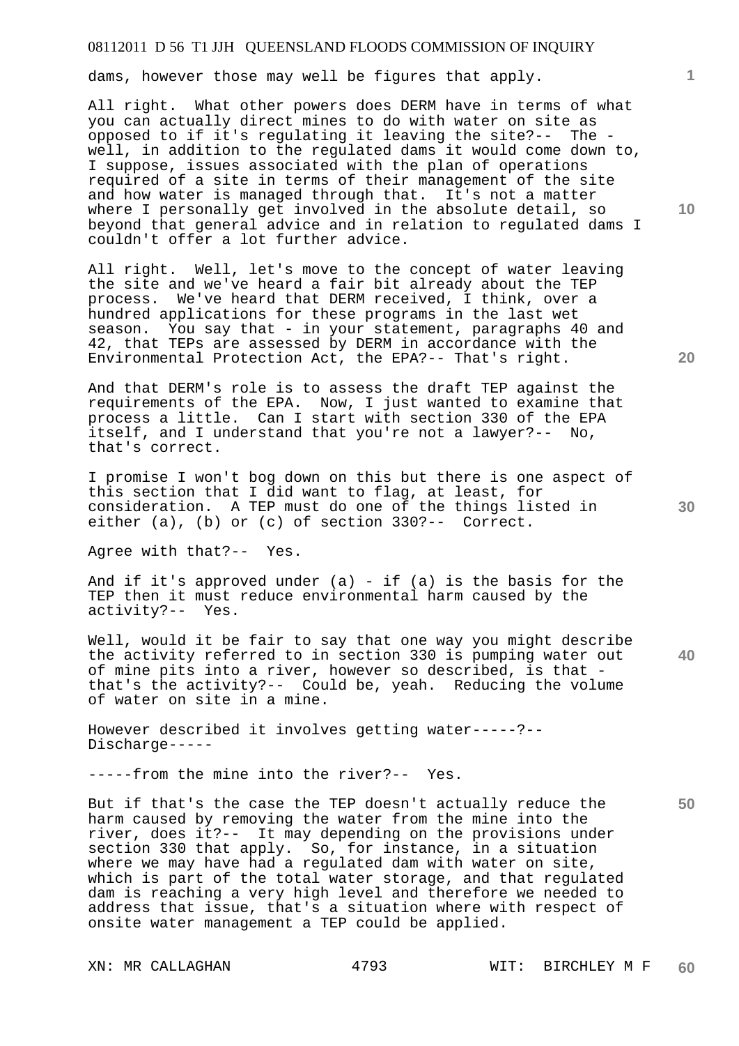dams, however those may well be figures that apply.

All right. What other powers does DERM have in terms of what you can actually direct mines to do with water on site as opposed to if it's regulating it leaving the site?-- The - well, in addition to the regulated dams it would come down to, I suppose, issues associated with the plan of operations required of a site in terms of their management of the site and how water is managed through that. It's not a matter where I personally get involved in the absolute detail, so beyond that general advice and in relation to regulated dams I couldn't offer a lot further advice.

All right. Well, let's move to the concept of water leaving the site and we've heard a fair bit already about the TEP process. We've heard that DERM received, I think, over a hundred applications for these programs in the last wet season. You say that - in your statement, paragraphs 40 and 42, that TEPs are assessed by DERM in accordance with the Environmental Protection Act, the EPA?-- That's right.

And that DERM's role is to assess the draft TEP against the requirements of the EPA. Now, I just wanted to examine that process a little. Can I start with section 330 of the EPA itself, and I understand that you're not a lawyer?-- No, that's correct.

I promise I won't bog down on this but there is one aspect of this section that I did want to flag, at least, for consideration. A TEP must do one of the things listed in either (a), (b) or (c) of section 330?-- Correct.

Agree with that?-- Yes.

And if it's approved under (a) - if (a) is the basis for the TEP then it must reduce environmental harm caused by the activity?-- Yes.

Well, would it be fair to say that one way you might describe the activity referred to in section 330 is pumping water out of mine pits into a river, however so described, is that - that's the activity?-- Could be, yeah. Reducing the volume of water on site in a mine.

However described it involves getting water-----?-- Discharge-----

-----from the mine into the river?-- Yes.

But if that's the case the TEP doesn't actually reduce the harm caused by removing the water from the mine into the river, does it?-- It may depending on the provisions under section 330 that apply. So, for instance, in a situation where we may have had a regulated dam with water on site, which is part of the total water storage, and that regulated dam is reaching a very high level and therefore we needed to address that issue, that's a situation where with respect of onsite water management a TEP could be applied.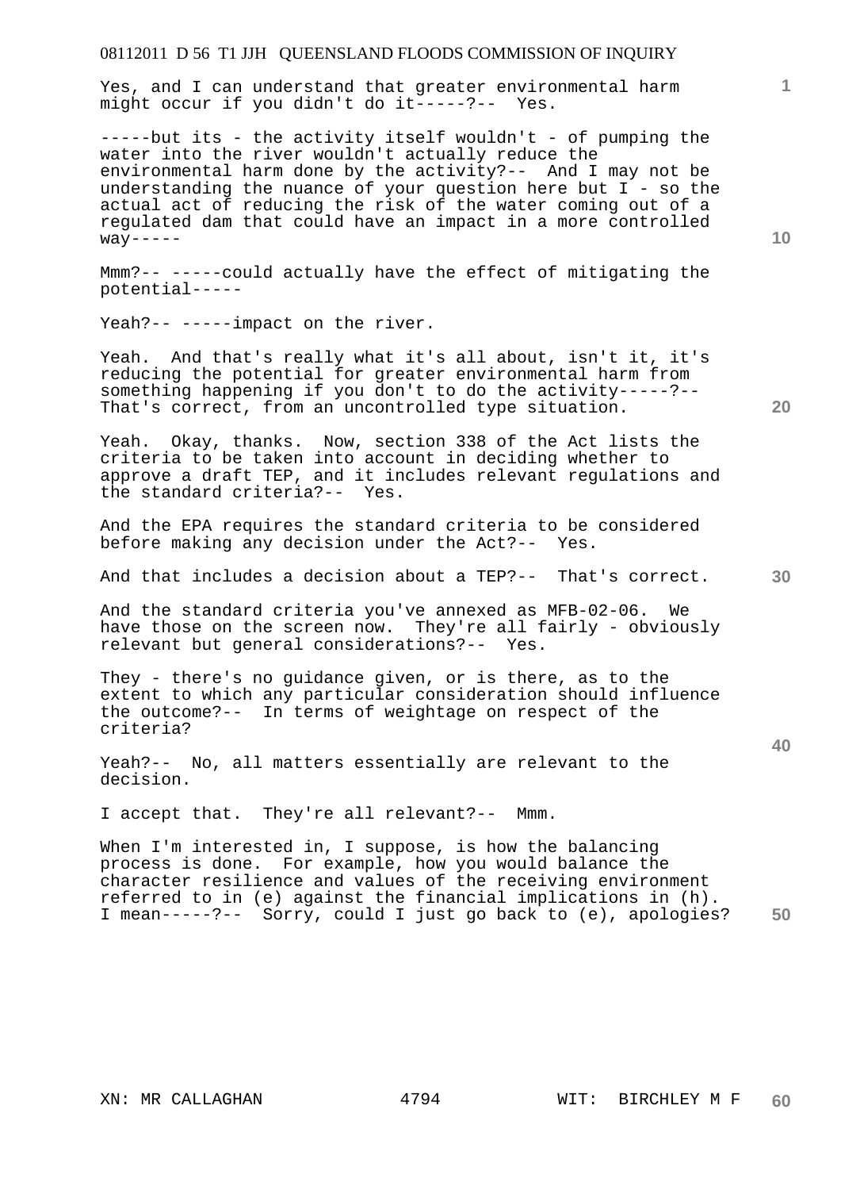Yes, and I can understand that greater environmental harm might occur if you didn't do it-----?-- Yes.

-----but its - the activity itself wouldn't - of pumping the water into the river wouldn't actually reduce the environmental harm done by the activity?-- And I may not be understanding the nuance of your question here but I - so the actual act of reducing the risk of the water coming out of a regulated dam that could have an impact in a more controlled way-----

Mmm?-- -----could actually have the effect of mitigating the potential-----

Yeah?-- -----impact on the river.

Yeah. And that's really what it's all about, isn't it, it's reducing the potential for greater environmental harm from something happening if you don't to do the activity-----?-- That's correct, from an uncontrolled type situation.

Yeah. Okay, thanks. Now, section 338 of the Act lists the criteria to be taken into account in deciding whether to approve a draft TEP, and it includes relevant regulations and the standard criteria?-- Yes.

And the EPA requires the standard criteria to be considered before making any decision under the Act?-- Yes.

And that includes a decision about a TEP?-- That's correct.

And the standard criteria you've annexed as MFB-02-06. We have those on the screen now. They're all fairly - obviously relevant but general considerations?-- Yes.

They - there's no guidance given, or is there, as to the extent to which any particular consideration should influence the outcome?-- In terms of weightage on respect of the criteria?

Yeah?-- No, all matters essentially are relevant to the decision.

I accept that. They're all relevant?-- Mmm.

When I'm interested in, I suppose, is how the balancing process is done. For example, how you would balance the character resilience and values of the receiving environment referred to in (e) against the financial implications in (h). I mean-----?-- Sorry, could I just go back to (e), apologies?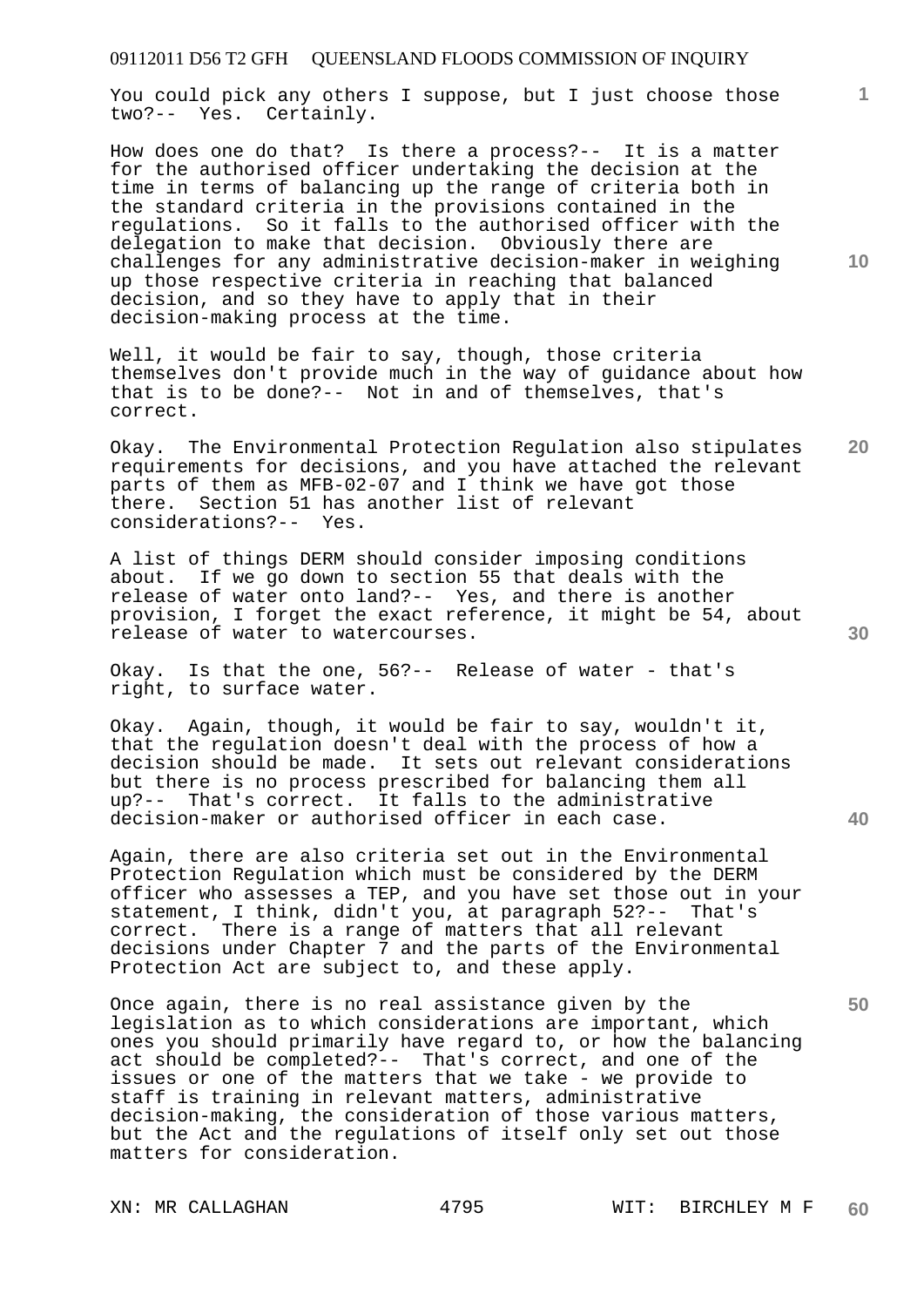You could pick any others I suppose, but I just choose those two?-- Yes. Certainly.

How does one do that? Is there a process?-- It is a matter for the authorised officer undertaking the decision at the time in terms of balancing up the range of criteria both in the standard criteria in the provisions contained in the regulations. So it falls to the authorised officer with the delegation to make that decision. Obviously there are challenges for any administrative decision-maker in weighing up those respective criteria in reaching that balanced decision, and so they have to apply that in their decision-making process at the time.

Well, it would be fair to say, though, those criteria themselves don't provide much in the way of guidance about how that is to be done?-- Not in and of themselves, that's correct.

Okay. The Environmental Protection Regulation also stipulates requirements for decisions, and you have attached the relevant parts of them as MFB-02-07 and I think we have got those there. Section 51 has another list of relevant considerations?-- Yes.

A list of things DERM should consider imposing conditions about. If we go down to section 55 that deals with the release of water onto land?-- Yes, and there is another provision, I forget the exact reference, it might be 54, about release of water to watercourses.

Okay. Is that the one, 56?-- Release of water - that's right, to surface water.

Okay. Again, though, it would be fair to say, wouldn't it, that the regulation doesn't deal with the process of how a decision should be made. It sets out relevant considerations but there is no process prescribed for balancing them all up?-- That's correct. It falls to the administrative decision-maker or authorised officer in each case.

Again, there are also criteria set out in the Environmental Protection Regulation which must be considered by the DERM officer who assesses a TEP, and you have set those out in your statement, I think, didn't you, at paragraph 52?-- That's correct. There is a range of matters that all relevant decisions under Chapter 7 and the parts of the Environmental Protection Act are subject to, and these apply.

Once again, there is no real assistance given by the legislation as to which considerations are important, which ones you should primarily have regard to, or how the balancing act should be completed?-- That's correct, and one of the issues or one of the matters that we take - we provide to staff is training in relevant matters, administrative decision-making, the consideration of those various matters, but the Act and the regulations of itself only set out those matters for consideration.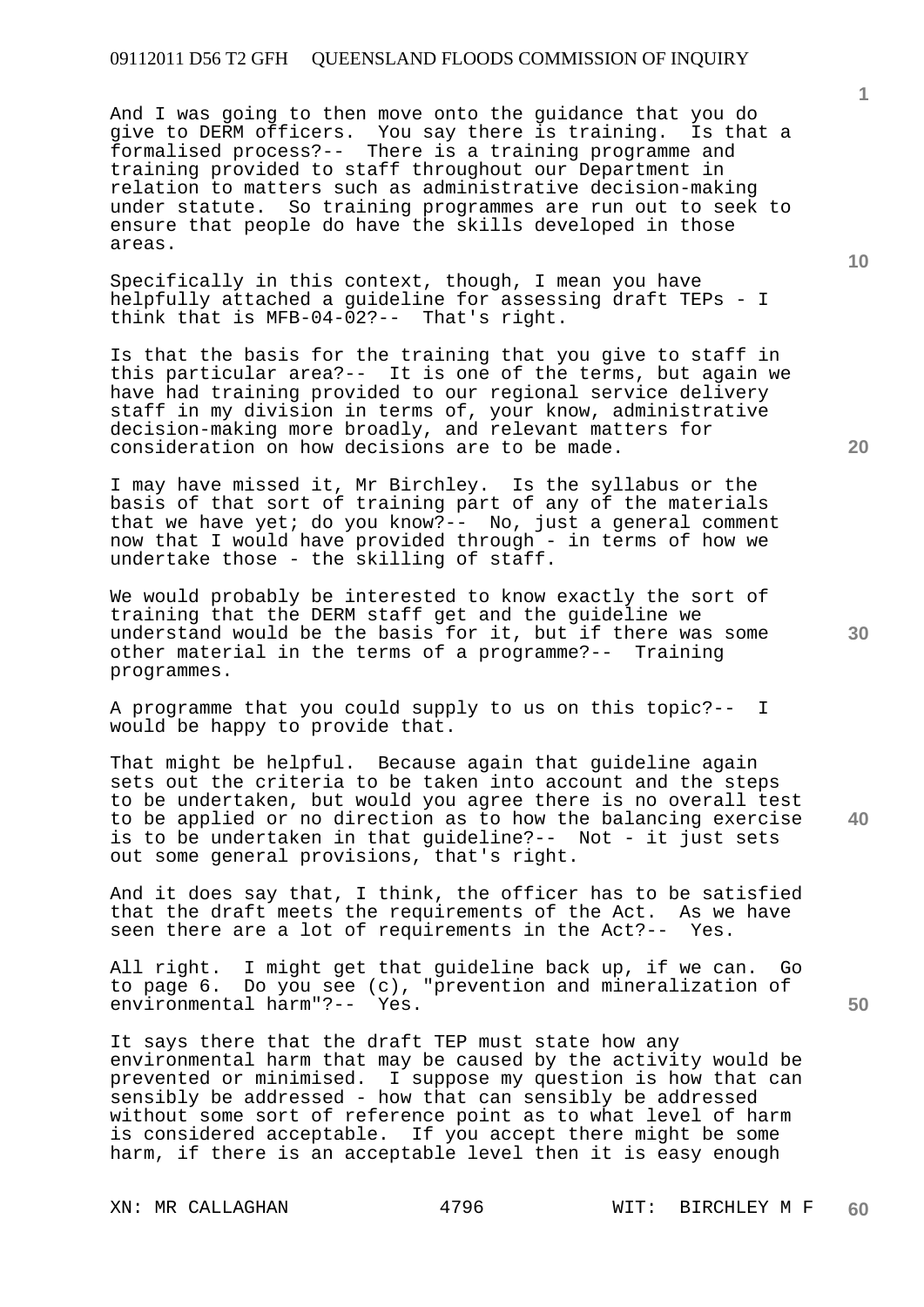And I was going to then move onto the guidance that you do give to DERM officers. You say there is training. Is that a formalised process?-- There is a training programme and training provided to staff throughout our Department in relation to matters such as administrative decision-making under statute. So training programmes are run out to seek to ensure that people do have the skills developed in those areas.

Specifically in this context, though, I mean you have helpfully attached a guideline for assessing draft TEPs - I think that is MFB-04-02?-- That's right.

Is that the basis for the training that you give to staff in this particular area?-- It is one of the terms, but again we have had training provided to our regional service delivery staff in my division in terms of, your know, administrative decision-making more broadly, and relevant matters for consideration on how decisions are to be made.

I may have missed it, Mr Birchley. Is the syllabus or the basis of that sort of training part of any of the materials that we have yet; do you know?-- No, just a general comment now that I would have provided through - in terms of how we undertake those - the skilling of staff.

We would probably be interested to know exactly the sort of training that the DERM staff get and the guideline we understand would be the basis for it, but if there was some other material in the terms of a programme?-- Training programmes.

A programme that you could supply to us on this topic?-- I would be happy to provide that.

That might be helpful. Because again that guideline again sets out the criteria to be taken into account and the steps to be undertaken, but would you agree there is no overall test to be applied or no direction as to how the balancing exercise is to be undertaken in that guideline?-- Not - it just sets out some general provisions, that's right.

And it does say that, I think, the officer has to be satisfied that the draft meets the requirements of the Act. As we have seen there are a lot of requirements in the Act?-- Yes.

All right. I might get that guideline back up, if we can. Go to page 6. Do you see (c), "prevention and mineralization of environmental harm"?-- Yes.

It says there that the draft TEP must state how any environmental harm that may be caused by the activity would be prevented or minimised. I suppose my question is how that can sensibly be addressed - how that can sensibly be addressed without some sort of reference point as to what level of harm is considered acceptable. If you accept there might be some harm, if there is an acceptable level then it is easy enough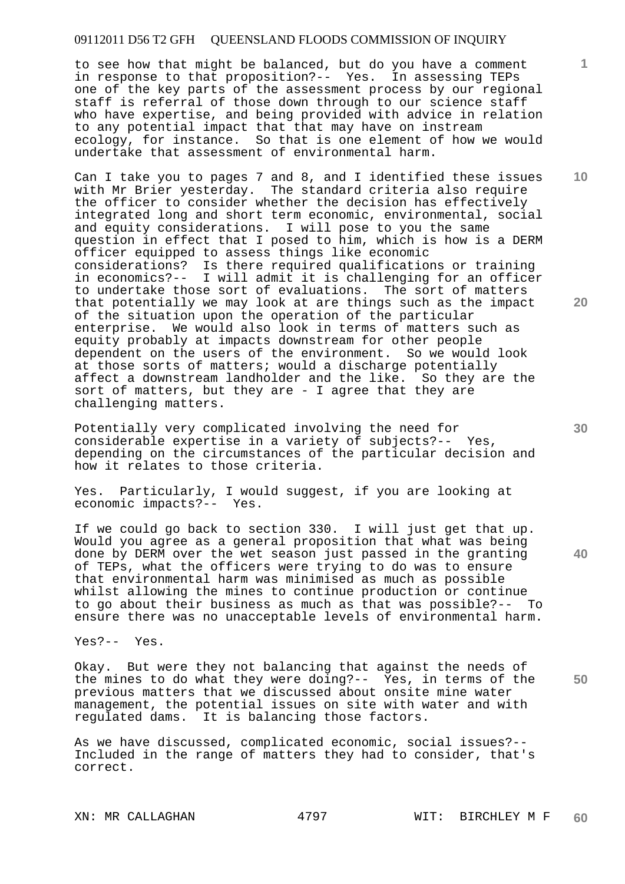to see how that might be balanced, but do you have a comment in response to that proposition?-- Yes. In assessing TEPs one of the key parts of the assessment process by our regional staff is referral of those down through to our science staff who have expertise, and being provided with advice in relation to any potential impact that that may have on instream ecology, for instance. So that is one element of how we would undertake that assessment of environmental harm.

Can I take you to pages 7 and 8, and I identified these issues with Mr Brier yesterday. The standard criteria also require the officer to consider whether the decision has effectively integrated long and short term economic, environmental, social and equity considerations. I will pose to you the same question in effect that I posed to him, which is how is a DERM officer equipped to assess things like economic considerations? Is there required qualifications or training in economics?-- I will admit it is challenging for an officer to undertake those sort of evaluations. The sort of matters that potentially we may look at are things such as the impact of the situation upon the operation of the particular enterprise. We would also look in terms of matters such as equity probably at impacts downstream for other people dependent on the users of the environment. So we would look at those sorts of matters; would a discharge potentially affect a downstream landholder and the like. So they are the sort of matters, but they are - I agree that they are challenging matters.

Potentially very complicated involving the need for considerable expertise in a variety of subjects?-- Yes, depending on the circumstances of the particular decision and how it relates to those criteria.

Yes. Particularly, I would suggest, if you are looking at economic impacts?-- Yes.

If we could go back to section 330. I will just get that up. Would you agree as a general proposition that what was being done by DERM over the wet season just passed in the granting of TEPs, what the officers were trying to do was to ensure that environmental harm was minimised as much as possible whilst allowing the mines to continue production or continue to go about their business as much as that was possible?-- To ensure there was no unacceptable levels of environmental harm.

Yes?-- Yes.

Okay. But were they not balancing that against the needs of the mines to do what they were doing?-- Yes, in terms of the previous matters that we discussed about onsite mine water management, the potential issues on site with water and with regulated dams. It is balancing those factors.

As we have discussed, complicated economic, social issues?-- Included in the range of matters they had to consider, that's correct.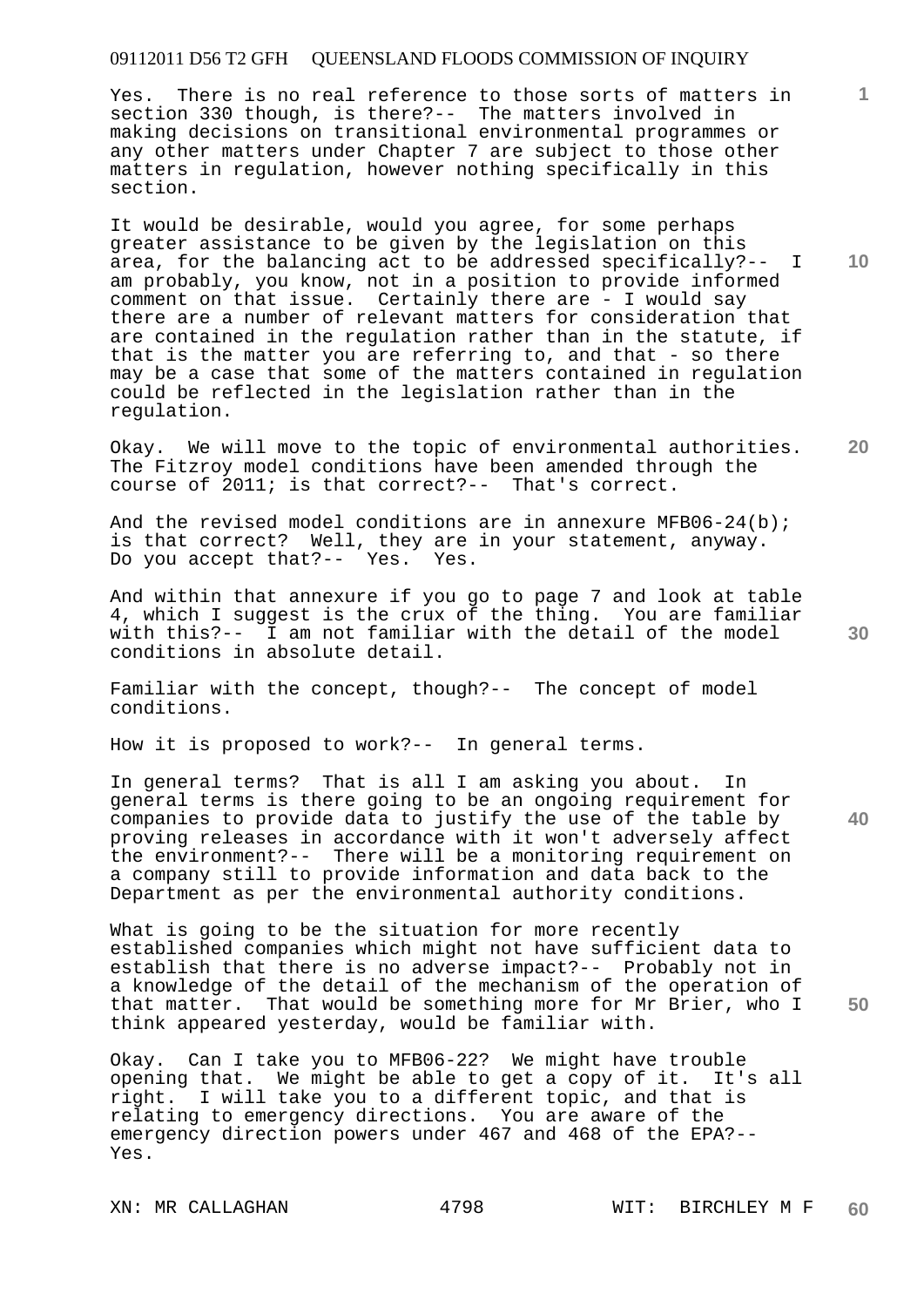Yes. There is no real reference to those sorts of matters in section 330 though, is there?-- The matters involved in making decisions on transitional environmental programmes or any other matters under Chapter 7 are subject to those other matters in regulation, however nothing specifically in this section.

It would be desirable, would you agree, for some perhaps greater assistance to be given by the legislation on this area, for the balancing act to be addressed specifically?-- I am probably, you know, not in a position to provide informed comment on that issue. Certainly there are - I would say there are a number of relevant matters for consideration that are contained in the regulation rather than in the statute, if that is the matter you are referring to, and that - so there may be a case that some of the matters contained in regulation could be reflected in the legislation rather than in the regulation.

Okay. We will move to the topic of environmental authorities. The Fitzroy model conditions have been amended through the course of 2011; is that correct?-- That's correct.

And the revised model conditions are in annexure MFB06-24(b); is that correct? Well, they are in your statement, anyway. Do you accept that?-- Yes. Yes.

And within that annexure if you go to page 7 and look at table 4, which I suggest is the crux of the thing. You are familiar with this?-- I am not familiar with the detail of the model conditions in absolute detail.

Familiar with the concept, though?-- The concept of model conditions.

How it is proposed to work?-- In general terms.

In general terms? That is all I am asking you about. In general terms is there going to be an ongoing requirement for companies to provide data to justify the use of the table by proving releases in accordance with it won't adversely affect the environment?-- There will be a monitoring requirement on a company still to provide information and data back to the Department as per the environmental authority conditions.

What is going to be the situation for more recently established companies which might not have sufficient data to establish that there is no adverse impact?-- Probably not in a knowledge of the detail of the mechanism of the operation of that matter. That would be something more for Mr Brier, who I think appeared yesterday, would be familiar with.

Okay. Can I take you to MFB06-22? We might have trouble opening that. We might be able to get a copy of it. It's all right. I will take you to a different topic, and that is relating to emergency directions. You are aware of the emergency direction powers under 467 and 468 of the EPA?-- Yes.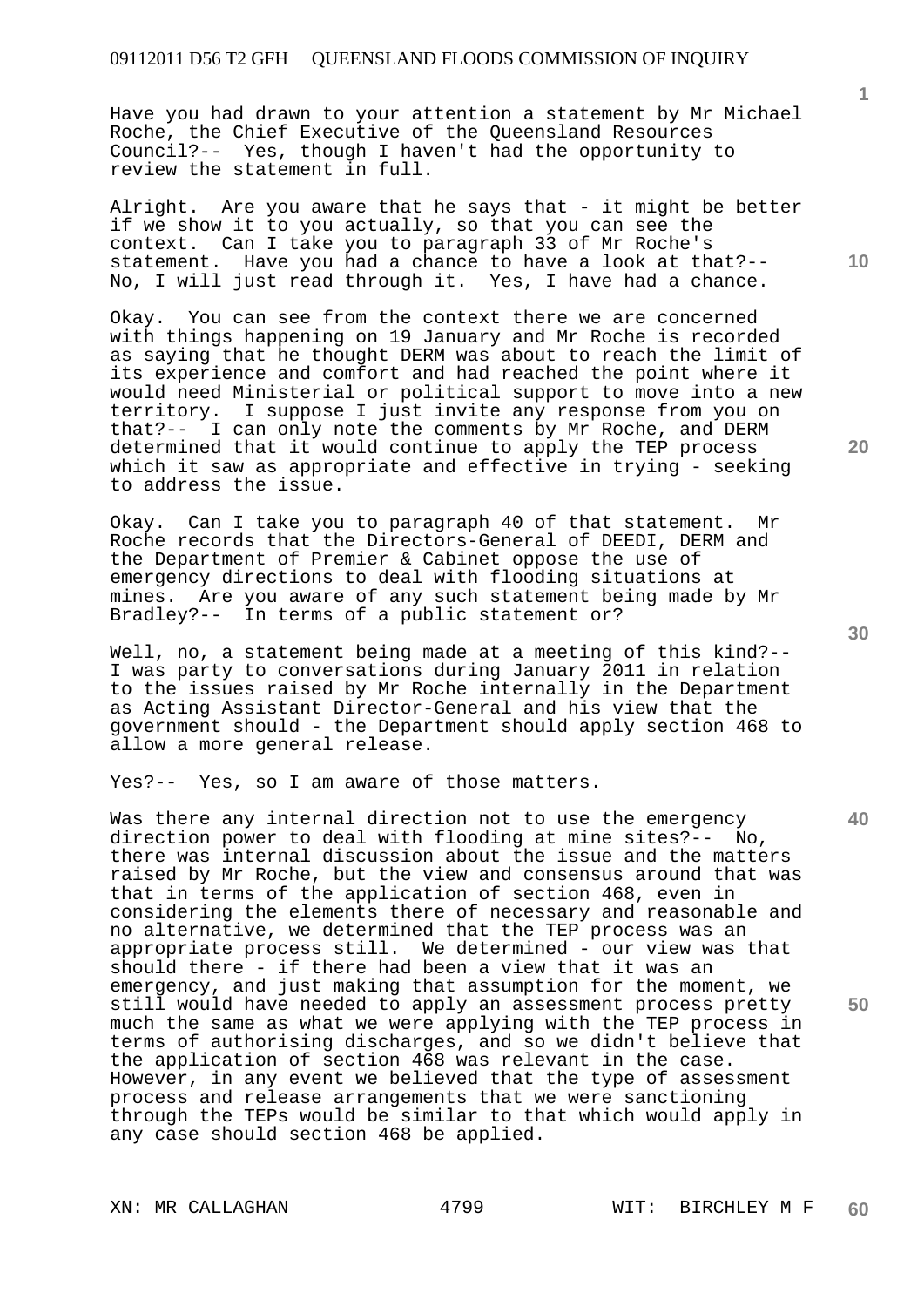Have you had drawn to your attention a statement by Mr Michael Roche, the Chief Executive of the Queensland Resources Council?-- Yes, though I haven't had the opportunity to review the statement in full.

Alright. Are you aware that he says that - it might be better if we show it to you actually, so that you can see the context. Can I take you to paragraph 33 of Mr Roche's statement. Have you had a chance to have a look at that?-- No, I will just read through it. Yes, I have had a chance.

Okay. You can see from the context there we are concerned with things happening on 19 January and Mr Roche is recorded as saying that he thought DERM was about to reach the limit of its experience and comfort and had reached the point where it would need Ministerial or political support to move into a new territory. I suppose I just invite any response from you on that?-- I can only note the comments by Mr Roche, and DERM determined that it would continue to apply the TEP process which it saw as appropriate and effective in trying - seeking to address the issue.

Okay. Can I take you to paragraph 40 of that statement. Mr Roche records that the Directors-General of DEEDI, DERM and the Department of Premier & Cabinet oppose the use of emergency directions to deal with flooding situations at mines. Are you aware of any such statement being made by Mr Bradley?-- In terms of a public statement or?

Well, no, a statement being made at a meeting of this kind?-- I was party to conversations during January 2011 in relation to the issues raised by Mr Roche internally in the Department as Acting Assistant Director-General and his view that the government should - the Department should apply section 468 to allow a more general release.

Yes?-- Yes, so I am aware of those matters.

Was there any internal direction not to use the emergency direction power to deal with flooding at mine sites?-- No, there was internal discussion about the issue and the matters raised by Mr Roche, but the view and consensus around that was that in terms of the application of section 468, even in considering the elements there of necessary and reasonable and no alternative, we determined that the TEP process was an appropriate process still. We determined - our view was that should there - if there had been a view that it was an emergency, and just making that assumption for the moment, we still would have needed to apply an assessment process pretty much the same as what we were applying with the TEP process in terms of authorising discharges, and so we didn't believe that the application of section 468 was relevant in the case. However, in any event we believed that the type of assessment process and release arrangements that we were sanctioning through the TEPs would be similar to that which would apply in any case should section 468 be applied.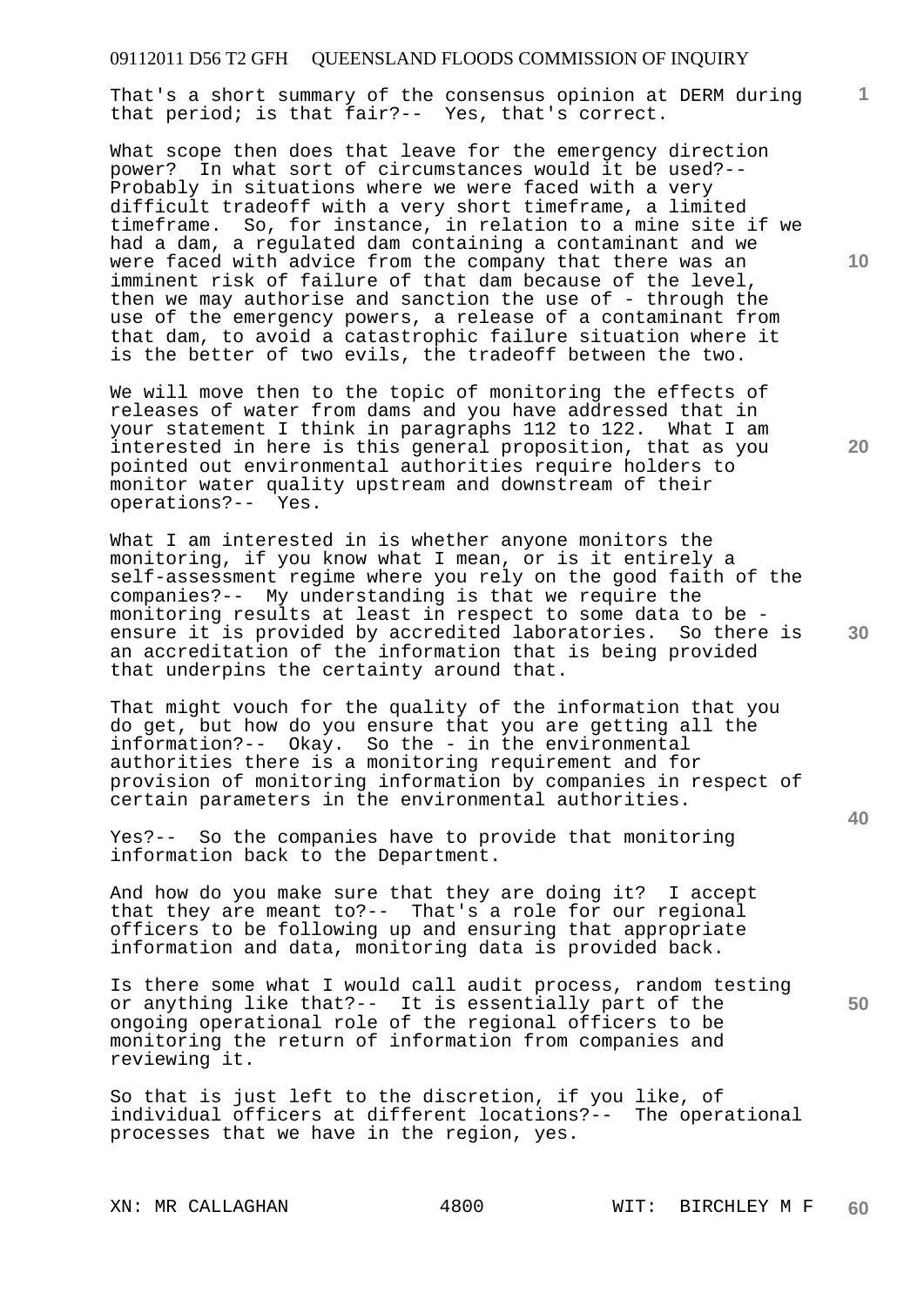That's a short summary of the consensus opinion at DERM during that period; is that fair?-- Yes, that's correct.

What scope then does that leave for the emergency direction power? In what sort of circumstances would it be used?-- Probably in situations where we were faced with a very difficult tradeoff with a very short timeframe, a limited timeframe. So, for instance, in relation to a mine site if we had a dam, a regulated dam containing a contaminant and we were faced with advice from the company that there was an imminent risk of failure of that dam because of the level, then we may authorise and sanction the use of - through the use of the emergency powers, a release of a contaminant from that dam, to avoid a catastrophic failure situation where it is the better of two evils, the tradeoff between the two.

We will move then to the topic of monitoring the effects of releases of water from dams and you have addressed that in your statement I think in paragraphs 112 to 122. What I am interested in here is this general proposition, that as you pointed out environmental authorities require holders to monitor water quality upstream and downstream of their operations?-- Yes.

What I am interested in is whether anyone monitors the monitoring, if you know what I mean, or is it entirely a self-assessment regime where you rely on the good faith of the companies?-- My understanding is that we require the monitoring results at least in respect to some data to be - ensure it is provided by accredited laboratories. So there is an accreditation of the information that is being provided that underpins the certainty around that.

That might vouch for the quality of the information that you do get, but how do you ensure that you are getting all the information?-- Okay. So the - in the environmental authorities there is a monitoring requirement and for provision of monitoring information by companies in respect of certain parameters in the environmental authorities.

Yes?-- So the companies have to provide that monitoring information back to the Department.

And how do you make sure that they are doing it? I accept that they are meant to?-- That's a role for our regional officers to be following up and ensuring that appropriate information and data, monitoring data is provided back.

Is there some what I would call audit process, random testing or anything like that?-- It is essentially part of the ongoing operational role of the regional officers to be monitoring the return of information from companies and reviewing it.

So that is just left to the discretion, if you like, of individual officers at different locations?-- The operational processes that we have in the region, yes.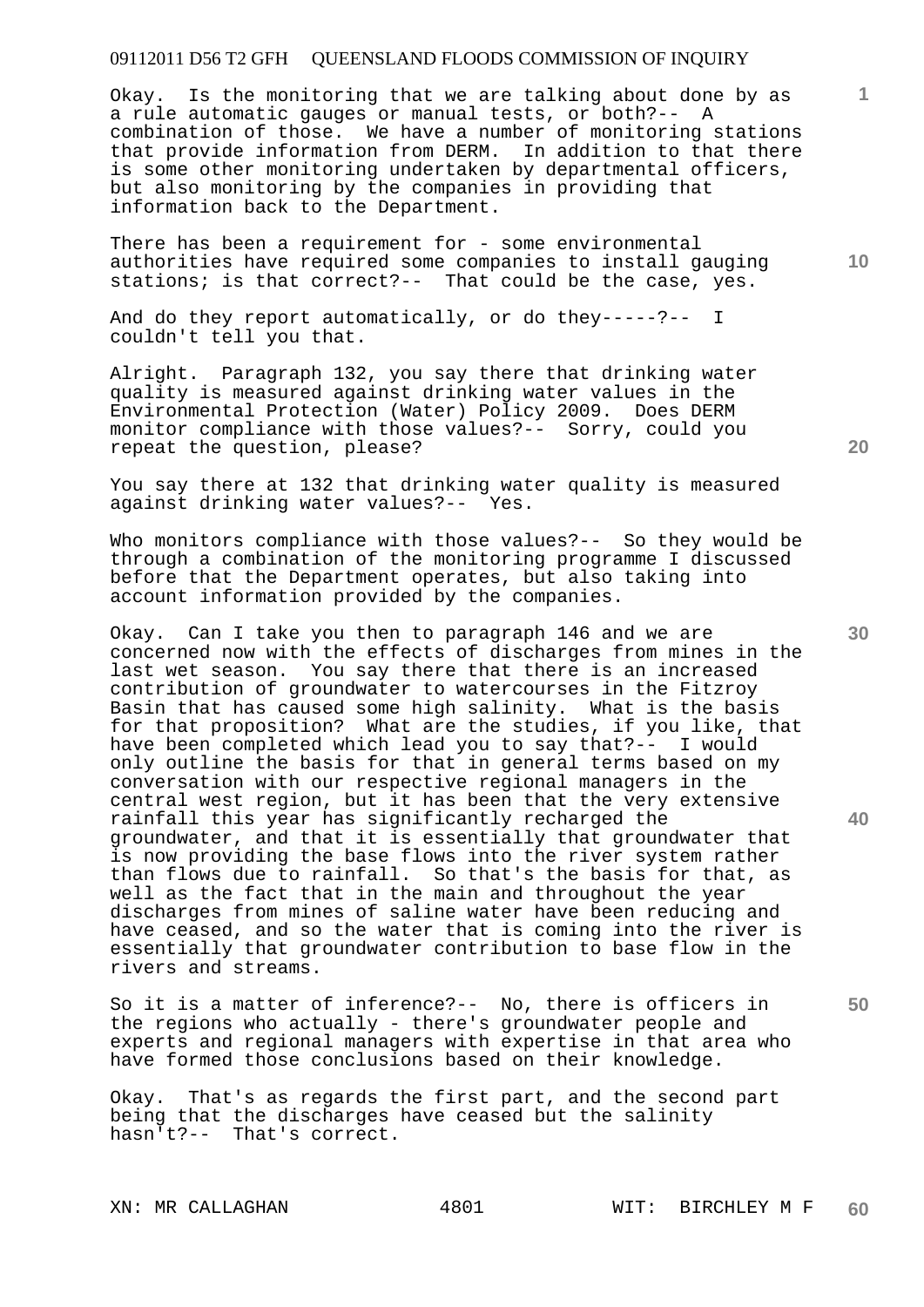Okay. Is the monitoring that we are talking about done by as a rule automatic gauges or manual tests, or both?-- A combination of those. We have a number of monitoring stations that provide information from DERM. In addition to that there is some other monitoring undertaken by departmental officers, but also monitoring by the companies in providing that information back to the Department.

There has been a requirement for - some environmental authorities have required some companies to install gauging stations; is that correct?-- That could be the case, yes.

And do they report automatically, or do they-----?-- I couldn't tell you that.

Alright. Paragraph 132, you say there that drinking water quality is measured against drinking water values in the Environmental Protection (Water) Policy 2009. Does DERM monitor compliance with those values?-- Sorry, could you repeat the question, please?

You say there at 132 that drinking water quality is measured against drinking water values?-- Yes.

Who monitors compliance with those values?-- So they would be through a combination of the monitoring programme I discussed before that the Department operates, but also taking into account information provided by the companies.

Okay. Can I take you then to paragraph 146 and we are concerned now with the effects of discharges from mines in the last wet season. You say there that there is an increased contribution of groundwater to watercourses in the Fitzroy Basin that has caused some high salinity. What is the basis for that proposition? What are the studies, if you like, that have been completed which lead you to say that?-- I would only outline the basis for that in general terms based on my conversation with our respective regional managers in the central west region, but it has been that the very extensive rainfall this year has significantly recharged the groundwater, and that it is essentially that groundwater that is now providing the base flows into the river system rather than flows due to rainfall. So that's the basis for that, as well as the fact that in the main and throughout the year discharges from mines of saline water have been reducing and have ceased, and so the water that is coming into the river is essentially that groundwater contribution to base flow in the rivers and streams.

So it is a matter of inference?-- No, there is officers in the regions who actually - there's groundwater people and experts and regional managers with expertise in that area who have formed those conclusions based on their knowledge.

Okay. That's as regards the first part, and the second part being that the discharges have ceased but the salinity hasn't?-- That's correct.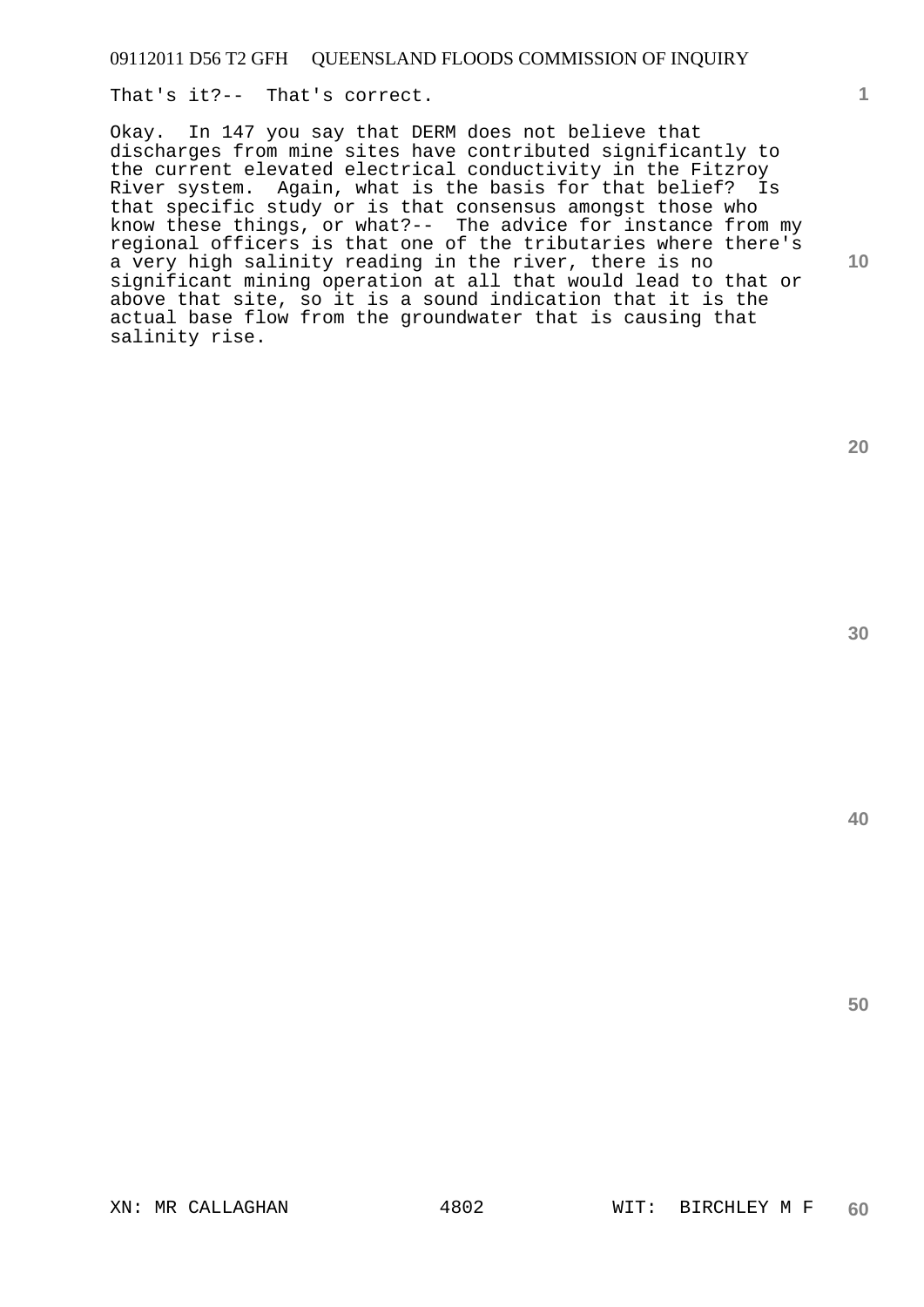That's it?-- That's correct.

Okay. In 147 you say that DERM does not believe that discharges from mine sites have contributed significantly to the current elevated electrical conductivity in the Fitzroy River system. Again, what is the basis for that belief? Is that specific study or is that consensus amongst those who know these things, or what?-- The advice for instance from my regional officers is that one of the tributaries where there's a very high salinity reading in the river, there is no significant mining operation at all that would lead to that or above that site, so it is a sound indication that it is the actual base flow from the groundwater that is causing that salinity rise.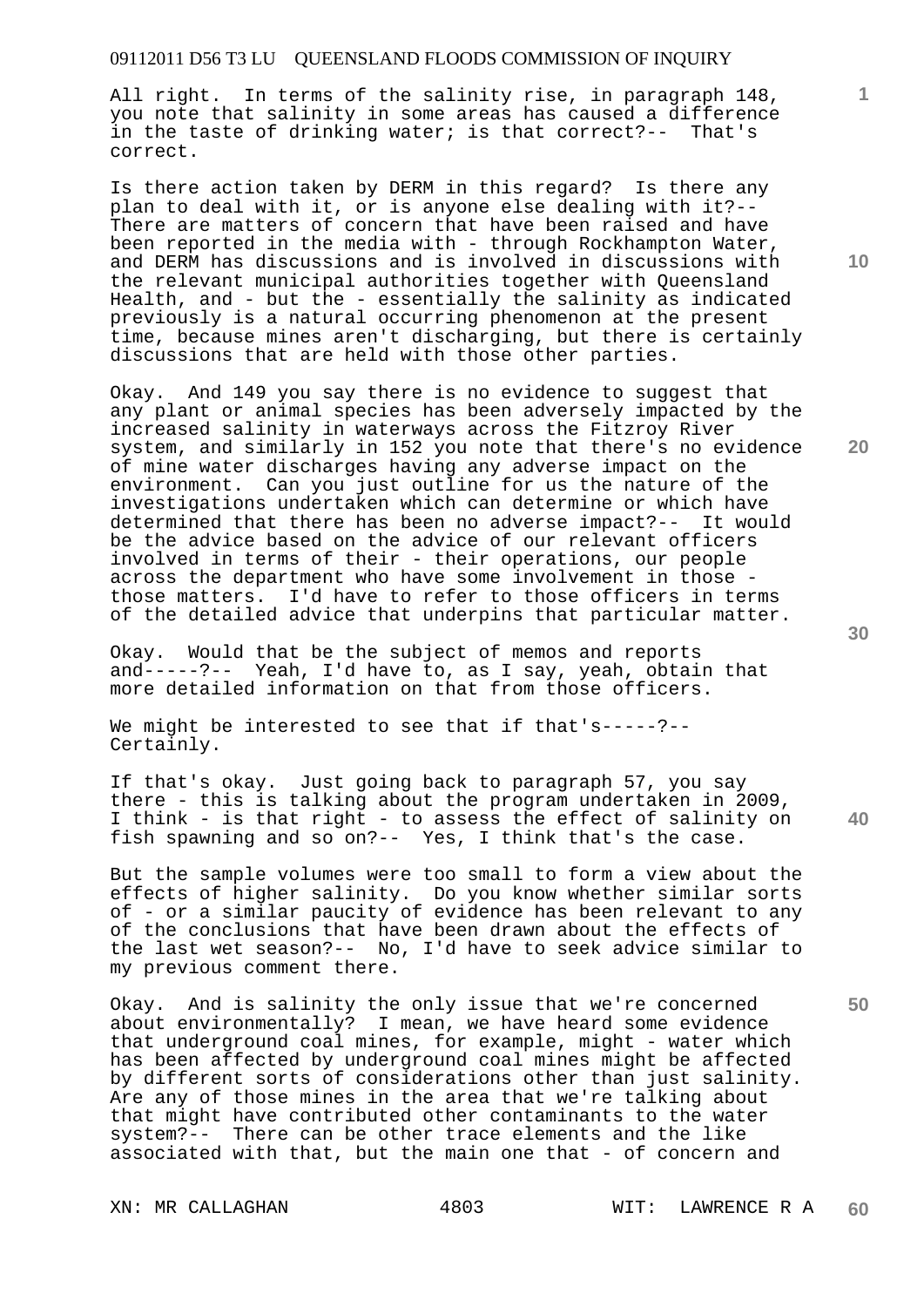All right. In terms of the salinity rise, in paragraph 148, you note that salinity in some areas has caused a difference in the taste of drinking water; is that correct?-- That's correct.

Is there action taken by DERM in this regard? Is there any plan to deal with it, or is anyone else dealing with it?-- There are matters of concern that have been raised and have been reported in the media with - through Rockhampton Water, and DERM has discussions and is involved in discussions with the relevant municipal authorities together with Queensland Health, and - but the - essentially the salinity as indicated previously is a natural occurring phenomenon at the present time, because mines aren't discharging, but there is certainly discussions that are held with those other parties.

Okay. And 149 you say there is no evidence to suggest that any plant or animal species has been adversely impacted by the increased salinity in waterways across the Fitzroy River system, and similarly in 152 you note that there's no evidence of mine water discharges having any adverse impact on the environment. Can you just outline for us the nature of the investigations undertaken which can determine or which have determined that there has been no adverse impact?-- It would be the advice based on the advice of our relevant officers involved in terms of their - their operations, our people across the department who have some involvement in those - those matters. I'd have to refer to those officers in terms of the detailed advice that underpins that particular matter.

Okay. Would that be the subject of memos and reports and-----?-- Yeah, I'd have to, as I say, yeah, obtain that more detailed information on that from those officers.

We might be interested to see that if that's-----?-- Certainly.

If that's okay. Just going back to paragraph 57, you say there - this is talking about the program undertaken in 2009, I think - is that right - to assess the effect of salinity on fish spawning and so on?-- Yes, I think that's the case.

But the sample volumes were too small to form a view about the effects of higher salinity. Do you know whether similar sorts of - or a similar paucity of evidence has been relevant to any of the conclusions that have been drawn about the effects of the last wet season?-- No, I'd have to seek advice similar to my previous comment there.

Okay. And is salinity the only issue that we're concerned about environmentally? I mean, we have heard some evidence that underground coal mines, for example, might - water which has been affected by underground coal mines might be affected by different sorts of considerations other than just salinity. Are any of those mines in the area that we're talking about that might have contributed other contaminants to the water system?-- There can be other trace elements and the like associated with that, but the main one that - of concern and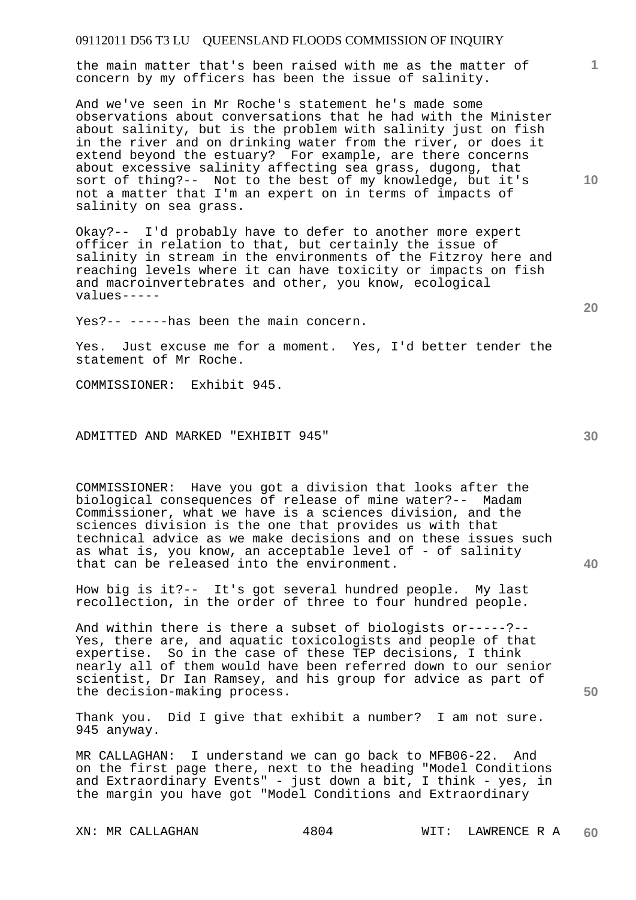the main matter that's been raised with me as the matter of concern by my officers has been the issue of salinity.

And we've seen in Mr Roche's statement he's made some observations about conversations that he had with the Minister about salinity, but is the problem with salinity just on fish in the river and on drinking water from the river, or does it extend beyond the estuary? For example, are there concerns about excessive salinity affecting sea grass, dugong, that sort of thing?-- Not to the best of my knowledge, but it's not a matter that I'm an expert on in terms of impacts of salinity on sea grass.

Okay?-- I'd probably have to defer to another more expert officer in relation to that, but certainly the issue of salinity in stream in the environments of the Fitzroy here and reaching levels where it can have toxicity or impacts on fish and macroinvertebrates and other, you know, ecological values-----

Yes?-- -----has been the main concern.

Yes. Just excuse me for a moment. Yes, I'd better tender the statement of Mr Roche.

COMMISSIONER: Exhibit 945.

ADMITTED AND MARKED "EXHIBIT 945"

COMMISSIONER: Have you got a division that looks after the biological consequences of release of mine water?-- Madam Commissioner, what we have is a sciences division, and the sciences division is the one that provides us with that technical advice as we make decisions and on these issues such as what is, you know, an acceptable level of - of salinity that can be released into the environment.

How big is it?-- It's got several hundred people. My last recollection, in the order of three to four hundred people.

And within there is there a subset of biologists or-----?-- Yes, there are, and aquatic toxicologists and people of that expertise. So in the case of these TEP decisions, I think nearly all of them would have been referred down to our senior scientist, Dr Ian Ramsey, and his group for advice as part of the decision-making process.

Thank you. Did I give that exhibit a number? I am not sure. 945 anyway.

MR CALLAGHAN: I understand we can go back to MFB06-22. And on the first page there, next to the heading "Model Conditions and Extraordinary Events" - just down a bit, I think - yes, in the margin you have got "Model Conditions and Extraordinary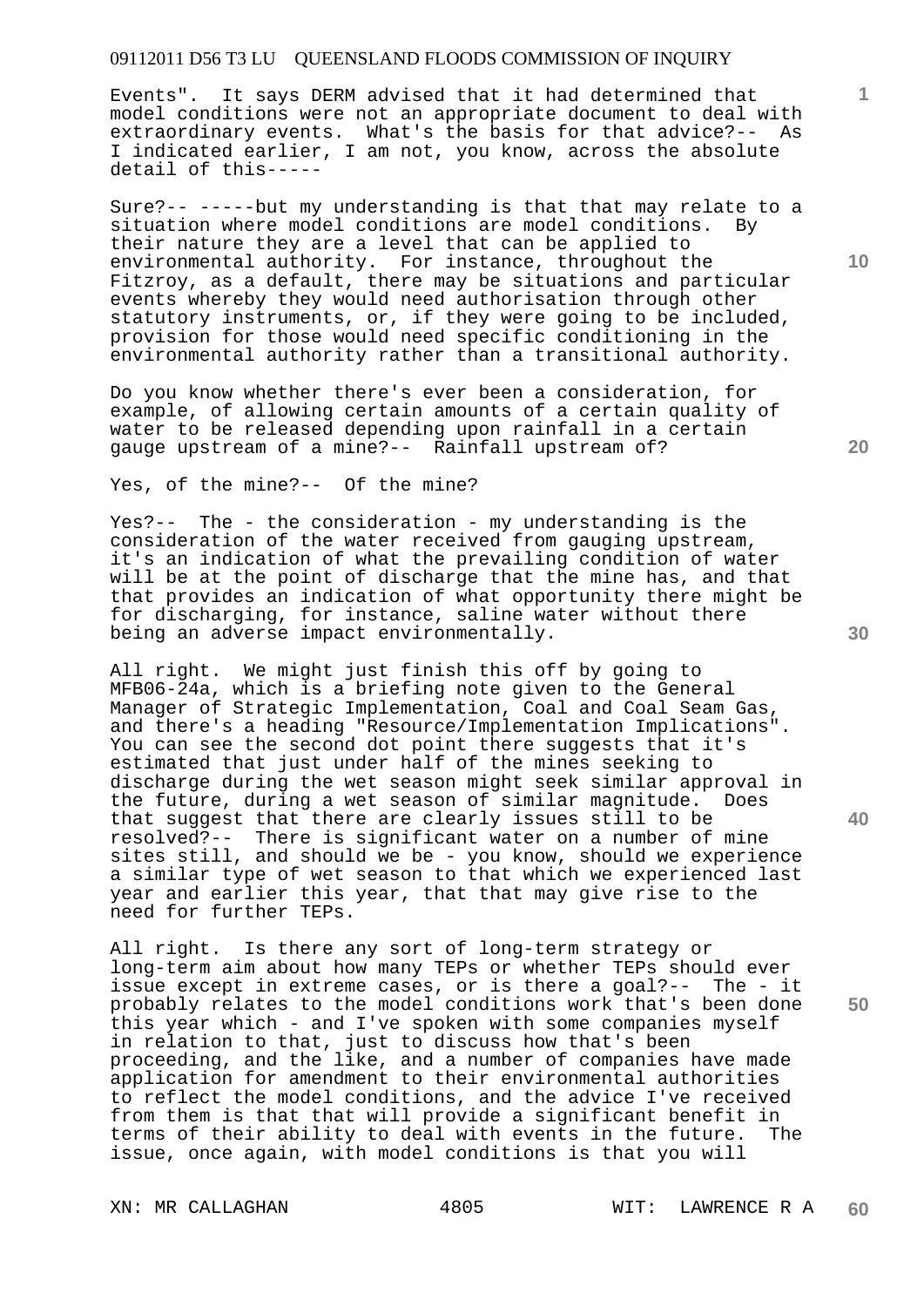Events". It says DERM advised that it had determined that model conditions were not an appropriate document to deal with extraordinary events. What's the basis for that advice?-- As I indicated earlier, I am not, you know, across the absolute detail of this-----

Sure?-- -----but my understanding is that that may relate to a situation where model conditions are model conditions. By their nature they are a level that can be applied to environmental authority. For instance, throughout the Fitzroy, as a default, there may be situations and particular events whereby they would need authorisation through other statutory instruments, or, if they were going to be included, provision for those would need specific conditioning in the environmental authority rather than a transitional authority.

Do you know whether there's ever been a consideration, for example, of allowing certain amounts of a certain quality of water to be released depending upon rainfall in a certain gauge upstream of a mine?-- Rainfall upstream of?

Yes, of the mine?-- Of the mine?

Yes?-- The - the consideration - my understanding is the consideration of the water received from gauging upstream, it's an indication of what the prevailing condition of water will be at the point of discharge that the mine has, and that that provides an indication of what opportunity there might be for discharging, for instance, saline water without there being an adverse impact environmentally.

All right. We might just finish this off by going to MFB06-24a, which is a briefing note given to the General Manager of Strategic Implementation, Coal and Coal Seam Gas, and there's a heading "Resource/Implementation Implications". You can see the second dot point there suggests that it's estimated that just under half of the mines seeking to discharge during the wet season might seek similar approval in the future, during a wet season of similar magnitude. Does that suggest that there are clearly issues still to be resolved?-- There is significant water on a number of mine sites still, and should we be - you know, should we experience a similar type of wet season to that which we experienced last year and earlier this year, that that may give rise to the need for further TEPs.

All right. Is there any sort of long-term strategy or long-term aim about how many TEPs or whether TEPs should ever issue except in extreme cases, or is there a goal?-- The - it probably relates to the model conditions work that's been done this year which - and I've spoken with some companies myself in relation to that, just to discuss how that's been proceeding, and the like, and a number of companies have made application for amendment to their environmental authorities to reflect the model conditions, and the advice I've received from them is that that will provide a significant benefit in terms of their ability to deal with events in the future. The issue, once again, with model conditions is that you will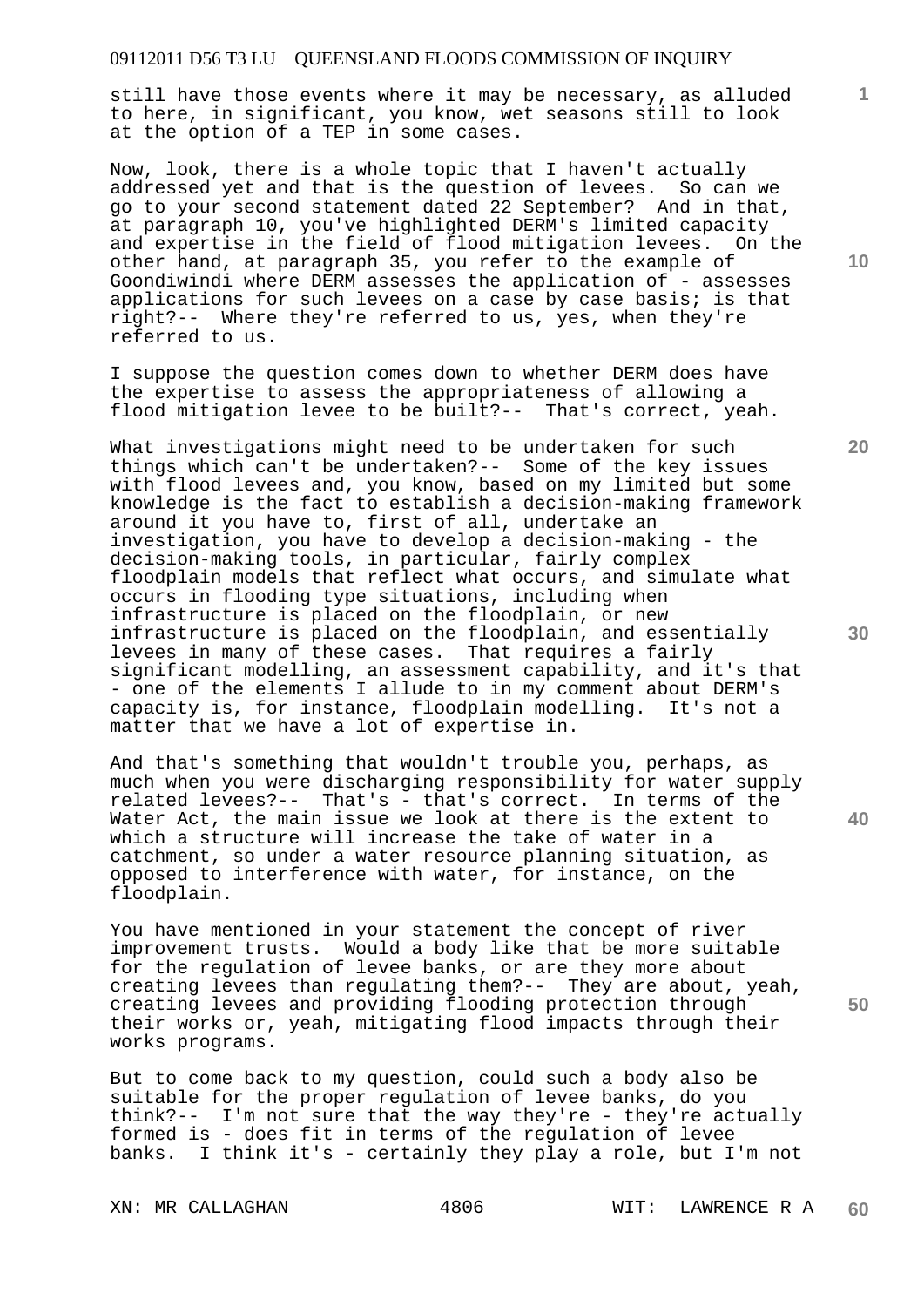still have those events where it may be necessary, as alluded to here, in significant, you know, wet seasons still to look at the option of a TEP in some cases.

Now, look, there is a whole topic that I haven't actually addressed yet and that is the question of levees. So can we go to your second statement dated 22 September? And in that, at paragraph 10, you've highlighted DERM's limited capacity and expertise in the field of flood mitigation levees. On the other hand, at paragraph 35, you refer to the example of Goondiwindi where DERM assesses the application of - assesses applications for such levees on a case by case basis; is that right?-- Where they're referred to us, yes, when they're referred to us.

I suppose the question comes down to whether DERM does have the expertise to assess the appropriateness of allowing a flood mitigation levee to be built?-- That's correct, yeah.

What investigations might need to be undertaken for such things which can't be undertaken?-- Some of the key issues with flood levees and, you know, based on my limited but some knowledge is the fact to establish a decision-making framework around it you have to, first of all, undertake an investigation, you have to develop a decision-making - the decision-making tools, in particular, fairly complex floodplain models that reflect what occurs, and simulate what occurs in flooding type situations, including when infrastructure is placed on the floodplain, or new infrastructure is placed on the floodplain, and essentially levees in many of these cases. That requires a fairly significant modelling, an assessment capability, and it's that - one of the elements I allude to in my comment about DERM's capacity is, for instance, floodplain modelling. It's not a matter that we have a lot of expertise in.

And that's something that wouldn't trouble you, perhaps, as much when you were discharging responsibility for water supply related levees?-- That's - that's correct. In terms of the Water Act, the main issue we look at there is the extent to which a structure will increase the take of water in a catchment, so under a water resource planning situation, as opposed to interference with water, for instance, on the floodplain.

You have mentioned in your statement the concept of river improvement trusts. Would a body like that be more suitable for the regulation of levee banks, or are they more about creating levees than regulating them?-- They are about, yeah, creating levees and providing flooding protection through their works or, yeah, mitigating flood impacts through their works programs.

But to come back to my question, could such a body also be suitable for the proper regulation of levee banks, do you think?-- I'm not sure that the way they're - they're actually formed is - does fit in terms of the regulation of levee banks. I think it's - certainly they play a role, but I'm not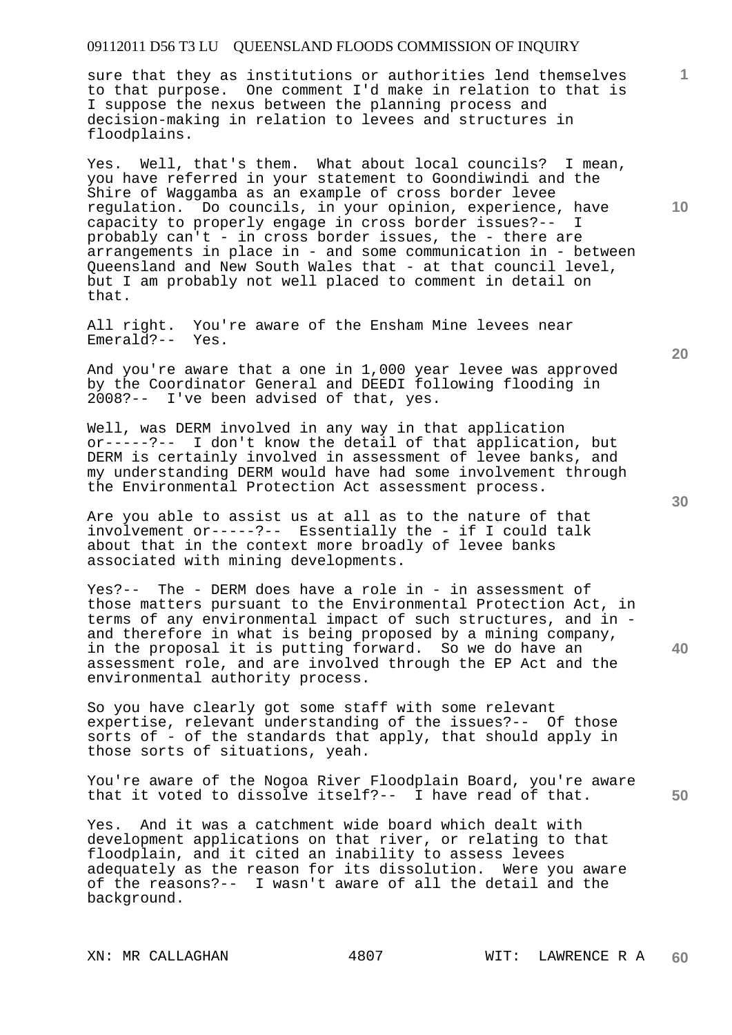sure that they as institutions or authorities lend themselves to that purpose. One comment I'd make in relation to that is I suppose the nexus between the planning process and decision-making in relation to levees and structures in floodplains.

Yes. Well, that's them. What about local councils? I mean, you have referred in your statement to Goondiwindi and the Shire of Waggamba as an example of cross border levee regulation. Do councils, in your opinion, experience, have capacity to properly engage in cross border issues?-- I probably can't - in cross border issues, the - there are arrangements in place in - and some communication in - between Queensland and New South Wales that - at that council level, but I am probably not well placed to comment in detail on that.

All right. You're aware of the Ensham Mine levees near Emerald?-- Yes.

And you're aware that a one in 1,000 year levee was approved by the Coordinator General and DEEDI following flooding in 2008?-- I've been advised of that, yes.

Well, was DERM involved in any way in that application or-----?-- I don't know the detail of that application, but DERM is certainly involved in assessment of levee banks, and my understanding DERM would have had some involvement through the Environmental Protection Act assessment process.

Are you able to assist us at all as to the nature of that involvement or-----?-- Essentially the - if I could talk about that in the context more broadly of levee banks associated with mining developments.

Yes?-- The - DERM does have a role in - in assessment of those matters pursuant to the Environmental Protection Act, in terms of any environmental impact of such structures, and in - and therefore in what is being proposed by a mining company, in the proposal it is putting forward. So we do have an assessment role, and are involved through the EP Act and the environmental authority process.

So you have clearly got some staff with some relevant expertise, relevant understanding of the issues?-- Of those sorts of - of the standards that apply, that should apply in those sorts of situations, yeah.

You're aware of the Nogoa River Floodplain Board, you're aware that it voted to dissolve itself?-- I have read of that.

Yes. And it was a catchment wide board which dealt with development applications on that river, or relating to that floodplain, and it cited an inability to assess levees adequately as the reason for its dissolution. Were you aware of the reasons?-- I wasn't aware of all the detail and the background.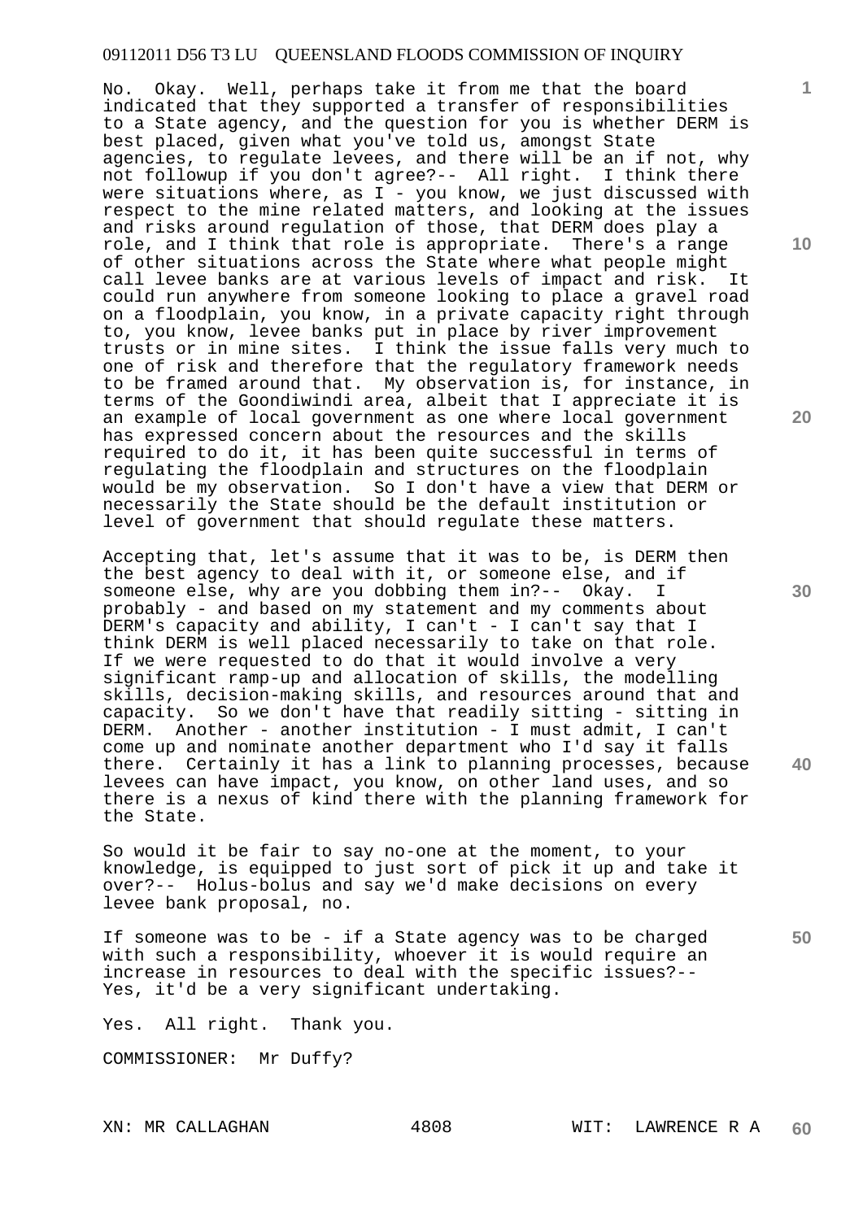No. Okay. Well, perhaps take it from me that the board indicated that they supported a transfer of responsibilities to a State agency, and the question for you is whether DERM is best placed, given what you've told us, amongst State agencies, to regulate levees, and there will be an if not, why not followup if you don't agree?-- All right. I think there were situations where, as I - you know, we just discussed with respect to the mine related matters, and looking at the issues and risks around regulation of those, that DERM does play a role, and I think that role is appropriate. There's a range of other situations across the State where what people might call levee banks are at various levels of impact and risk. It could run anywhere from someone looking to place a gravel road on a floodplain, you know, in a private capacity right through to, you know, levee banks put in place by river improvement trusts or in mine sites. I think the issue falls very much to one of risk and therefore that the regulatory framework needs to be framed around that. My observation is, for instance, in terms of the Goondiwindi area, albeit that I appreciate it is an example of local government as one where local government has expressed concern about the resources and the skills required to do it, it has been quite successful in terms of regulating the floodplain and structures on the floodplain would be my observation. So I don't have a view that DERM or necessarily the State should be the default institution or level of government that should regulate these matters.

Accepting that, let's assume that it was to be, is DERM then the best agency to deal with it, or someone else, and if someone else, why are you dobbing them in?-- Okay. I probably - and based on my statement and my comments about DERM's capacity and ability, I can't - I can't say that I think DERM is well placed necessarily to take on that role. If we were requested to do that it would involve a very significant ramp-up and allocation of skills, the modelling skills, decision-making skills, and resources around that and capacity. So we don't have that readily sitting - sitting in DERM. Another - another institution - I must admit, I can't come up and nominate another department who I'd say it falls there. Certainly it has a link to planning processes, because levees can have impact, you know, on other land uses, and so there is a nexus of kind there with the planning framework for the State.

So would it be fair to say no-one at the moment, to your knowledge, is equipped to just sort of pick it up and take it over?-- Holus-bolus and say we'd make decisions on every levee bank proposal, no.

If someone was to be - if a State agency was to be charged with such a responsibility, whoever it is would require an increase in resources to deal with the specific issues?-- Yes, it'd be a very significant undertaking.

Yes. All right. Thank you.

COMMISSIONER: Mr Duffy?

XN: MR CALLAGHAN WIT: LAWRENCE R A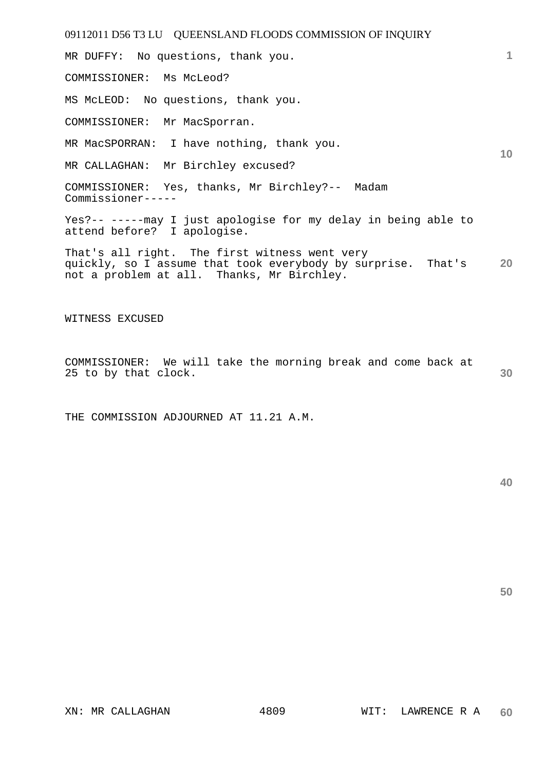MR DUFFY:  No questions, thank you.

COMMISSIONER:  Ms McLeod?

MS McLEOD:  No questions, thank you.

COMMISSIONER:  Mr MacSporran.

MR MacSPORRAN:  I have nothing, thank you.

MR CALLAGHAN:  Mr Birchley excused?

COMMISSIONER:  Yes, thanks, Mr Birchley?--  Madam Commissioner-----

Yes?-- -----may I just apologise for my delay in being able to attend before?  I apologise.

That's all right.  The first witness went very quickly, so I assume that took everybody by surprise.  That's not a problem at all.  Thanks, Mr Birchley.

WITNESS EXCUSED

COMMISSIONER:  We will take the morning break and come back at 25 to by that clock.

THE COMMISSION ADJOURNED AT 11.21 A.M.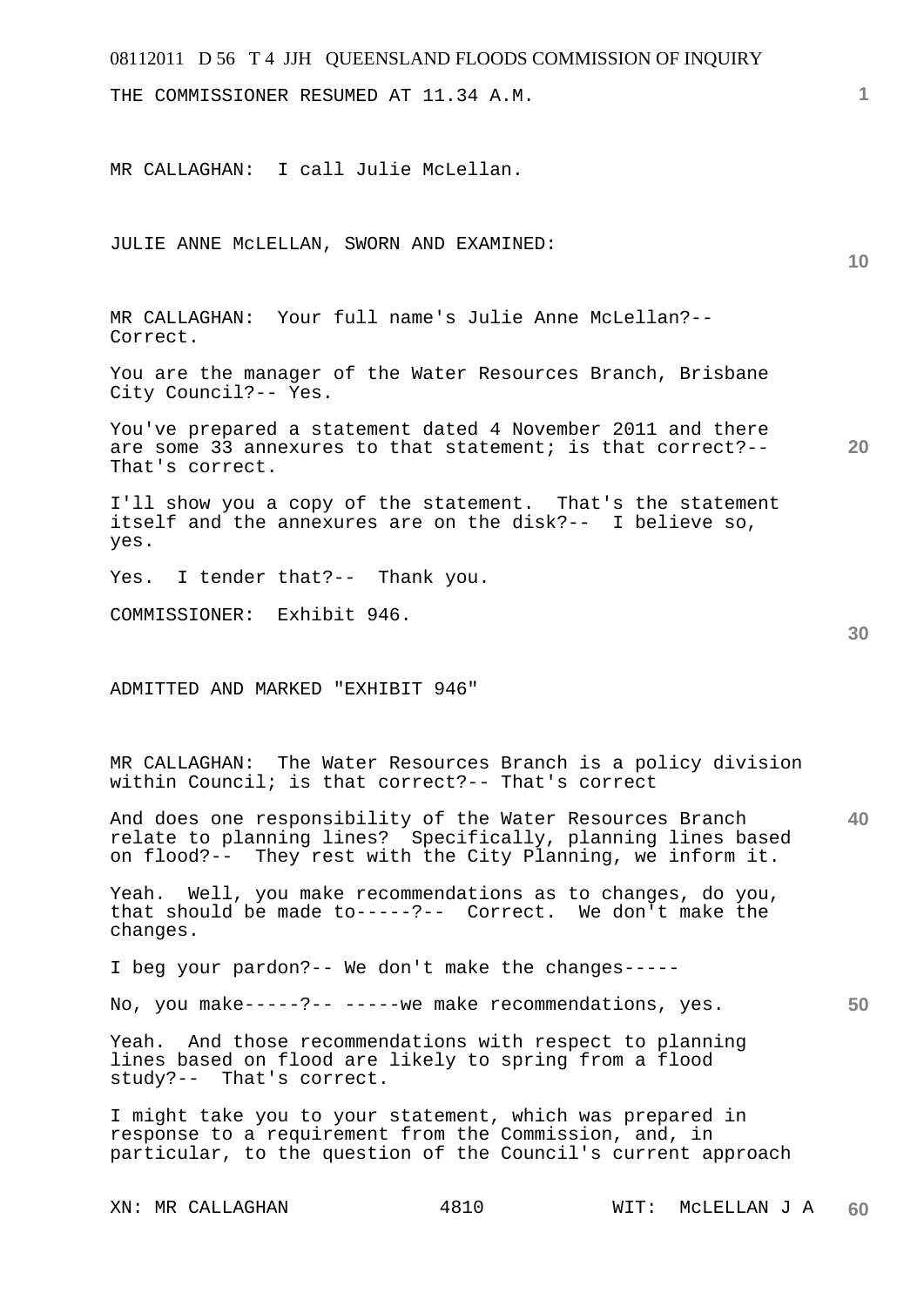THE COMMISSIONER RESUMED AT 11.34 A.M.

MR CALLAGHAN: I call Julie McLellan.

JULIE ANNE McLELLAN, SWORN AND EXAMINED:

MR CALLAGHAN: Your full name's Julie Anne McLellan?-- Correct.

You are the manager of the Water Resources Branch, Brisbane City Council?-- Yes.

You've prepared a statement dated 4 November 2011 and there are some 33 annexures to that statement; is that correct?-- That's correct.

I'll show you a copy of the statement. That's the statement itself and the annexures are on the disk?-- I believe so, yes.

Yes. I tender that?-- Thank you.

COMMISSIONER: Exhibit 946.

ADMITTED AND MARKED "EXHIBIT 946"

MR CALLAGHAN: The Water Resources Branch is a policy division within Council; is that correct?-- That's correct

And does one responsibility of the Water Resources Branch relate to planning lines? Specifically, planning lines based on flood?-- They rest with the City Planning, we inform it.

Yeah. Well, you make recommendations as to changes, do you, that should be made to-----?-- Correct. We don't make the changes.

I beg your pardon?-- We don't make the changes-----

No, you make-----?-- -----we make recommendations, yes.

Yeah. And those recommendations with respect to planning lines based on flood are likely to spring from a flood study?-- That's correct.

I might take you to your statement, which was prepared in response to a requirement from the Commission, and, in particular, to the question of the Council's current approach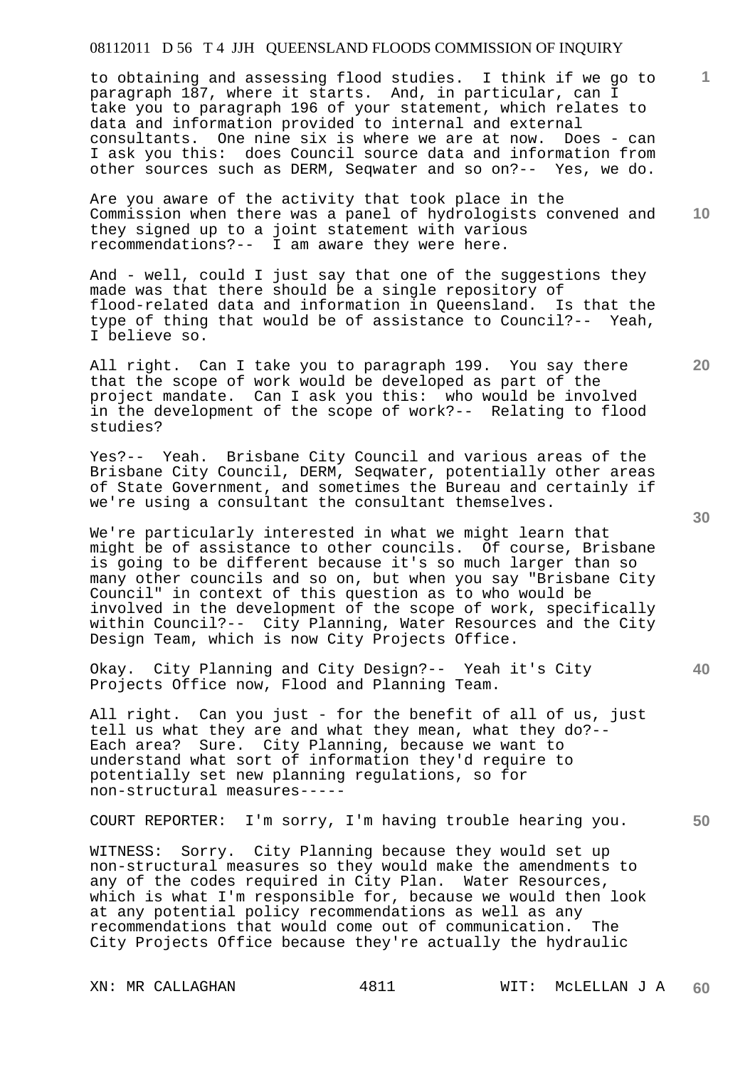to obtaining and assessing flood studies. I think if we go to paragraph 187, where it starts. And, in particular, can I take you to paragraph 196 of your statement, which relates to data and information provided to internal and external consultants. One nine six is where we are at now. Does - can I ask you this: does Council source data and information from other sources such as DERM, Seqwater and so on?-- Yes, we do.

Are you aware of the activity that took place in the Commission when there was a panel of hydrologists convened and they signed up to a joint statement with various recommendations?-- I am aware they were here.

And - well, could I just say that one of the suggestions they made was that there should be a single repository of flood-related data and information in Queensland. Is that the type of thing that would be of assistance to Council?-- Yeah, I believe so.

All right. Can I take you to paragraph 199. You say there that the scope of work would be developed as part of the project mandate. Can I ask you this: who would be involved in the development of the scope of work?-- Relating to flood studies?

Yes?-- Yeah. Brisbane City Council and various areas of the Brisbane City Council, DERM, Seqwater, potentially other areas of State Government, and sometimes the Bureau and certainly if we're using a consultant the consultant themselves.

We're particularly interested in what we might learn that might be of assistance to other councils. Of course, Brisbane is going to be different because it's so much larger than so many other councils and so on, but when you say "Brisbane City Council" in context of this question as to who would be involved in the development of the scope of work, specifically within Council?-- City Planning, Water Resources and the City Design Team, which is now City Projects Office.

Okay. City Planning and City Design?-- Yeah it's City Projects Office now, Flood and Planning Team.

All right. Can you just - for the benefit of all of us, just tell us what they are and what they mean, what they do?-- Each area? Sure. City Planning, because we want to understand what sort of information they'd require to potentially set new planning regulations, so for non-structural measures-----

COURT REPORTER: I'm sorry, I'm having trouble hearing you.

WITNESS: Sorry. City Planning because they would set up non-structural measures so they would make the amendments to any of the codes required in City Plan. Water Resources, which is what I'm responsible for, because we would then look at any potential policy recommendations as well as any recommendations that would come out of communication. The City Projects Office because they're actually the hydraulic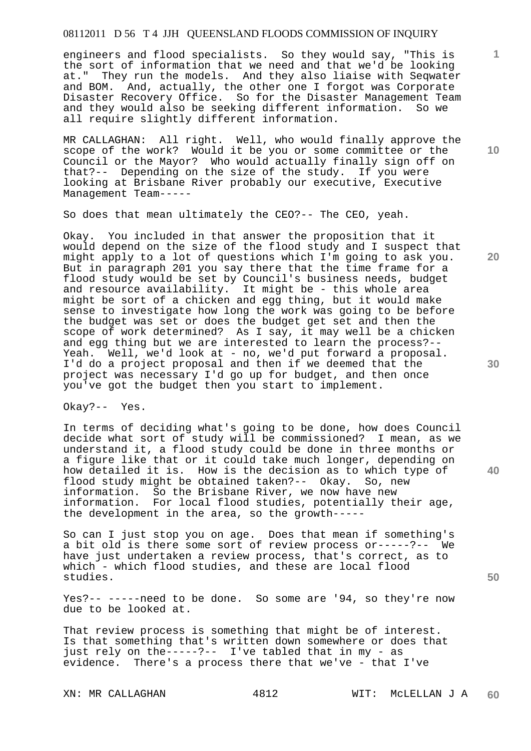engineers and flood specialists. So they would say, "This is the sort of information that we need and that we'd be looking at." They run the models. And they also liaise with Seqwater and BOM. And, actually, the other one I forgot was Corporate Disaster Recovery Office. So for the Disaster Management Team and they would also be seeking different information. So we all require slightly different information.

MR CALLAGHAN: All right. Well, who would finally approve the scope of the work? Would it be you or some committee or the Council or the Mayor? Who would actually finally sign off on that?-- Depending on the size of the study. If you were looking at Brisbane River probably our executive, Executive Management Team-----

So does that mean ultimately the CEO?-- The CEO, yeah.

Okay. You included in that answer the proposition that it would depend on the size of the flood study and I suspect that might apply to a lot of questions which I'm going to ask you. But in paragraph 201 you say there that the time frame for a flood study would be set by Council's business needs, budget and resource availability. It might be - this whole area might be sort of a chicken and egg thing, but it would make sense to investigate how long the work was going to be before the budget was set or does the budget get set and then the scope of work determined? As I say, it may well be a chicken and egg thing but we are interested to learn the process?-- Yeah. Well, we'd look at - no, we'd put forward a proposal. I'd do a project proposal and then if we deemed that the project was necessary I'd go up for budget, and then once you've got the budget then you start to implement.

Okay?-- Yes.

In terms of deciding what's going to be done, how does Council decide what sort of study will be commissioned? I mean, as we understand it, a flood study could be done in three months or a figure like that or it could take much longer, depending on how detailed it is. How is the decision as to which type of flood study might be obtained taken?-- Okay. So, new information. So the Brisbane River, we now have new information. For local flood studies, potentially their age, the development in the area, so the growth-----

So can I just stop you on age. Does that mean if something's a bit old is there some sort of review process or-----?-- We have just undertaken a review process, that's correct, as to which - which flood studies, and these are local flood studies.

Yes?-- -----need to be done. So some are '94, so they're now due to be looked at.

That review process is something that might be of interest. Is that something that's written down somewhere or does that just rely on the-----?-- I've tabled that in my - as evidence. There's a process there that we've - that I've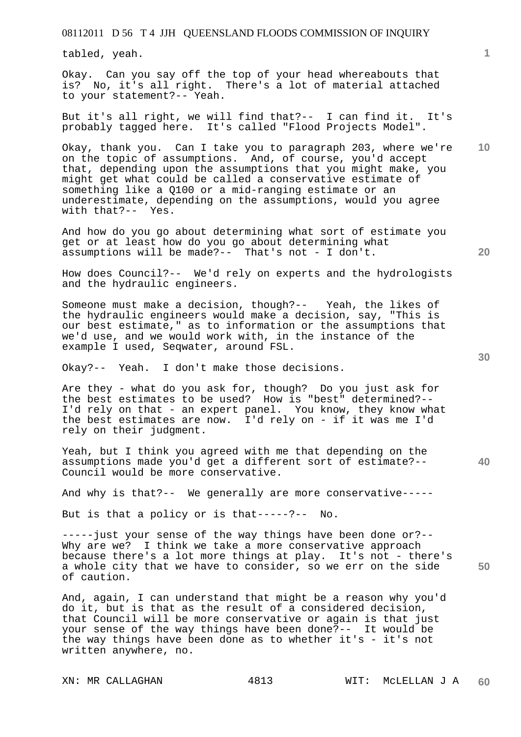tabled, yeah.

Okay. Can you say off the top of your head whereabouts that is? No, it's all right. There's a lot of material attached to your statement?-- Yeah.

But it's all right, we will find that?-- I can find it. It's probably tagged here. It's called "Flood Projects Model".

Okay, thank you. Can I take you to paragraph 203, where we're on the topic of assumptions. And, of course, you'd accept that, depending upon the assumptions that you might make, you might get what could be called a conservative estimate of something like a Q100 or a mid-ranging estimate or an underestimate, depending on the assumptions, would you agree with that?-- Yes.

And how do you go about determining what sort of estimate you get or at least how do you go about determining what assumptions will be made?-- That's not - I don't.

How does Council?-- We'd rely on experts and the hydrologists and the hydraulic engineers.

Someone must make a decision, though?-- Yeah, the likes of the hydraulic engineers would make a decision, say, "This is our best estimate," as to information or the assumptions that we'd use, and we would work with, in the instance of the example I used, Seqwater, around FSL.

Okay?-- Yeah. I don't make those decisions.

Are they - what do you ask for, though? Do you just ask for the best estimates to be used? How is "best" determined?-- I'd rely on that - an expert panel. You know, they know what the best estimates are now. I'd rely on - if it was me I'd rely on their judgment.

Yeah, but I think you agreed with me that depending on the assumptions made you'd get a different sort of estimate?-- Council would be more conservative.

And why is that?-- We generally are more conservative-----

But is that a policy or is that-----?-- No.

-----just your sense of the way things have been done or?-- Why are we? I think we take a more conservative approach because there's a lot more things at play. It's not - there's a whole city that we have to consider, so we err on the side of caution.

And, again, I can understand that might be a reason why you'd do it, but is that as the result of a considered decision, that Council will be more conservative or again is that just your sense of the way things have been done?-- It would be the way things have been done as to whether it's - it's not written anywhere, no.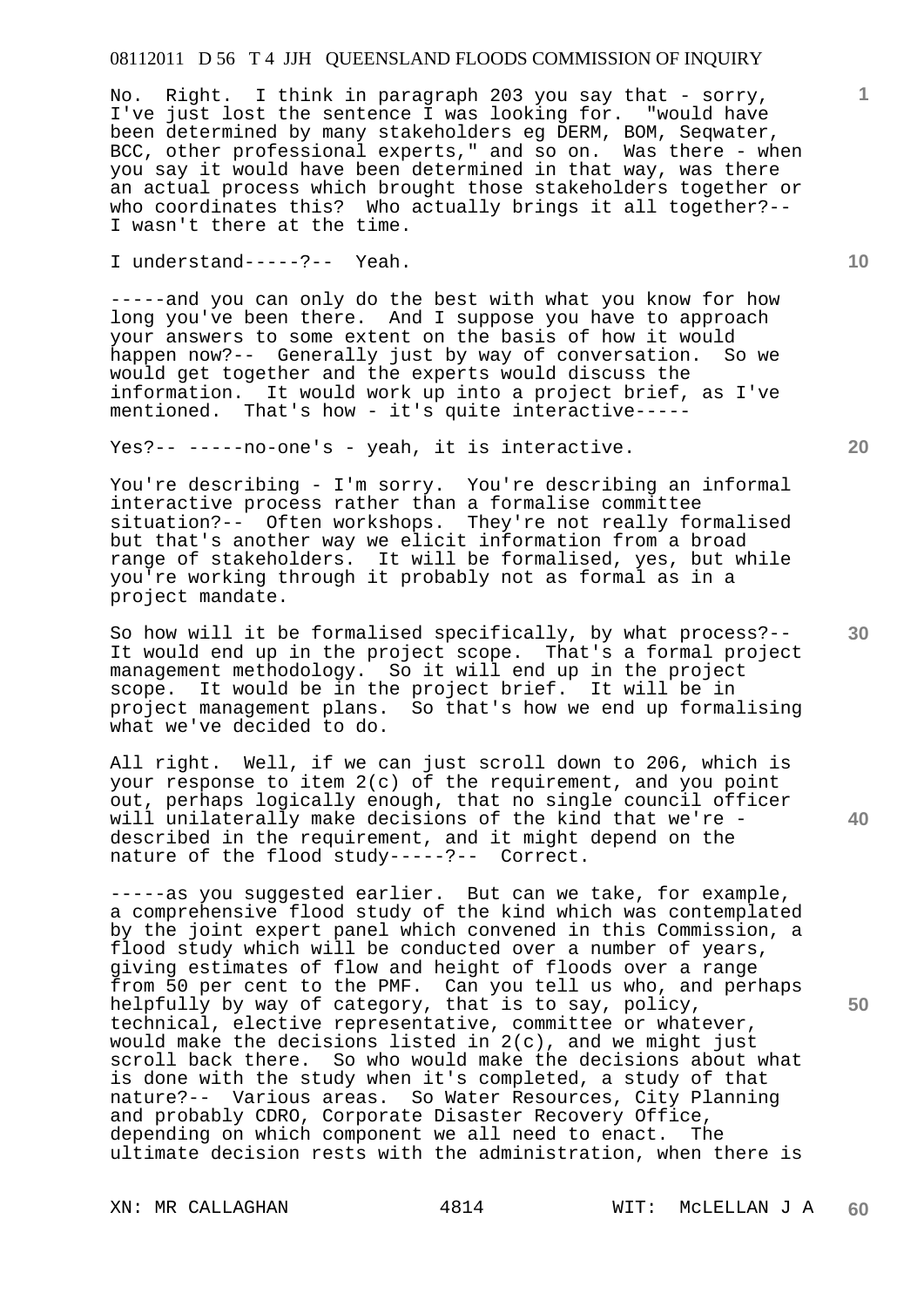No. Right. I think in paragraph 203 you say that - sorry, I've just lost the sentence I was looking for. "would have been determined by many stakeholders eg DERM, BOM, Seqwater, BCC, other professional experts," and so on. Was there - when you say it would have been determined in that way, was there an actual process which brought those stakeholders together or who coordinates this? Who actually brings it all together?-- I wasn't there at the time.

I understand-----?-- Yeah.

-----and you can only do the best with what you know for how long you've been there. And I suppose you have to approach your answers to some extent on the basis of how it would happen now?-- Generally just by way of conversation. So we would get together and the experts would discuss the information. It would work up into a project brief, as I've mentioned. That's how - it's quite interactive-----

Yes?-- -----no-one's - yeah, it is interactive.

You're describing - I'm sorry. You're describing an informal interactive process rather than a formalise committee situation?-- Often workshops. They're not really formalised but that's another way we elicit information from a broad range of stakeholders. It will be formalised, yes, but while you're working through it probably not as formal as in a project mandate.

So how will it be formalised specifically, by what process?-- It would end up in the project scope. That's a formal project management methodology. So it will end up in the project scope. It would be in the project brief. It will be in project management plans. So that's how we end up formalising what we've decided to do.

All right. Well, if we can just scroll down to 206, which is your response to item 2(c) of the requirement, and you point out, perhaps logically enough, that no single council officer will unilaterally make decisions of the kind that we're - described in the requirement, and it might depend on the nature of the flood study-----?-- Correct.

-----as you suggested earlier. But can we take, for example, a comprehensive flood study of the kind which was contemplated by the joint expert panel which convened in this Commission, a flood study which will be conducted over a number of years, giving estimates of flow and height of floods over a range from 50 per cent to the PMF. Can you tell us who, and perhaps helpfully by way of category, that is to say, policy, technical, elective representative, committee or whatever, would make the decisions listed in 2(c), and we might just scroll back there. So who would make the decisions about what is done with the study when it's completed, a study of that nature?-- Various areas. So Water Resources, City Planning and probably CDRO, Corporate Disaster Recovery Office, depending on which component we all need to enact. The ultimate decision rests with the administration, when there is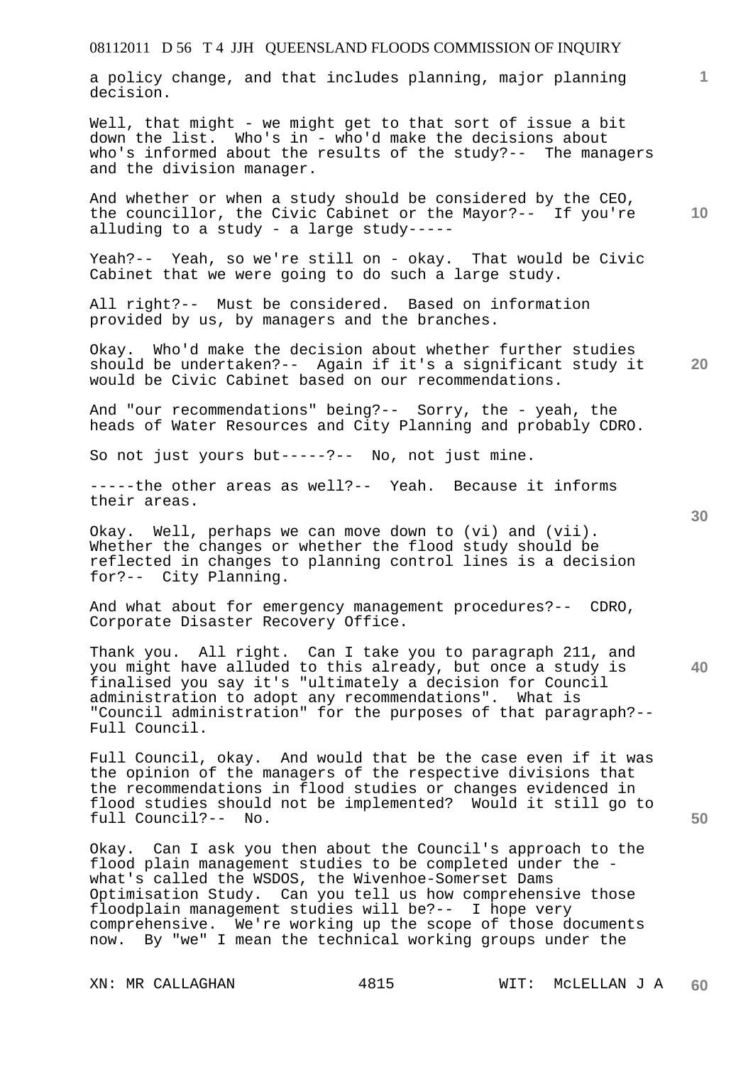a policy change, and that includes planning, major planning decision.

Well, that might - we might get to that sort of issue a bit down the list. Who's in - who'd make the decisions about who's informed about the results of the study?-- The managers and the division manager.

And whether or when a study should be considered by the CEO, the councillor, the Civic Cabinet or the Mayor?-- If you're alluding to a study - a large study-----

Yeah?-- Yeah, so we're still on - okay. That would be Civic Cabinet that we were going to do such a large study.

All right?-- Must be considered. Based on information provided by us, by managers and the branches.

Okay. Who'd make the decision about whether further studies should be undertaken?-- Again if it's a significant study it would be Civic Cabinet based on our recommendations.

And "our recommendations" being?-- Sorry, the - yeah, the heads of Water Resources and City Planning and probably CDRO.

So not just yours but-----?-- No, not just mine.

-----the other areas as well?-- Yeah. Because it informs their areas.

Okay. Well, perhaps we can move down to (vi) and (vii). Whether the changes or whether the flood study should be reflected in changes to planning control lines is a decision for?-- City Planning.

And what about for emergency management procedures?-- CDRO, Corporate Disaster Recovery Office.

Thank you. All right. Can I take you to paragraph 211, and you might have alluded to this already, but once a study is finalised you say it's "ultimately a decision for Council administration to adopt any recommendations". What is "Council administration" for the purposes of that paragraph?-- Full Council.

Full Council, okay. And would that be the case even if it was the opinion of the managers of the respective divisions that the recommendations in flood studies or changes evidenced in flood studies should not be implemented? Would it still go to full Council?-- No.

Okay. Can I ask you then about the Council's approach to the flood plain management studies to be completed under the - what's called the WSDOS, the Wivenhoe-Somerset Dams Optimisation Study. Can you tell us how comprehensive those floodplain management studies will be?-- I hope very comprehensive. We're working up the scope of those documents now. By "we" I mean the technical working groups under the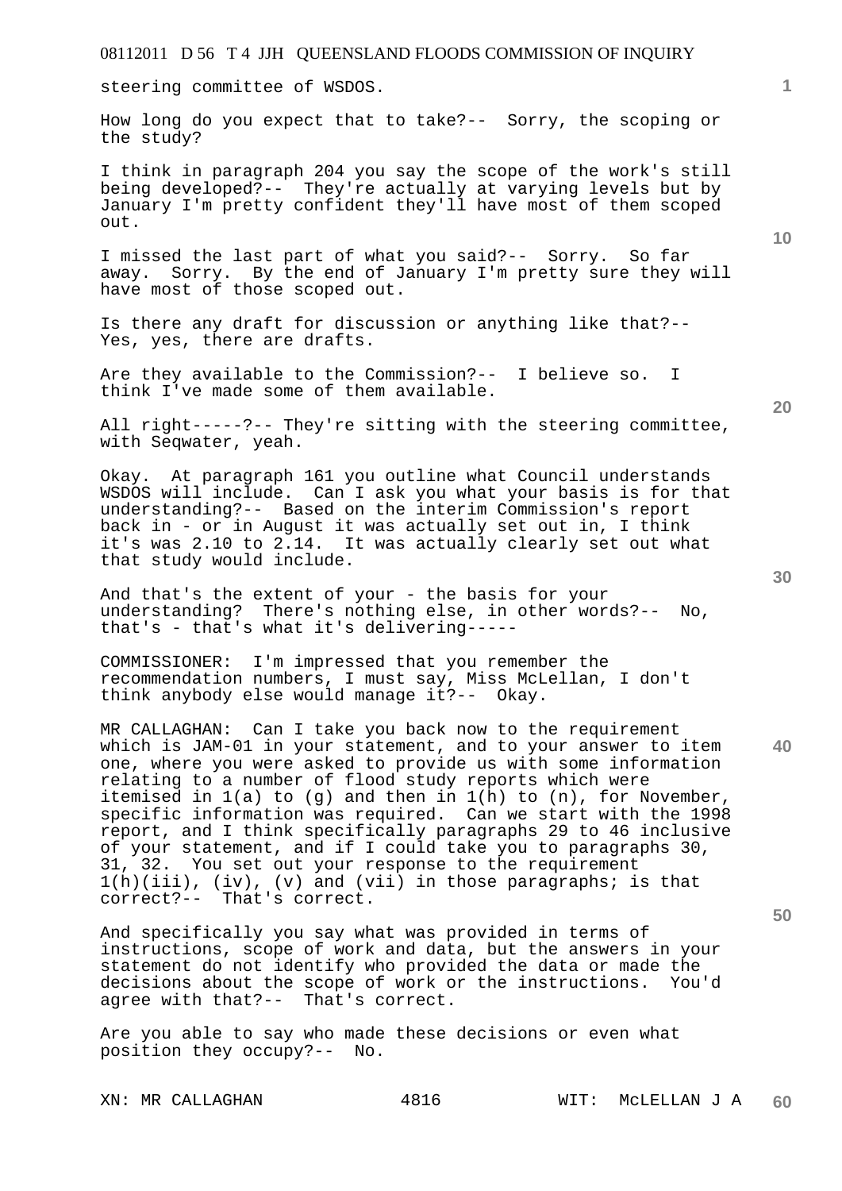steering committee of WSDOS.

How long do you expect that to take?-- Sorry, the scoping or the study?

I think in paragraph 204 you say the scope of the work's still being developed?-- They're actually at varying levels but by January I'm pretty confident they'll have most of them scoped out.

I missed the last part of what you said?-- Sorry. So far away. Sorry. By the end of January I'm pretty sure they will have most of those scoped out.

Is there any draft for discussion or anything like that?-- Yes, yes, there are drafts.

Are they available to the Commission?-- I believe so. I think I've made some of them available.

All right-----?-- They're sitting with the steering committee, with Seqwater, yeah.

Okay. At paragraph 161 you outline what Council understands WSDOS will include. Can I ask you what your basis is for that understanding?-- Based on the interim Commission's report back in - or in August it was actually set out in, I think it's was 2.10 to 2.14. It was actually clearly set out what that study would include.

And that's the extent of your - the basis for your understanding? There's nothing else, in other words?-- No, that's - that's what it's delivering-----

COMMISSIONER: I'm impressed that you remember the recommendation numbers, I must say, Miss McLellan, I don't think anybody else would manage it?-- Okay.

MR CALLAGHAN: Can I take you back now to the requirement which is JAM-01 in your statement, and to your answer to item one, where you were asked to provide us with some information relating to a number of flood study reports which were itemised in 1(a) to (g) and then in 1(h) to (n), for November, specific information was required. Can we start with the 1998 report, and I think specifically paragraphs 29 to 46 inclusive of your statement, and if I could take you to paragraphs 30, 31, 32. You set out your response to the requirement 1(h)(iii), (iv), (v) and (vii) in those paragraphs; is that correct?-- That's correct.

And specifically you say what was provided in terms of instructions, scope of work and data, but the answers in your statement do not identify who provided the data or made the decisions about the scope of work or the instructions. You'd agree with that?-- That's correct.

Are you able to say who made these decisions or even what position they occupy?-- No.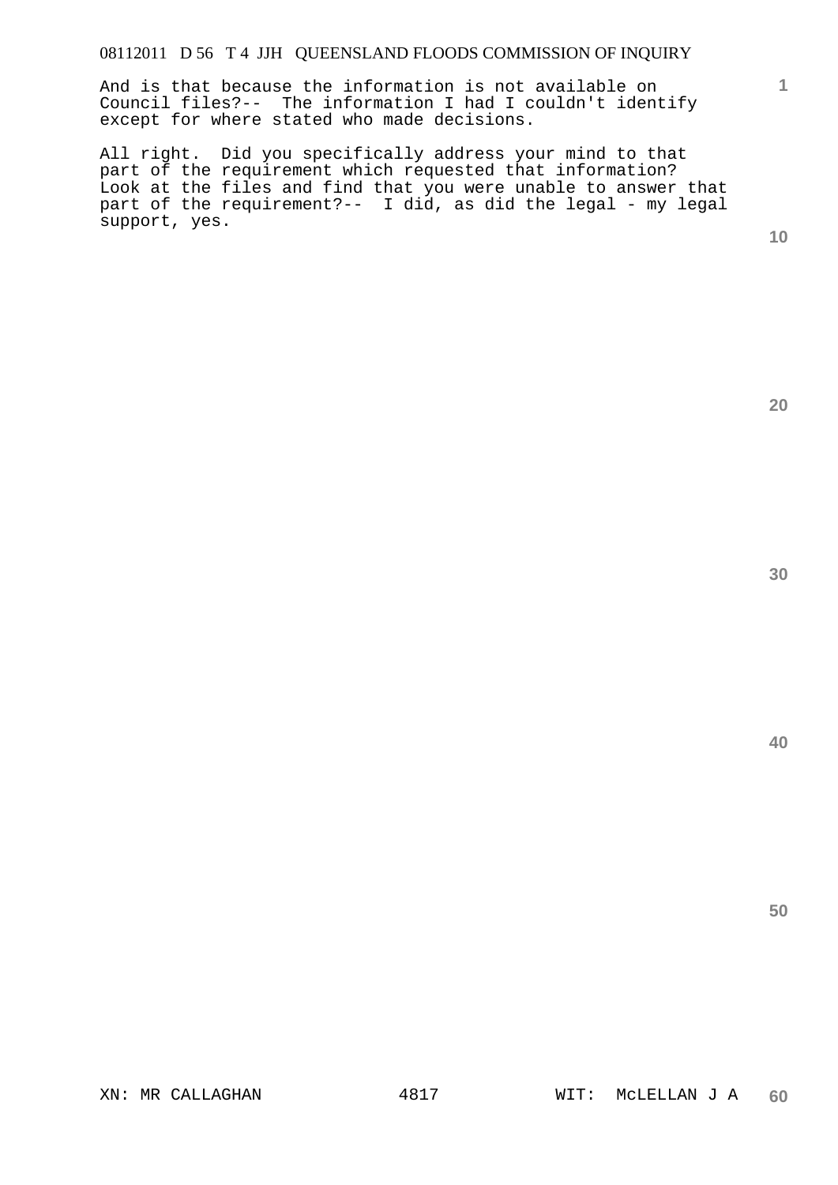And is that because the information is not available on Council files?-- The information I had I couldn't identify except for where stated who made decisions.

All right. Did you specifically address your mind to that part of the requirement which requested that information? Look at the files and find that you were unable to answer that part of the requirement?-- I did, as did the legal - my legal support, yes.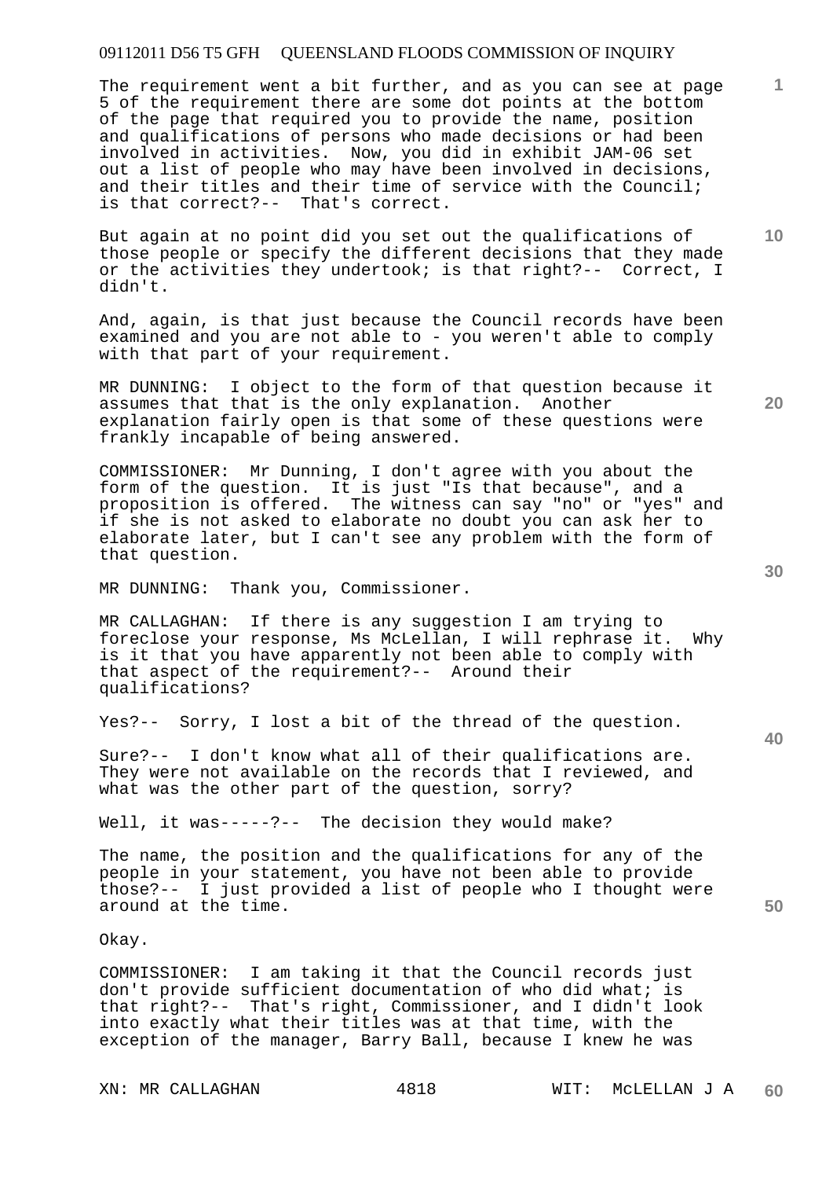The requirement went a bit further, and as you can see at page 5 of the requirement there are some dot points at the bottom of the page that required you to provide the name, position and qualifications of persons who made decisions or had been involved in activities. Now, you did in exhibit JAM-06 set out a list of people who may have been involved in decisions, and their titles and their time of service with the Council; is that correct?-- That's correct.

But again at no point did you set out the qualifications of those people or specify the different decisions that they made or the activities they undertook; is that right?-- Correct, I didn't.

And, again, is that just because the Council records have been examined and you are not able to - you weren't able to comply with that part of your requirement.

MR DUNNING: I object to the form of that question because it assumes that that is the only explanation. Another explanation fairly open is that some of these questions were frankly incapable of being answered.

COMMISSIONER: Mr Dunning, I don't agree with you about the form of the question. It is just "Is that because", and a proposition is offered. The witness can say "no" or "yes" and if she is not asked to elaborate no doubt you can ask her to elaborate later, but I can't see any problem with the form of that question.

MR DUNNING: Thank you, Commissioner.

MR CALLAGHAN: If there is any suggestion I am trying to foreclose your response, Ms McLellan, I will rephrase it. Why is it that you have apparently not been able to comply with that aspect of the requirement?-- Around their qualifications?

Yes?-- Sorry, I lost a bit of the thread of the question.

Sure?-- I don't know what all of their qualifications are. They were not available on the records that I reviewed, and what was the other part of the question, sorry?

Well, it was-----?-- The decision they would make?

The name, the position and the qualifications for any of the people in your statement, you have not been able to provide those?-- I just provided a list of people who I thought were around at the time.

Okay.

COMMISSIONER: I am taking it that the Council records just don't provide sufficient documentation of who did what; is that right?-- That's right, Commissioner, and I didn't look into exactly what their titles was at that time, with the exception of the manager, Barry Ball, because I knew he was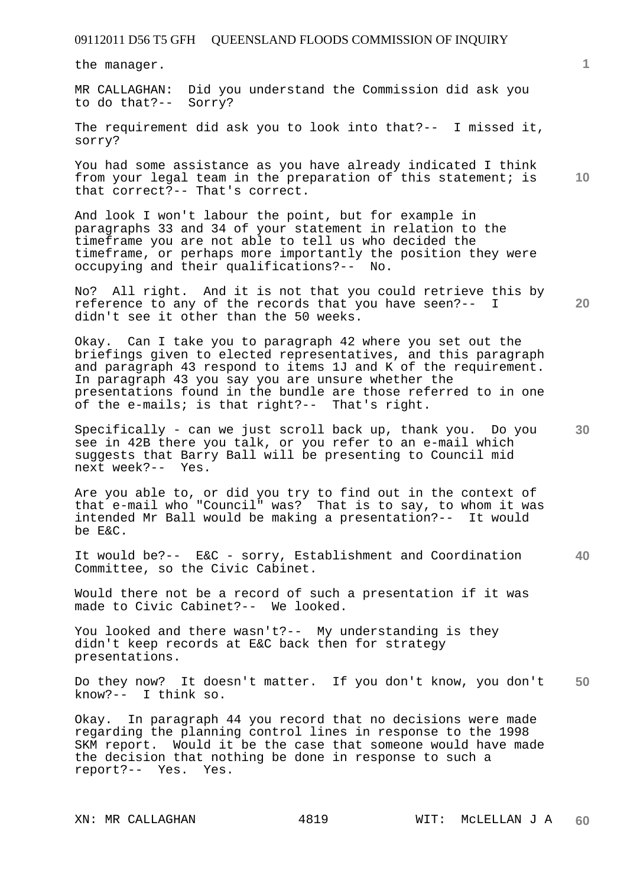the manager.

MR CALLAGHAN: Did you understand the Commission did ask you to do that?-- Sorry?

The requirement did ask you to look into that?-- I missed it, sorry?

You had some assistance as you have already indicated I think from your legal team in the preparation of this statement; is that correct?-- That's correct.

And look I won't labour the point, but for example in paragraphs 33 and 34 of your statement in relation to the timeframe you are not able to tell us who decided the timeframe, or perhaps more importantly the position they were occupying and their qualifications?-- No.

No? All right. And it is not that you could retrieve this by reference to any of the records that you have seen?-- I didn't see it other than the 50 weeks.

Okay. Can I take you to paragraph 42 where you set out the briefings given to elected representatives, and this paragraph and paragraph 43 respond to items 1J and K of the requirement. In paragraph 43 you say you are unsure whether the presentations found in the bundle are those referred to in one of the e-mails; is that right?-- That's right.

Specifically - can we just scroll back up, thank you. Do you see in 42B there you talk, or you refer to an e-mail which suggests that Barry Ball will be presenting to Council mid next week?-- Yes.

Are you able to, or did you try to find out in the context of that e-mail who "Council" was? That is to say, to whom it was intended Mr Ball would be making a presentation?-- It would be E&C.

It would be?-- E&C - sorry, Establishment and Coordination Committee, so the Civic Cabinet.

Would there not be a record of such a presentation if it was made to Civic Cabinet?-- We looked.

You looked and there wasn't?-- My understanding is they didn't keep records at E&C back then for strategy presentations.

Do they now? It doesn't matter. If you don't know, you don't know?-- I think so.

Okay. In paragraph 44 you record that no decisions were made regarding the planning control lines in response to the 1998 SKM report. Would it be the case that someone would have made the decision that nothing be done in response to such a report?-- Yes. Yes.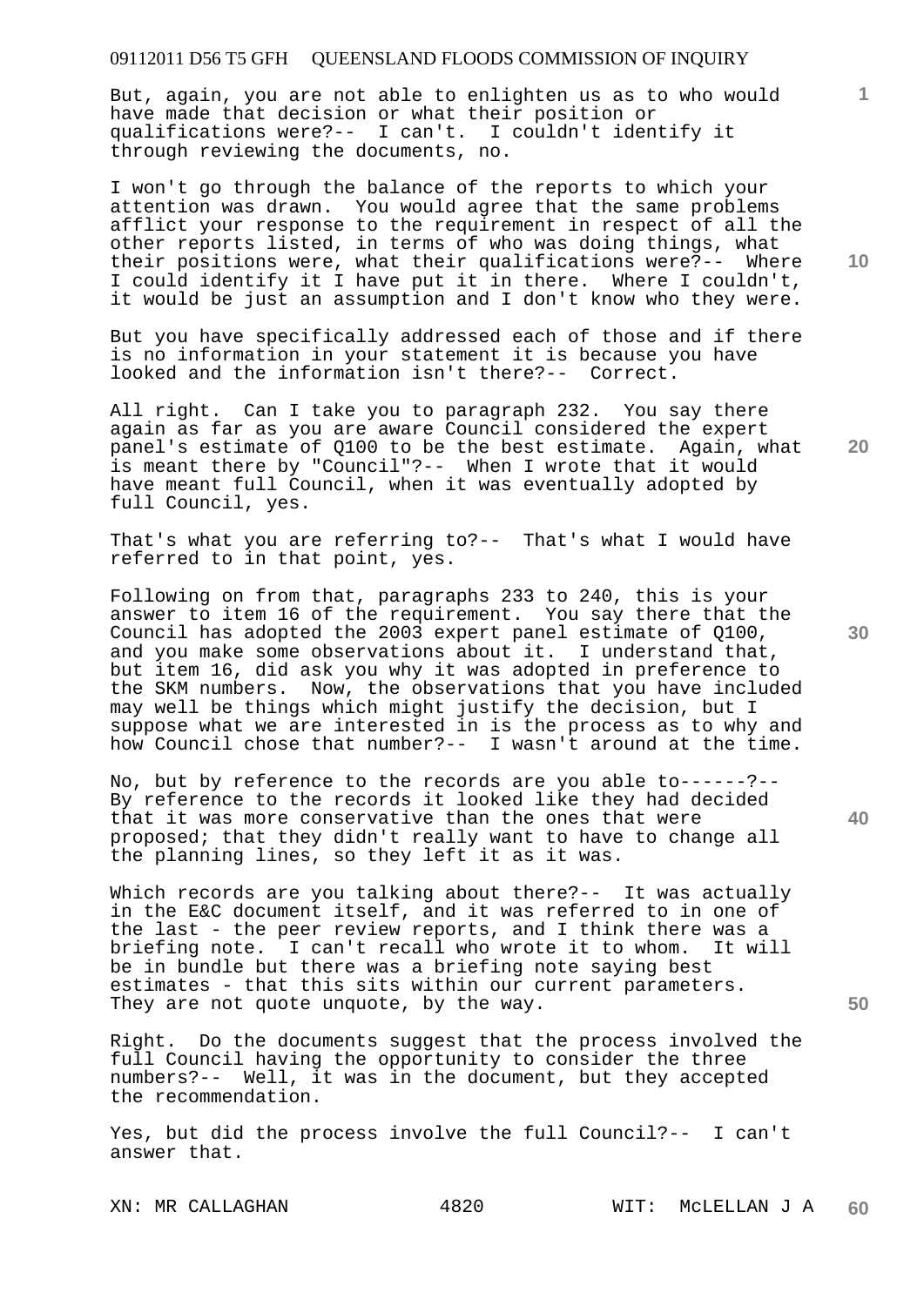But, again, you are not able to enlighten us as to who would have made that decision or what their position or qualifications were?-- I can't. I couldn't identify it through reviewing the documents, no.

I won't go through the balance of the reports to which your attention was drawn. You would agree that the same problems afflict your response to the requirement in respect of all the other reports listed, in terms of who was doing things, what their positions were, what their qualifications were?-- Where I could identify it I have put it in there. Where I couldn't, it would be just an assumption and I don't know who they were.

But you have specifically addressed each of those and if there is no information in your statement it is because you have looked and the information isn't there?-- Correct.

All right. Can I take you to paragraph 232. You say there again as far as you are aware Council considered the expert panel's estimate of Q100 to be the best estimate. Again, what is meant there by "Council"?-- When I wrote that it would have meant full Council, when it was eventually adopted by full Council, yes.

That's what you are referring to?-- That's what I would have referred to in that point, yes.

Following on from that, paragraphs 233 to 240, this is your answer to item 16 of the requirement. You say there that the Council has adopted the 2003 expert panel estimate of Q100, and you make some observations about it. I understand that, but item 16, did ask you why it was adopted in preference to the SKM numbers. Now, the observations that you have included may well be things which might justify the decision, but I suppose what we are interested in is the process as to why and how Council chose that number?-- I wasn't around at the time.

No, but by reference to the records are you able to------?-- By reference to the records it looked like they had decided that it was more conservative than the ones that were proposed; that they didn't really want to have to change all the planning lines, so they left it as it was.

Which records are you talking about there?-- It was actually in the E&C document itself, and it was referred to in one of the last - the peer review reports, and I think there was a briefing note. I can't recall who wrote it to whom. It will be in bundle but there was a briefing note saying best estimates - that this sits within our current parameters. They are not quote unquote, by the way.

Right. Do the documents suggest that the process involved the full Council having the opportunity to consider the three numbers?-- Well, it was in the document, but they accepted the recommendation.

Yes, but did the process involve the full Council?-- I can't answer that.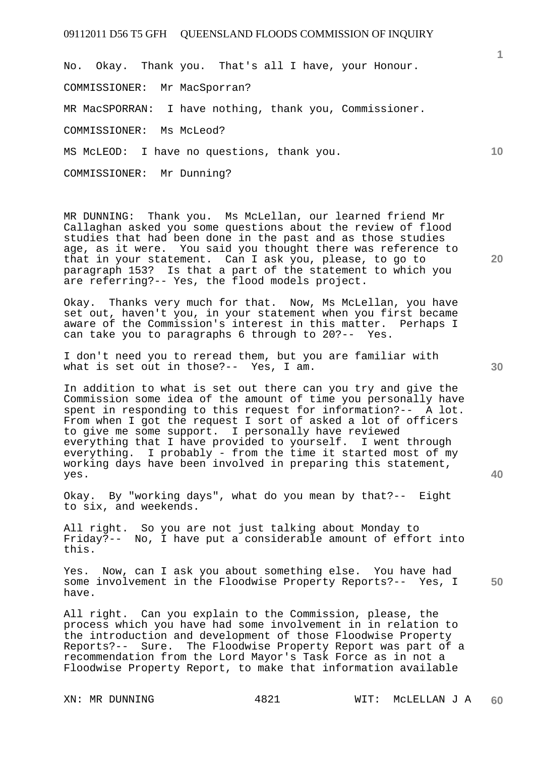No. Okay. Thank you. That's all I have, your Honour.

COMMISSIONER: Mr MacSporran?

MR MacSPORRAN: I have nothing, thank you, Commissioner.

COMMISSIONER: Ms McLeod?

MS McLEOD: I have no questions, thank you.

COMMISSIONER: Mr Dunning?

MR DUNNING: Thank you. Ms McLellan, our learned friend Mr Callaghan asked you some questions about the review of flood studies that had been done in the past and as those studies age, as it were. You said you thought there was reference to that in your statement. Can I ask you, please, to go to paragraph 153? Is that a part of the statement to which you are referring?-- Yes, the flood models project.

Okay. Thanks very much for that. Now, Ms McLellan, you have set out, haven't you, in your statement when you first became aware of the Commission's interest in this matter. Perhaps I can take you to paragraphs 6 through to 20?-- Yes.

I don't need you to reread them, but you are familiar with what is set out in those?-- Yes, I am.

In addition to what is set out there can you try and give the Commission some idea of the amount of time you personally have spent in responding to this request for information?-- A lot. From when I got the request I sort of asked a lot of officers to give me some support. I personally have reviewed everything that I have provided to yourself. I went through everything. I probably - from the time it started most of my working days have been involved in preparing this statement, yes.

Okay. By "working days", what do you mean by that?-- Eight to six, and weekends.

All right. So you are not just talking about Monday to Friday?-- No, I have put a considerable amount of effort into this.

Yes. Now, can I ask you about something else. You have had some involvement in the Floodwise Property Reports?-- Yes, I have.

All right. Can you explain to the Commission, please, the process which you have had some involvement in in relation to the introduction and development of those Floodwise Property Reports?-- Sure. The Floodwise Property Report was part of a recommendation from the Lord Mayor's Task Force as in not a Floodwise Property Report, to make that information available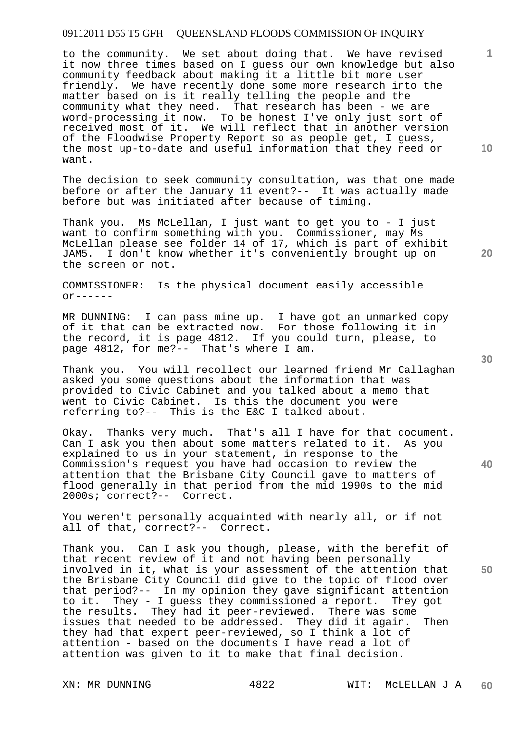to the community. We set about doing that. We have revised it now three times based on I guess our own knowledge but also community feedback about making it a little bit more user friendly. We have recently done some more research into the matter based on is it really telling the people and the community what they need. That research has been - we are word-processing it now. To be honest I've only just sort of received most of it. We will reflect that in another version of the Floodwise Property Report so as people get, I guess, the most up-to-date and useful information that they need or want.

The decision to seek community consultation, was that one made before or after the January 11 event?-- It was actually made before but was initiated after because of timing.

Thank you. Ms McLellan, I just want to get you to - I just want to confirm something with you. Commissioner, may Ms McLellan please see folder 14 of 17, which is part of exhibit JAM5. I don't know whether it's conveniently brought up on the screen or not.

COMMISSIONER: Is the physical document easily accessible or------

MR DUNNING: I can pass mine up. I have got an unmarked copy of it that can be extracted now. For those following it in the record, it is page 4812. If you could turn, please, to page 4812, for me?-- That's where I am.

Thank you. You will recollect our learned friend Mr Callaghan asked you some questions about the information that was provided to Civic Cabinet and you talked about a memo that went to Civic Cabinet. Is this the document you were referring to?-- This is the E&C I talked about.

Okay. Thanks very much. That's all I have for that document. Can I ask you then about some matters related to it. As you explained to us in your statement, in response to the Commission's request you have had occasion to review the attention that the Brisbane City Council gave to matters of flood generally in that period from the mid 1990s to the mid 2000s; correct?-- Correct.

You weren't personally acquainted with nearly all, or if not all of that, correct?-- Correct.

Thank you. Can I ask you though, please, with the benefit of that recent review of it and not having been personally involved in it, what is your assessment of the attention that the Brisbane City Council did give to the topic of flood over that period?-- In my opinion they gave significant attention to it. They - I guess they commissioned a report. They got the results. They had it peer-reviewed. There was some issues that needed to be addressed. They did it again. Then they had that expert peer-reviewed, so I think a lot of attention - based on the documents I have read a lot of attention was given to it to make that final decision.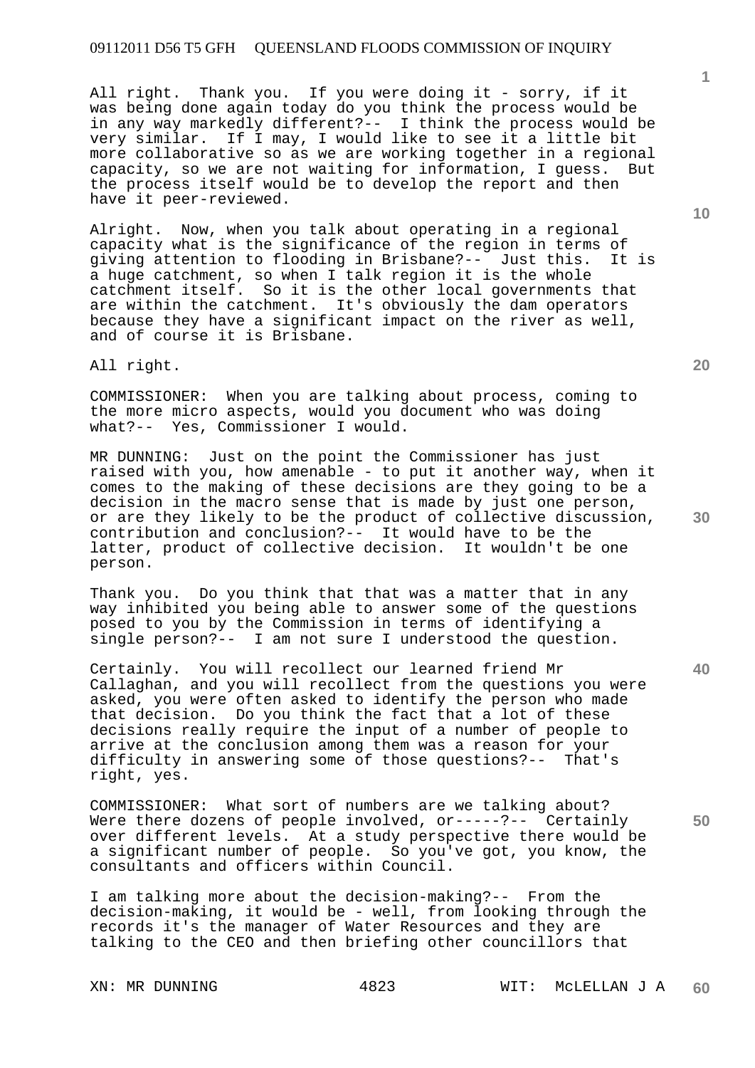All right. Thank you. If you were doing it - sorry, if it was being done again today do you think the process would be in any way markedly different?-- I think the process would be very similar. If I may, I would like to see it a little bit more collaborative so as we are working together in a regional capacity, so we are not waiting for information, I guess. But the process itself would be to develop the report and then have it peer-reviewed.

Alright. Now, when you talk about operating in a regional capacity what is the significance of the region in terms of giving attention to flooding in Brisbane?-- Just this. It is a huge catchment, so when I talk region it is the whole catchment itself. So it is the other local governments that are within the catchment. It's obviously the dam operators because they have a significant impact on the river as well, and of course it is Brisbane.

All right.

COMMISSIONER: When you are talking about process, coming to the more micro aspects, would you document who was doing what?-- Yes, Commissioner I would.

MR DUNNING: Just on the point the Commissioner has just raised with you, how amenable - to put it another way, when it comes to the making of these decisions are they going to be a decision in the macro sense that is made by just one person, or are they likely to be the product of collective discussion, contribution and conclusion?-- It would have to be the latter, product of collective decision. It wouldn't be one person.

Thank you. Do you think that that was a matter that in any way inhibited you being able to answer some of the questions posed to you by the Commission in terms of identifying a single person?-- I am not sure I understood the question.

Certainly. You will recollect our learned friend Mr Callaghan, and you will recollect from the questions you were asked, you were often asked to identify the person who made that decision. Do you think the fact that a lot of these decisions really require the input of a number of people to arrive at the conclusion among them was a reason for your difficulty in answering some of those questions?-- That's right, yes.

COMMISSIONER: What sort of numbers are we talking about? Were there dozens of people involved, or-----?-- Certainly over different levels. At a study perspective there would be a significant number of people. So you've got, you know, the consultants and officers within Council.

I am talking more about the decision-making?-- From the decision-making, it would be - well, from looking through the records it's the manager of Water Resources and they are talking to the CEO and then briefing other councillors that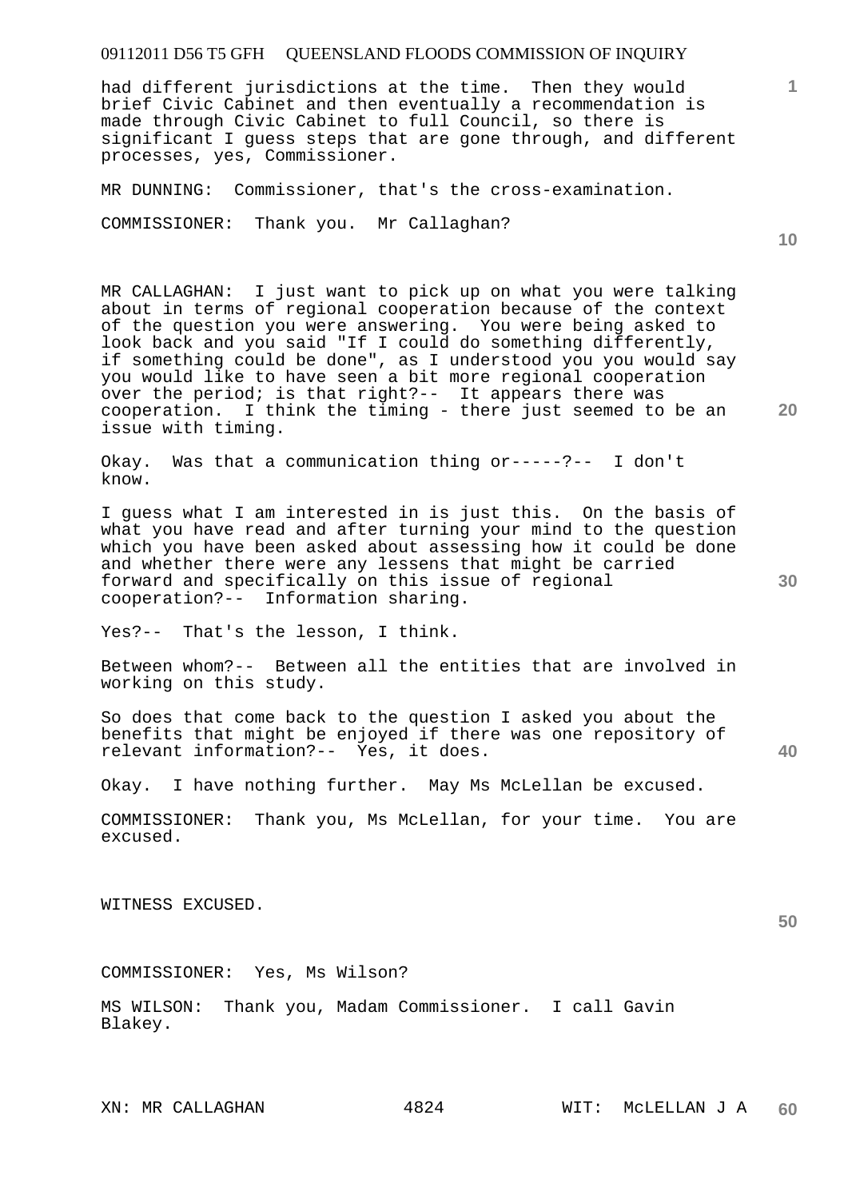had different jurisdictions at the time. Then they would brief Civic Cabinet and then eventually a recommendation is made through Civic Cabinet to full Council, so there is significant I guess steps that are gone through, and different processes, yes, Commissioner.

MR DUNNING: Commissioner, that's the cross-examination.

COMMISSIONER: Thank you. Mr Callaghan?

MR CALLAGHAN: I just want to pick up on what you were talking about in terms of regional cooperation because of the context of the question you were answering. You were being asked to look back and you said "If I could do something differently, if something could be done", as I understood you you would say you would like to have seen a bit more regional cooperation over the period; is that right?-- It appears there was cooperation. I think the timing - there just seemed to be an issue with timing.

Okay. Was that a communication thing or-----?-- I don't know.

I guess what I am interested in is just this. On the basis of what you have read and after turning your mind to the question which you have been asked about assessing how it could be done and whether there were any lessens that might be carried forward and specifically on this issue of regional cooperation?-- Information sharing.

Yes?-- That's the lesson, I think.

Between whom?-- Between all the entities that are involved in working on this study.

So does that come back to the question I asked you about the benefits that might be enjoyed if there was one repository of relevant information?-- Yes, it does.

Okay. I have nothing further. May Ms McLellan be excused.

COMMISSIONER: Thank you, Ms McLellan, for your time. You are excused.

WITNESS EXCUSED.

COMMISSIONER: Yes, Ms Wilson?

MS WILSON: Thank you, Madam Commissioner. I call Gavin Blakey.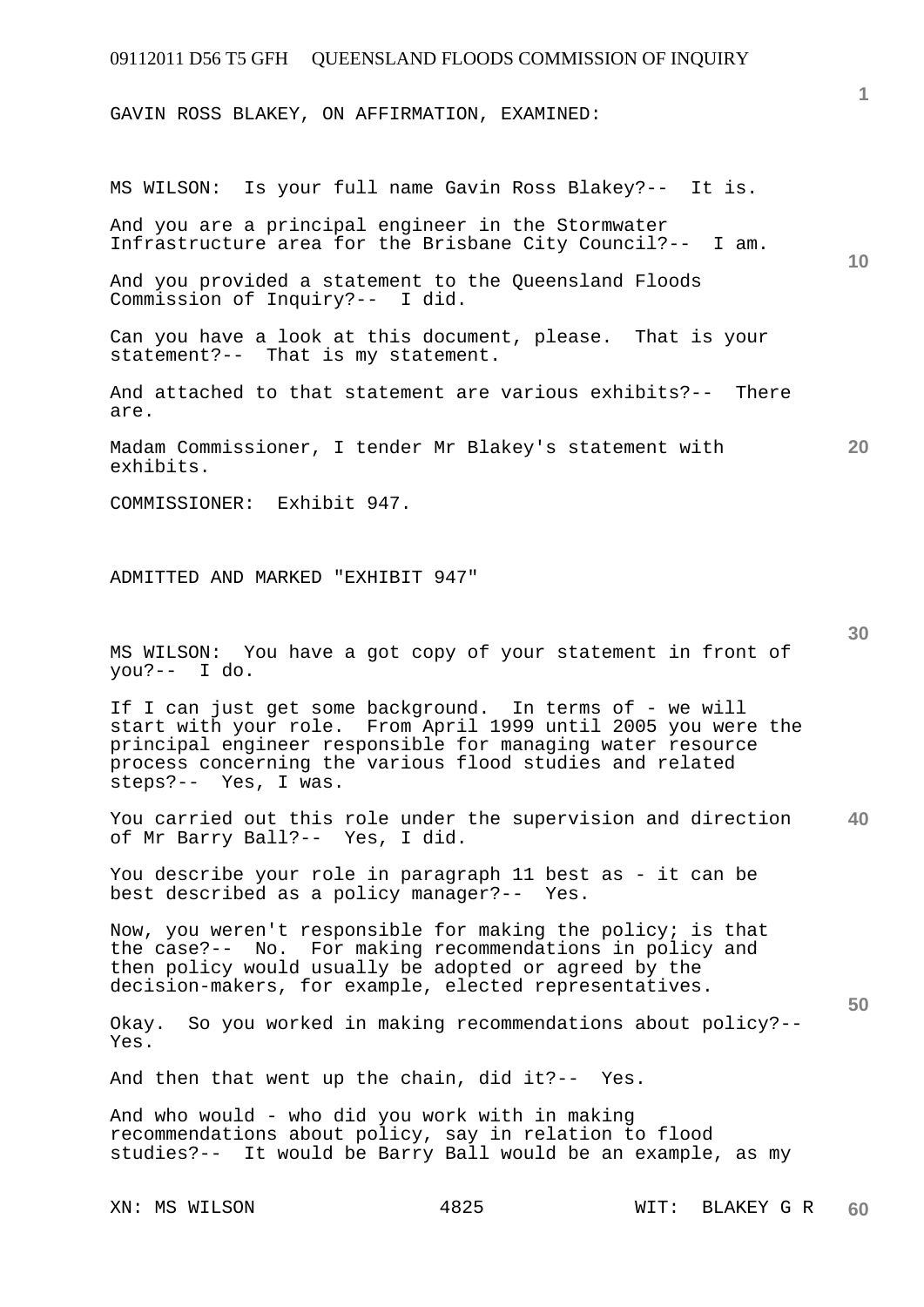GAVIN ROSS BLAKEY, ON AFFIRMATION, EXAMINED:

MS WILSON: Is your full name Gavin Ross Blakey?-- It is.

And you are a principal engineer in the Stormwater Infrastructure area for the Brisbane City Council?-- I am.

And you provided a statement to the Queensland Floods Commission of Inquiry?-- I did.

Can you have a look at this document, please. That is your statement?-- That is my statement.

And attached to that statement are various exhibits?-- There are.

Madam Commissioner, I tender Mr Blakey's statement with exhibits.

COMMISSIONER: Exhibit 947.

ADMITTED AND MARKED "EXHIBIT 947"

MS WILSON: You have a got copy of your statement in front of you?-- I do.

If I can just get some background. In terms of - we will start with your role. From April 1999 until 2005 you were the principal engineer responsible for managing water resource process concerning the various flood studies and related steps?-- Yes, I was.

You carried out this role under the supervision and direction of Mr Barry Ball?-- Yes, I did.

You describe your role in paragraph 11 best as - it can be best described as a policy manager?-- Yes.

Now, you weren't responsible for making the policy; is that the case?-- No. For making recommendations in policy and then policy would usually be adopted or agreed by the decision-makers, for example, elected representatives.

Okay. So you worked in making recommendations about policy?-- Yes.

And then that went up the chain, did it?-- Yes.

And who would - who did you work with in making recommendations about policy, say in relation to flood studies?-- It would be Barry Ball would be an example, as my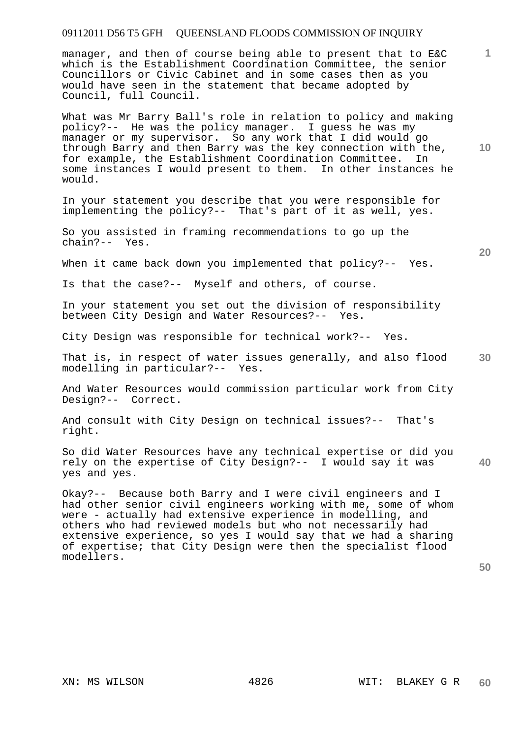manager, and then of course being able to present that to E&C which is the Establishment Coordination Committee, the senior Councillors or Civic Cabinet and in some cases then as you would have seen in the statement that became adopted by Council, full Council.

What was Mr Barry Ball's role in relation to policy and making policy?-- He was the policy manager. I guess he was my manager or my supervisor. So any work that I did would go through Barry and then Barry was the key connection with the, for example, the Establishment Coordination Committee. In some instances I would present to them. In other instances he would.

In your statement you describe that you were responsible for implementing the policy?-- That's part of it as well, yes.

So you assisted in framing recommendations to go up the chain?-- Yes.

When it came back down you implemented that policy?-- Yes.

Is that the case?-- Myself and others, of course.

In your statement you set out the division of responsibility between City Design and Water Resources?-- Yes.

City Design was responsible for technical work?-- Yes.

That is, in respect of water issues generally, and also flood modelling in particular?-- Yes.

And Water Resources would commission particular work from City Design?-- Correct.

And consult with City Design on technical issues?-- That's right.

So did Water Resources have any technical expertise or did you rely on the expertise of City Design?-- I would say it was yes and yes.

Okay?-- Because both Barry and I were civil engineers and I had other senior civil engineers working with me, some of whom were - actually had extensive experience in modelling, and others who had reviewed models but who not necessarily had extensive experience, so yes I would say that we had a sharing of expertise; that City Design were then the specialist flood modellers.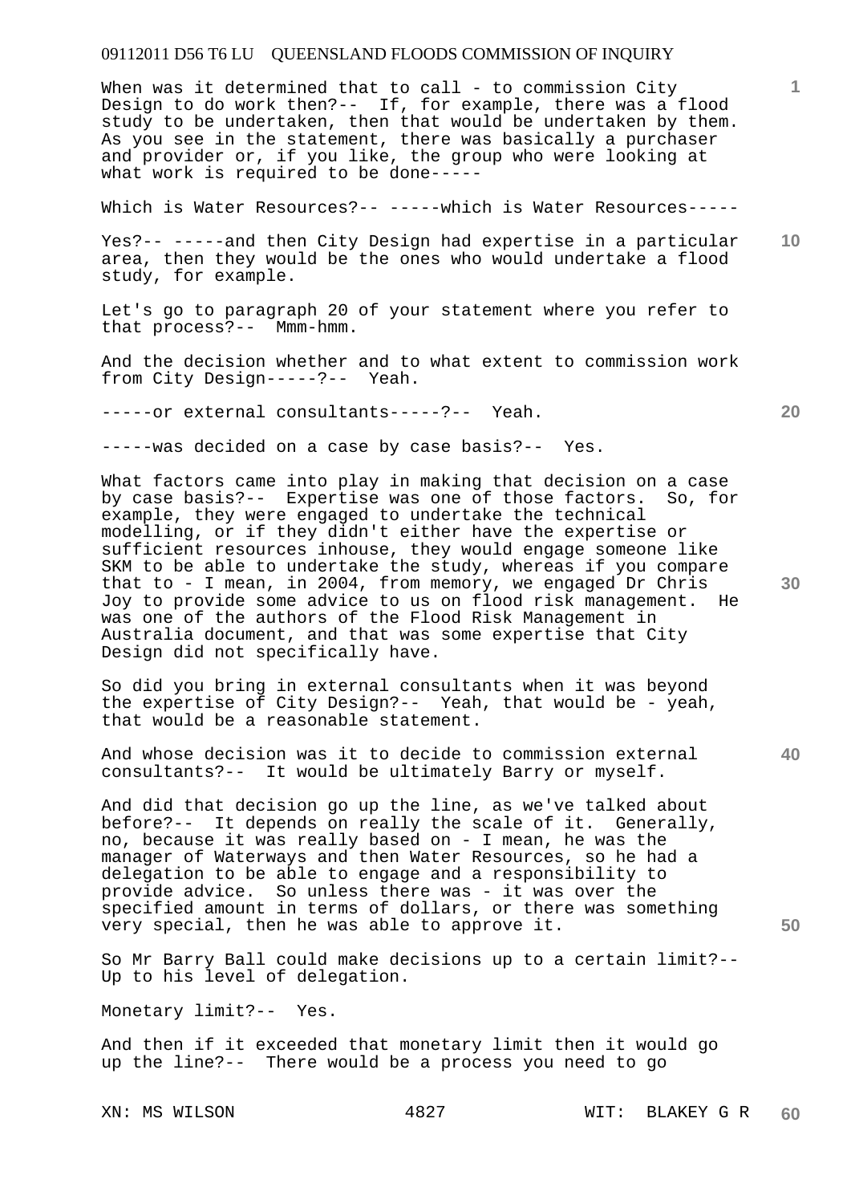When was it determined that to call - to commission City Design to do work then?-- If, for example, there was a flood study to be undertaken, then that would be undertaken by them. As you see in the statement, there was basically a purchaser and provider or, if you like, the group who were looking at what work is required to be done-----

Which is Water Resources?-- -----which is Water Resources-----

Yes?-- -----and then City Design had expertise in a particular area, then they would be the ones who would undertake a flood study, for example.

Let's go to paragraph 20 of your statement where you refer to that process?-- Mmm-hmm.

And the decision whether and to what extent to commission work from City Design-----?-- Yeah.

-----or external consultants-----?-- Yeah.

-----was decided on a case by case basis?-- Yes.

What factors came into play in making that decision on a case by case basis?-- Expertise was one of those factors. So, for example, they were engaged to undertake the technical modelling, or if they didn't either have the expertise or sufficient resources inhouse, they would engage someone like SKM to be able to undertake the study, whereas if you compare that to - I mean, in 2004, from memory, we engaged Dr Chris Joy to provide some advice to us on flood risk management. He was one of the authors of the Flood Risk Management in Australia document, and that was some expertise that City Design did not specifically have.

So did you bring in external consultants when it was beyond the expertise of City Design?-- Yeah, that would be - yeah, that would be a reasonable statement.

And whose decision was it to decide to commission external consultants?-- It would be ultimately Barry or myself.

And did that decision go up the line, as we've talked about before?-- It depends on really the scale of it. Generally, no, because it was really based on - I mean, he was the manager of Waterways and then Water Resources, so he had a delegation to be able to engage and a responsibility to provide advice. So unless there was - it was over the specified amount in terms of dollars, or there was something very special, then he was able to approve it.

So Mr Barry Ball could make decisions up to a certain limit?-- Up to his level of delegation.

Monetary limit?-- Yes.

And then if it exceeded that monetary limit then it would go up the line?-- There would be a process you need to go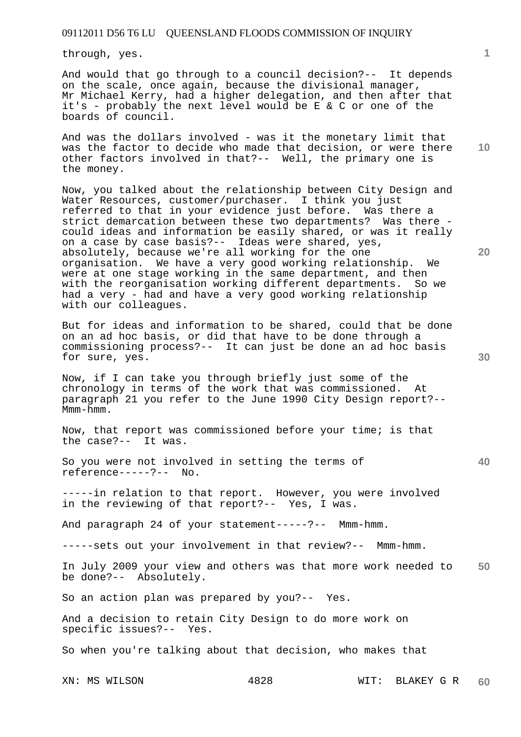through, yes.

And would that go through to a council decision?-- It depends on the scale, once again, because the divisional manager, Mr Michael Kerry, had a higher delegation, and then after that it's - probably the next level would be E & C or one of the boards of council.

And was the dollars involved - was it the monetary limit that was the factor to decide who made that decision, or were there other factors involved in that?-- Well, the primary one is the money.

Now, you talked about the relationship between City Design and Water Resources, customer/purchaser. I think you just referred to that in your evidence just before. Was there a strict demarcation between these two departments? Was there - could ideas and information be easily shared, or was it really on a case by case basis?-- Ideas were shared, yes, absolutely, because we're all working for the one organisation. We have a very good working relationship. We were at one stage working in the same department, and then with the reorganisation working different departments. So we had a very - had and have a very good working relationship with our colleagues.

But for ideas and information to be shared, could that be done on an ad hoc basis, or did that have to be done through a commissioning process?-- It can just be done an ad hoc basis for sure, yes.

Now, if I can take you through briefly just some of the chronology in terms of the work that was commissioned. At paragraph 21 you refer to the June 1990 City Design report?-- Mmm-hmm.

Now, that report was commissioned before your time; is that the case?-- It was.

So you were not involved in setting the terms of reference-----?-- No.

-----in relation to that report. However, you were involved in the reviewing of that report?-- Yes, I was.

And paragraph 24 of your statement-----?-- Mmm-hmm.

-----sets out your involvement in that review?-- Mmm-hmm.

In July 2009 your view and others was that more work needed to be done?-- Absolutely.

So an action plan was prepared by you?-- Yes.

And a decision to retain City Design to do more work on specific issues?-- Yes.

So when you're talking about that decision, who makes that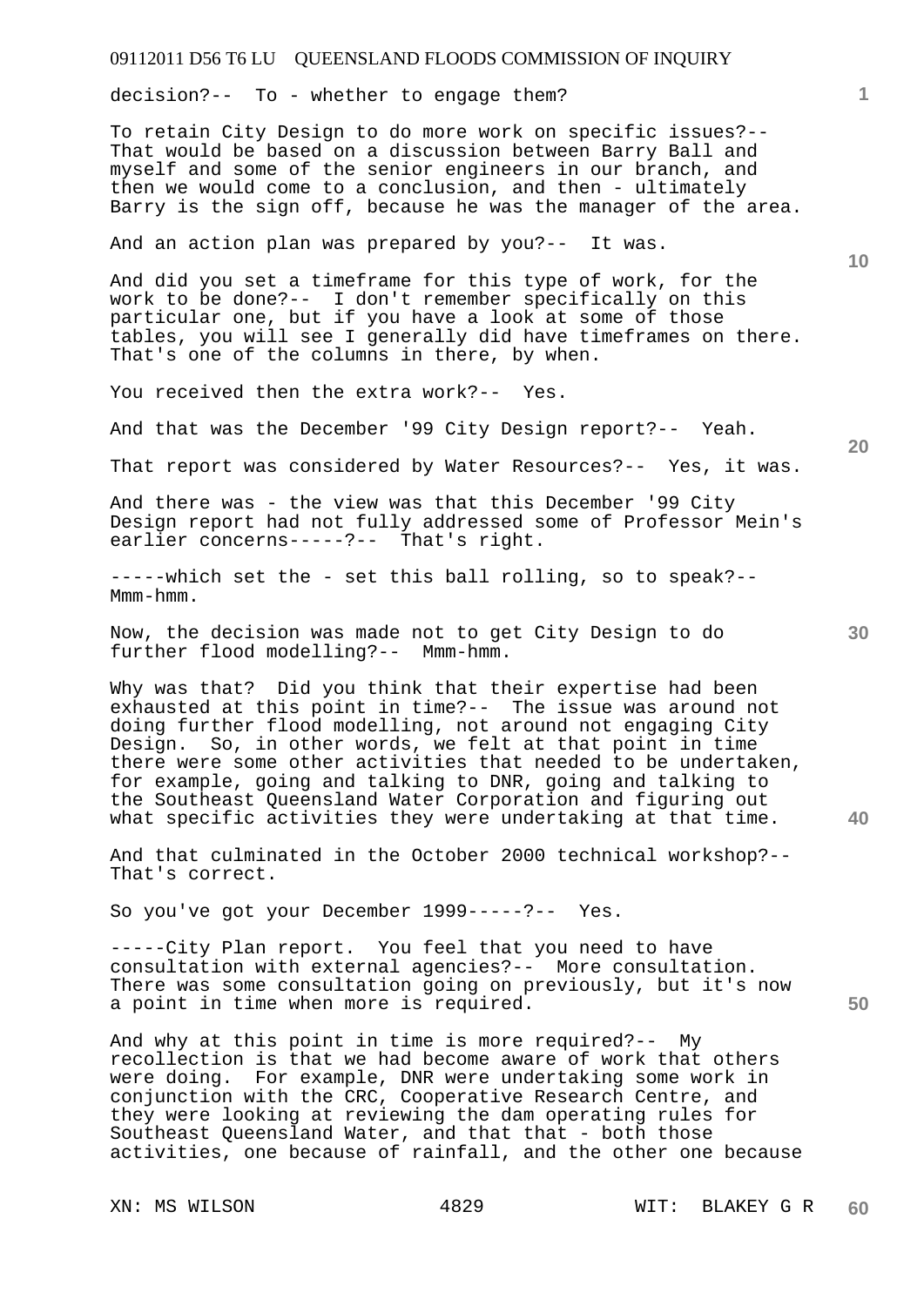decision?-- To - whether to engage them?

To retain City Design to do more work on specific issues?-- That would be based on a discussion between Barry Ball and myself and some of the senior engineers in our branch, and then we would come to a conclusion, and then - ultimately Barry is the sign off, because he was the manager of the area.

And an action plan was prepared by you?-- It was.

And did you set a timeframe for this type of work, for the work to be done?-- I don't remember specifically on this particular one, but if you have a look at some of those tables, you will see I generally did have timeframes on there. That's one of the columns in there, by when.

You received then the extra work?-- Yes.

And that was the December '99 City Design report?-- Yeah.

That report was considered by Water Resources?-- Yes, it was.

And there was - the view was that this December '99 City Design report had not fully addressed some of Professor Mein's earlier concerns-----?-- That's right.

-----which set the - set this ball rolling, so to speak?-- Mmm-hmm.

Now, the decision was made not to get City Design to do further flood modelling?-- Mmm-hmm.

Why was that? Did you think that their expertise had been exhausted at this point in time?-- The issue was around not doing further flood modelling, not around not engaging City Design. So, in other words, we felt at that point in time there were some other activities that needed to be undertaken, for example, going and talking to DNR, going and talking to the Southeast Queensland Water Corporation and figuring out what specific activities they were undertaking at that time.

And that culminated in the October 2000 technical workshop?-- That's correct.

So you've got your December 1999-----?-- Yes.

-----City Plan report. You feel that you need to have consultation with external agencies?-- More consultation. There was some consultation going on previously, but it's now a point in time when more is required.

And why at this point in time is more required?-- My recollection is that we had become aware of work that others were doing. For example, DNR were undertaking some work in conjunction with the CRC, Cooperative Research Centre, and they were looking at reviewing the dam operating rules for Southeast Queensland Water, and that that - both those activities, one because of rainfall, and the other one because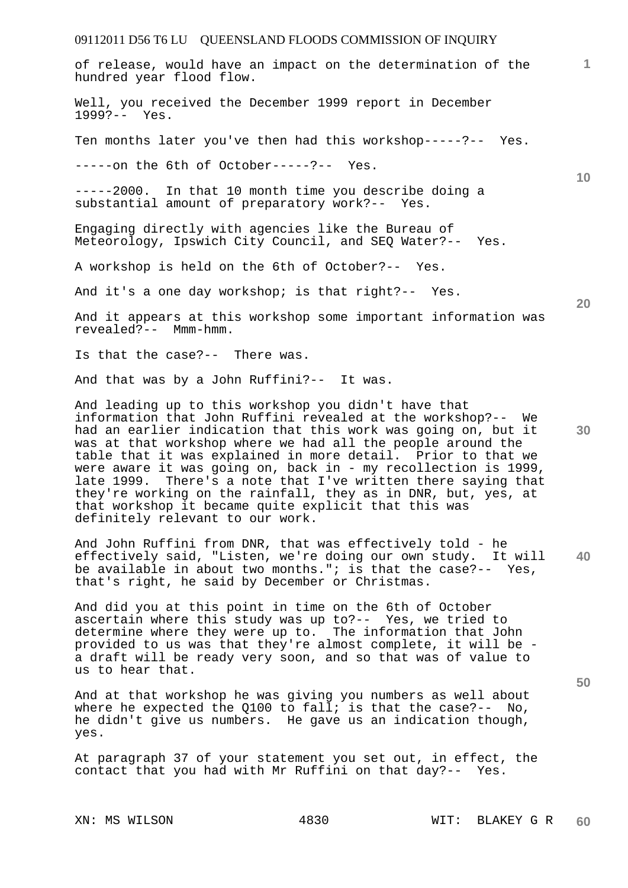of release, would have an impact on the determination of the hundred year flood flow.

Well, you received the December 1999 report in December 1999?-- Yes.

Ten months later you've then had this workshop-----?-- Yes.

-----on the 6th of October-----?-- Yes.

-----2000. In that 10 month time you describe doing a substantial amount of preparatory work?-- Yes.

Engaging directly with agencies like the Bureau of Meteorology, Ipswich City Council, and SEQ Water?-- Yes.

A workshop is held on the 6th of October?-- Yes.

And it's a one day workshop; is that right?-- Yes.

And it appears at this workshop some important information was revealed?-- Mmm-hmm.

Is that the case?-- There was.

And that was by a John Ruffini?-- It was.

And leading up to this workshop you didn't have that information that John Ruffini revealed at the workshop?-- We had an earlier indication that this work was going on, but it was at that workshop where we had all the people around the table that it was explained in more detail. Prior to that we were aware it was going on, back in - my recollection is 1999, late 1999. There's a note that I've written there saying that they're working on the rainfall, they as in DNR, but, yes, at that workshop it became quite explicit that this was definitely relevant to our work.

And John Ruffini from DNR, that was effectively told - he effectively said, "Listen, we're doing our own study. It will be available in about two months."; is that the case?-- Yes, that's right, he said by December or Christmas.

And did you at this point in time on the 6th of October ascertain where this study was up to?-- Yes, we tried to determine where they were up to. The information that John provided to us was that they're almost complete, it will be - a draft will be ready very soon, and so that was of value to us to hear that.

And at that workshop he was giving you numbers as well about where he expected the Q100 to fall; is that the case?-- No, he didn't give us numbers. He gave us an indication though, yes.

At paragraph 37 of your statement you set out, in effect, the contact that you had with Mr Ruffini on that day?-- Yes.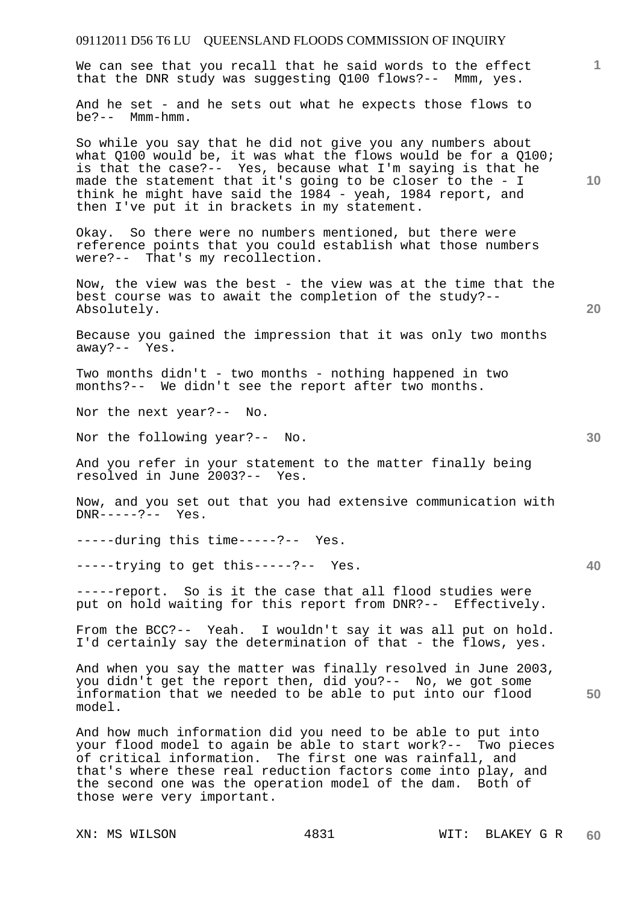We can see that you recall that he said words to the effect that the DNR study was suggesting Q100 flows?-- Mmm, yes.

And he set - and he sets out what he expects those flows to be?-- Mmm-hmm.

So while you say that he did not give you any numbers about what Q100 would be, it was what the flows would be for a Q100; is that the case?-- Yes, because what I'm saying is that he made the statement that it's going to be closer to the - I think he might have said the 1984 - yeah, 1984 report, and then I've put it in brackets in my statement.

Okay. So there were no numbers mentioned, but there were reference points that you could establish what those numbers were?-- That's my recollection.

Now, the view was the best - the view was at the time that the best course was to await the completion of the study?-- Absolutely.

Because you gained the impression that it was only two months away?-- Yes.

Two months didn't - two months - nothing happened in two months?-- We didn't see the report after two months.

Nor the next year?-- No.

Nor the following year?-- No.

And you refer in your statement to the matter finally being resolved in June 2003?-- Yes.

Now, and you set out that you had extensive communication with DNR-----?-- Yes.

-----during this time-----?-- Yes.

-----trying to get this-----?-- Yes.

-----report. So is it the case that all flood studies were put on hold waiting for this report from DNR?-- Effectively.

From the BCC?-- Yeah. I wouldn't say it was all put on hold. I'd certainly say the determination of that - the flows, yes.

And when you say the matter was finally resolved in June 2003, you didn't get the report then, did you?-- No, we got some information that we needed to be able to put into our flood model.

And how much information did you need to be able to put into your flood model to again be able to start work?-- Two pieces of critical information. The first one was rainfall, and that's where these real reduction factors come into play, and the second one was the operation model of the dam. Both of those were very important.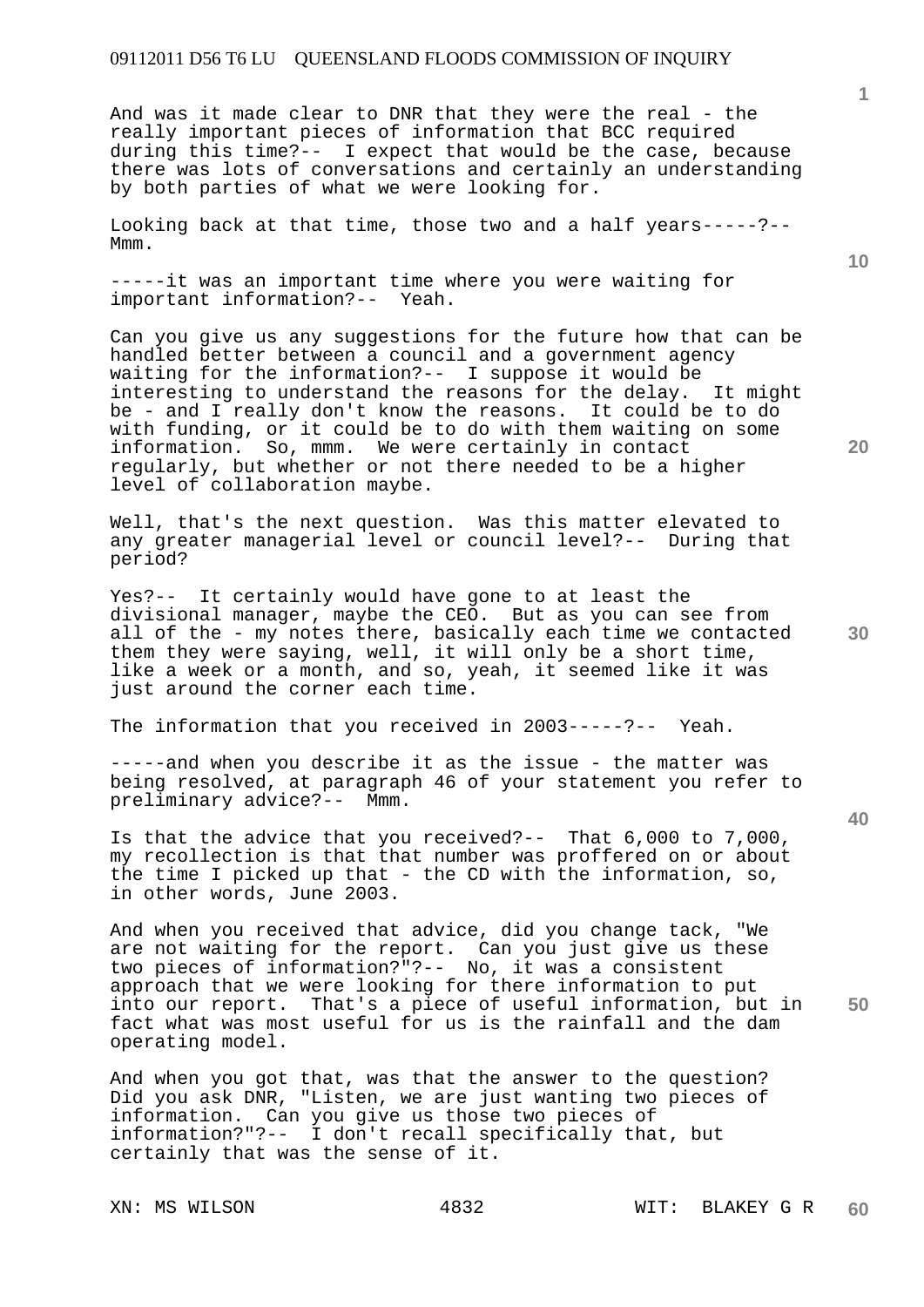And was it made clear to DNR that they were the real - the really important pieces of information that BCC required during this time?-- I expect that would be the case, because there was lots of conversations and certainly an understanding by both parties of what we were looking for.

Looking back at that time, those two and a half years-----?-- Mmm.

-----it was an important time where you were waiting for important information?-- Yeah.

Can you give us any suggestions for the future how that can be handled better between a council and a government agency waiting for the information?-- I suppose it would be interesting to understand the reasons for the delay. It might be - and I really don't know the reasons. It could be to do with funding, or it could be to do with them waiting on some information. So, mmm. We were certainly in contact regularly, but whether or not there needed to be a higher level of collaboration maybe.

Well, that's the next question. Was this matter elevated to any greater managerial level or council level?-- During that period?

Yes?-- It certainly would have gone to at least the divisional manager, maybe the CEO. But as you can see from all of the - my notes there, basically each time we contacted them they were saying, well, it will only be a short time, like a week or a month, and so, yeah, it seemed like it was just around the corner each time.

The information that you received in 2003-----?-- Yeah.

-----and when you describe it as the issue - the matter was being resolved, at paragraph 46 of your statement you refer to preliminary advice?-- Mmm.

Is that the advice that you received?-- That 6,000 to 7,000, my recollection is that that number was proffered on or about the time I picked up that - the CD with the information, so, in other words, June 2003.

And when you received that advice, did you change tack, "We are not waiting for the report. Can you just give us these two pieces of information?"?-- No, it was a consistent approach that we were looking for there information to put into our report. That's a piece of useful information, but in fact what was most useful for us is the rainfall and the dam operating model.

And when you got that, was that the answer to the question? Did you ask DNR, "Listen, we are just wanting two pieces of information. Can you give us those two pieces of information?"?-- I don't recall specifically that, but certainly that was the sense of it.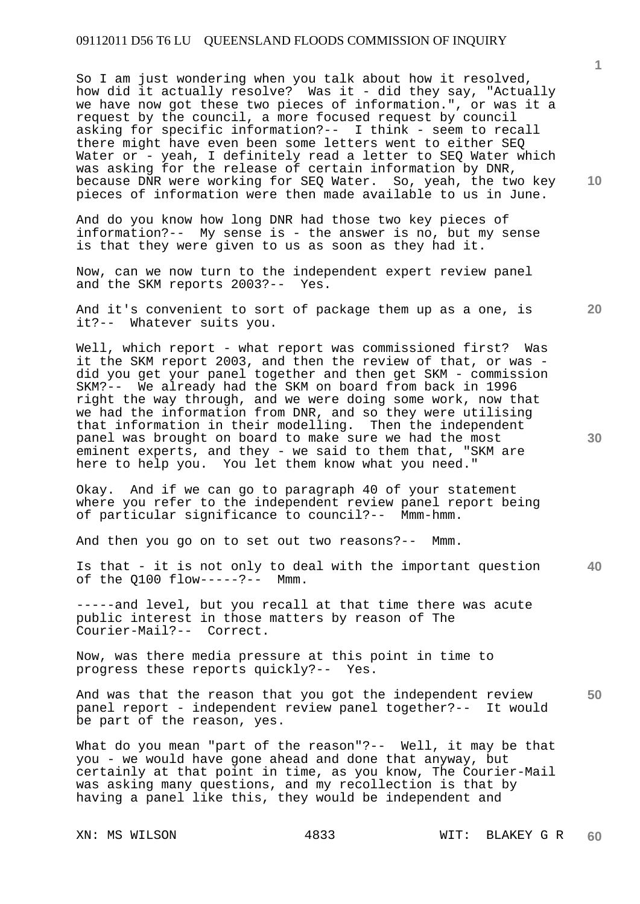So I am just wondering when you talk about how it resolved, how did it actually resolve? Was it - did they say, "Actually we have now got these two pieces of information.", or was it a request by the council, a more focused request by council asking for specific information?-- I think - seem to recall there might have even been some letters went to either SEQ Water or - yeah, I definitely read a letter to SEQ Water which was asking for the release of certain information by DNR, because DNR were working for SEQ Water. So, yeah, the two key pieces of information were then made available to us in June.

And do you know how long DNR had those two key pieces of information?-- My sense is - the answer is no, but my sense is that they were given to us as soon as they had it.

Now, can we now turn to the independent expert review panel and the SKM reports 2003?-- Yes.

And it's convenient to sort of package them up as a one, is it?-- Whatever suits you.

Well, which report - what report was commissioned first? Was it the SKM report 2003, and then the review of that, or was - did you get your panel together and then get SKM - commission SKM?-- We already had the SKM on board from back in 1996 right the way through, and we were doing some work, now that we had the information from DNR, and so they were utilising that information in their modelling. Then the independent panel was brought on board to make sure we had the most eminent experts, and they - we said to them that, "SKM are here to help you. You let them know what you need."

Okay. And if we can go to paragraph 40 of your statement where you refer to the independent review panel report being of particular significance to council?-- Mmm-hmm.

And then you go on to set out two reasons?-- Mmm.

Is that - it is not only to deal with the important question of the Q100 flow-----?-- Mmm.

-----and level, but you recall at that time there was acute public interest in those matters by reason of The Courier-Mail?-- Correct.

Now, was there media pressure at this point in time to progress these reports quickly?-- Yes.

And was that the reason that you got the independent review panel report - independent review panel together?-- It would be part of the reason, yes.

What do you mean "part of the reason"?-- Well, it may be that you - we would have gone ahead and done that anyway, but certainly at that point in time, as you know, The Courier-Mail was asking many questions, and my recollection is that by having a panel like this, they would be independent and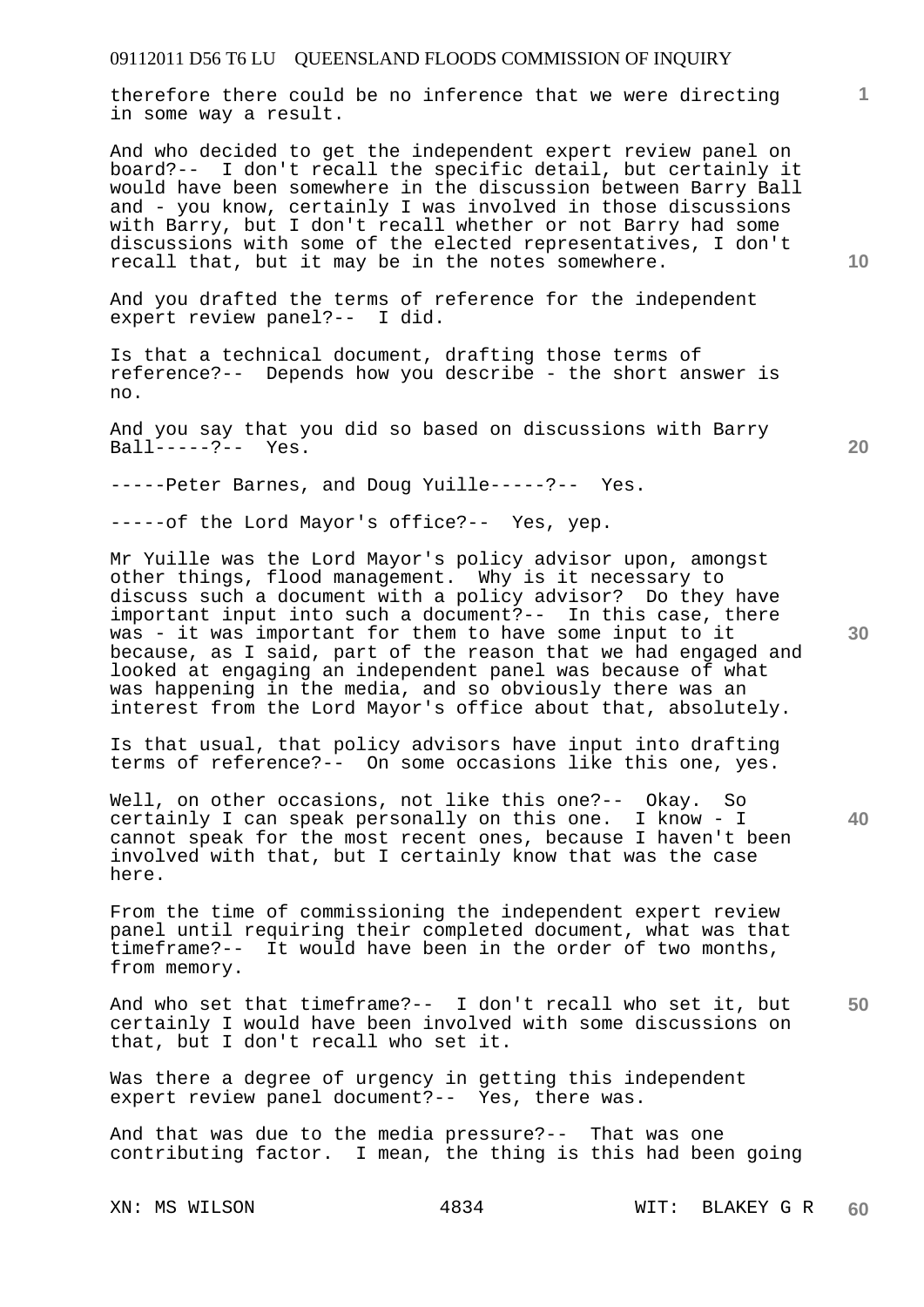therefore there could be no inference that we were directing in some way a result.

And who decided to get the independent expert review panel on board?-- I don't recall the specific detail, but certainly it would have been somewhere in the discussion between Barry Ball and - you know, certainly I was involved in those discussions with Barry, but I don't recall whether or not Barry had some discussions with some of the elected representatives, I don't recall that, but it may be in the notes somewhere.

And you drafted the terms of reference for the independent expert review panel?-- I did.

Is that a technical document, drafting those terms of reference?-- Depends how you describe - the short answer is no.

And you say that you did so based on discussions with Barry Ball-----?-- Yes.

-----Peter Barnes, and Doug Yuille-----?-- Yes.

-----of the Lord Mayor's office?-- Yes, yep.

Mr Yuille was the Lord Mayor's policy advisor upon, amongst other things, flood management. Why is it necessary to discuss such a document with a policy advisor? Do they have important input into such a document?-- In this case, there was - it was important for them to have some input to it because, as I said, part of the reason that we had engaged and looked at engaging an independent panel was because of what was happening in the media, and so obviously there was an interest from the Lord Mayor's office about that, absolutely.

Is that usual, that policy advisors have input into drafting terms of reference?-- On some occasions like this one, yes.

Well, on other occasions, not like this one?-- Okay. So certainly I can speak personally on this one. I know - I cannot speak for the most recent ones, because I haven't been involved with that, but I certainly know that was the case here.

From the time of commissioning the independent expert review panel until requiring their completed document, what was that timeframe?-- It would have been in the order of two months, from memory.

And who set that timeframe?-- I don't recall who set it, but certainly I would have been involved with some discussions on that, but I don't recall who set it.

Was there a degree of urgency in getting this independent expert review panel document?-- Yes, there was.

And that was due to the media pressure?-- That was one contributing factor. I mean, the thing is this had been going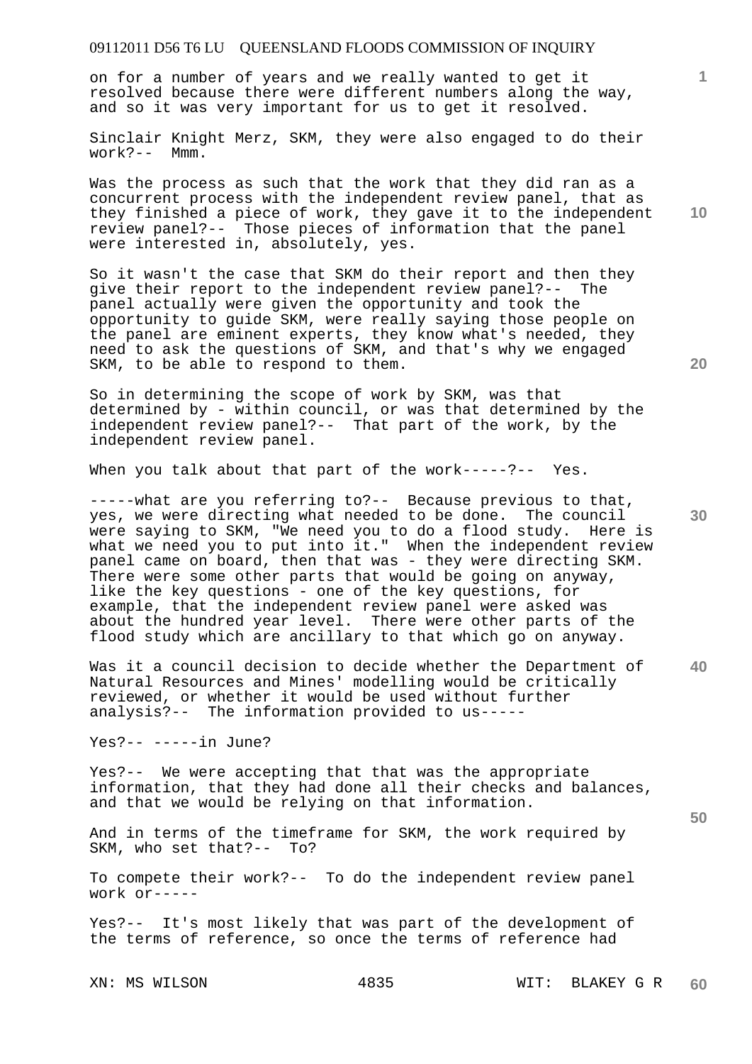on for a number of years and we really wanted to get it resolved because there were different numbers along the way, and so it was very important for us to get it resolved.

Sinclair Knight Merz, SKM, they were also engaged to do their work?-- Mmm.

Was the process as such that the work that they did ran as a concurrent process with the independent review panel, that as they finished a piece of work, they gave it to the independent review panel?-- Those pieces of information that the panel were interested in, absolutely, yes.

So it wasn't the case that SKM do their report and then they give their report to the independent review panel?-- The panel actually were given the opportunity and took the opportunity to guide SKM, were really saying those people on the panel are eminent experts, they know what's needed, they need to ask the questions of SKM, and that's why we engaged SKM, to be able to respond to them.

So in determining the scope of work by SKM, was that determined by - within council, or was that determined by the independent review panel?-- That part of the work, by the independent review panel.

When you talk about that part of the work-----?-- Yes.

-----what are you referring to?-- Because previous to that, yes, we were directing what needed to be done. The council were saying to SKM, "We need you to do a flood study. Here is what we need you to put into it." When the independent review panel came on board, then that was - they were directing SKM. There were some other parts that would be going on anyway, like the key questions - one of the key questions, for example, that the independent review panel were asked was about the hundred year level. There were other parts of the flood study which are ancillary to that which go on anyway.

Was it a council decision to decide whether the Department of Natural Resources and Mines' modelling would be critically reviewed, or whether it would be used without further analysis?-- The information provided to us-----

Yes?-- -----in June?

Yes?-- We were accepting that that was the appropriate information, that they had done all their checks and balances, and that we would be relying on that information.

And in terms of the timeframe for SKM, the work required by SKM, who set that?-- To?

To compete their work?-- To do the independent review panel work or-----

Yes?-- It's most likely that was part of the development of the terms of reference, so once the terms of reference had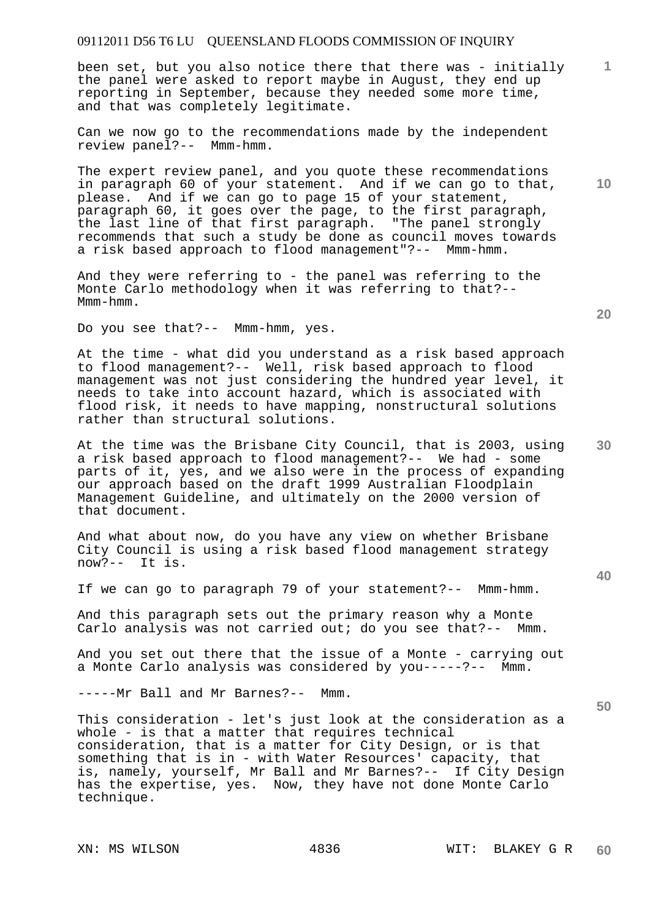been set, but you also notice there that there was - initially the panel were asked to report maybe in August, they end up reporting in September, because they needed some more time, and that was completely legitimate.

Can we now go to the recommendations made by the independent review panel?-- Mmm-hmm.

The expert review panel, and you quote these recommendations in paragraph 60 of your statement. And if we can go to that, please. And if we can go to page 15 of your statement, paragraph 60, it goes over the page, to the first paragraph, the last line of that first paragraph. "The panel strongly recommends that such a study be done as council moves towards a risk based approach to flood management"?-- Mmm-hmm.

And they were referring to - the panel was referring to the Monte Carlo methodology when it was referring to that?-- Mmm-hmm.

Do you see that?-- Mmm-hmm, yes.

At the time - what did you understand as a risk based approach to flood management?-- Well, risk based approach to flood management was not just considering the hundred year level, it needs to take into account hazard, which is associated with flood risk, it needs to have mapping, nonstructural solutions rather than structural solutions.

At the time was the Brisbane City Council, that is 2003, using a risk based approach to flood management?-- We had - some parts of it, yes, and we also were in the process of expanding our approach based on the draft 1999 Australian Floodplain Management Guideline, and ultimately on the 2000 version of that document.

And what about now, do you have any view on whether Brisbane City Council is using a risk based flood management strategy now?-- It is.

If we can go to paragraph 79 of your statement?-- Mmm-hmm.

And this paragraph sets out the primary reason why a Monte Carlo analysis was not carried out; do you see that?-- Mmm.

And you set out there that the issue of a Monte - carrying out a Monte Carlo analysis was considered by you-----?-- Mmm.

-----Mr Ball and Mr Barnes?-- Mmm.

This consideration - let's just look at the consideration as a whole - is that a matter that requires technical consideration, that is a matter for City Design, or is that something that is in - with Water Resources' capacity, that is, namely, yourself, Mr Ball and Mr Barnes?-- If City Design has the expertise, yes. Now, they have not done Monte Carlo technique.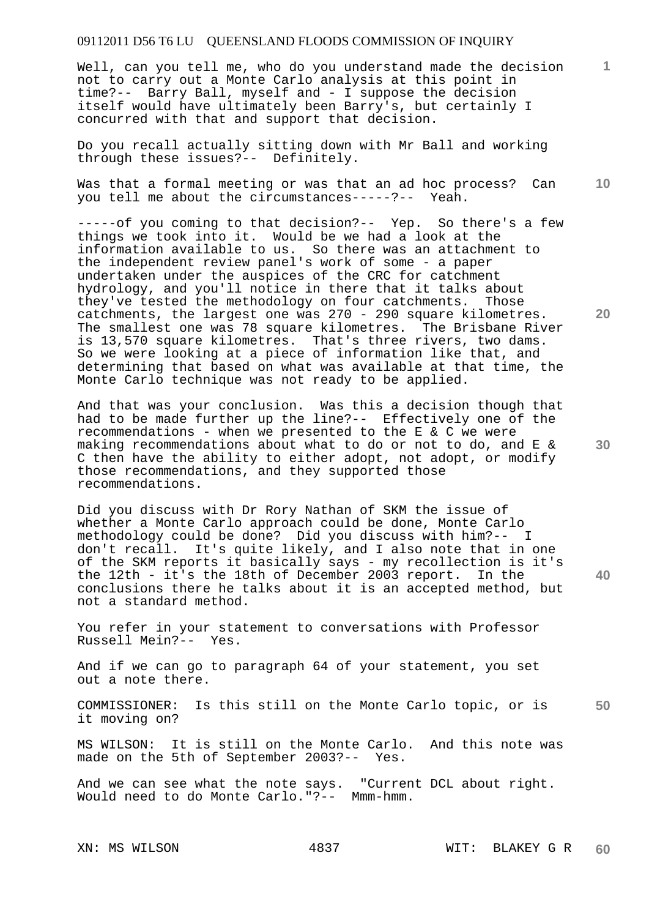Well, can you tell me, who do you understand made the decision not to carry out a Monte Carlo analysis at this point in time?-- Barry Ball, myself and - I suppose the decision itself would have ultimately been Barry's, but certainly I concurred with that and support that decision.

Do you recall actually sitting down with Mr Ball and working through these issues?-- Definitely.

Was that a formal meeting or was that an ad hoc process? Can you tell me about the circumstances-----?-- Yeah.

-----of you coming to that decision?-- Yep. So there's a few things we took into it. Would be we had a look at the information available to us. So there was an attachment to the independent review panel's work of some - a paper undertaken under the auspices of the CRC for catchment hydrology, and you'll notice in there that it talks about they've tested the methodology on four catchments. Those catchments, the largest one was 270 - 290 square kilometres. The smallest one was 78 square kilometres. The Brisbane River is 13,570 square kilometres. That's three rivers, two dams. So we were looking at a piece of information like that, and determining that based on what was available at that time, the Monte Carlo technique was not ready to be applied.

And that was your conclusion. Was this a decision though that had to be made further up the line?-- Effectively one of the recommendations - when we presented to the E & C we were making recommendations about what to do or not to do, and E & C then have the ability to either adopt, not adopt, or modify those recommendations, and they supported those recommendations.

Did you discuss with Dr Rory Nathan of SKM the issue of whether a Monte Carlo approach could be done, Monte Carlo methodology could be done? Did you discuss with him?-- I don't recall. It's quite likely, and I also note that in one of the SKM reports it basically says - my recollection is it's the 12th - it's the 18th of December 2003 report. In the conclusions there he talks about it is an accepted method, but not a standard method.

You refer in your statement to conversations with Professor Russell Mein?-- Yes.

And if we can go to paragraph 64 of your statement, you set out a note there.

COMMISSIONER: Is this still on the Monte Carlo topic, or is it moving on?

MS WILSON: It is still on the Monte Carlo. And this note was made on the 5th of September 2003?-- Yes.

And we can see what the note says. "Current DCL about right. Would need to do Monte Carlo."?-- Mmm-hmm.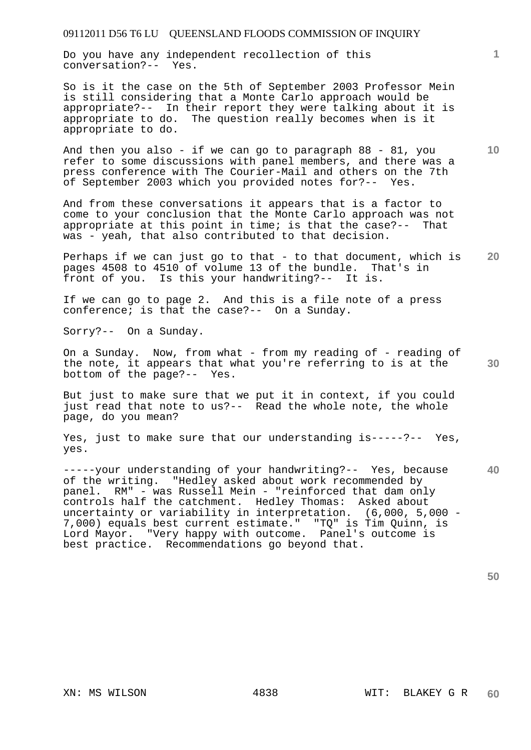Do you have any independent recollection of this conversation?-- Yes.

So is it the case on the 5th of September 2003 Professor Mein is still considering that a Monte Carlo approach would be appropriate?-- In their report they were talking about it is appropriate to do. The question really becomes when is it appropriate to do.

And then you also - if we can go to paragraph 88 - 81, you refer to some discussions with panel members, and there was a press conference with The Courier-Mail and others on the 7th of September 2003 which you provided notes for?-- Yes.

And from these conversations it appears that is a factor to come to your conclusion that the Monte Carlo approach was not appropriate at this point in time; is that the case?-- That was - yeah, that also contributed to that decision.

Perhaps if we can just go to that - to that document, which is pages 4508 to 4510 of volume 13 of the bundle. That's in front of you. Is this your handwriting?-- It is.

If we can go to page 2. And this is a file note of a press conference; is that the case?-- On a Sunday.

Sorry?-- On a Sunday.

On a Sunday. Now, from what - from my reading of - reading of the note, it appears that what you're referring to is at the bottom of the page?-- Yes.

But just to make sure that we put it in context, if you could just read that note to us?-- Read the whole note, the whole page, do you mean?

Yes, just to make sure that our understanding is-----?-- Yes, yes.

-----your understanding of your handwriting?-- Yes, because of the writing. "Hedley asked about work recommended by panel. RM" - was Russell Mein - "reinforced that dam only controls half the catchment. Hedley Thomas: Asked about uncertainty or variability in interpretation. (6,000, 5,000 - 7,000) equals best current estimate." "TQ" is Tim Quinn, is Lord Mayor. "Very happy with outcome. Panel's outcome is best practice. Recommendations go beyond that.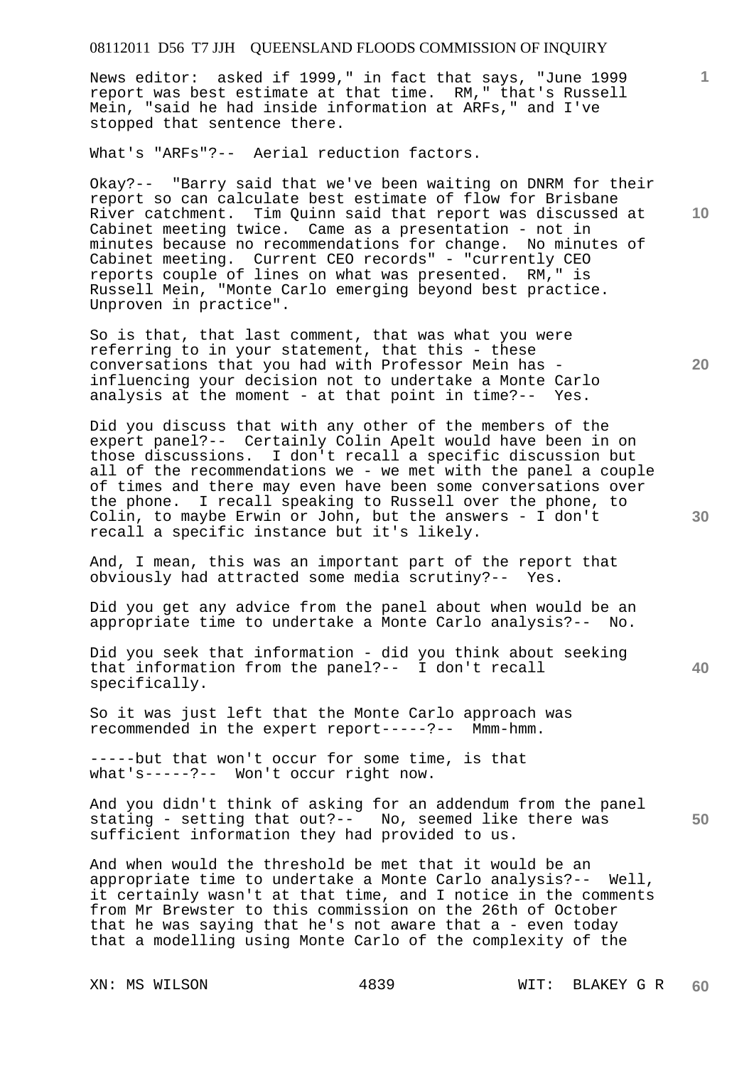News editor: asked if 1999," in fact that says, "June 1999 report was best estimate at that time. RM," that's Russell Mein, "said he had inside information at ARFs," and I've stopped that sentence there.

What's "ARFs"?-- Aerial reduction factors.

Okay?-- "Barry said that we've been waiting on DNRM for their report so can calculate best estimate of flow for Brisbane River catchment. Tim Quinn said that report was discussed at Cabinet meeting twice. Came as a presentation - not in minutes because no recommendations for change. No minutes of Cabinet meeting. Current CEO records" - "currently CEO reports couple of lines on what was presented. RM," is Russell Mein, "Monte Carlo emerging beyond best practice. Unproven in practice".

So is that, that last comment, that was what you were referring to in your statement, that this - these conversations that you had with Professor Mein has - influencing your decision not to undertake a Monte Carlo analysis at the moment - at that point in time?-- Yes.

Did you discuss that with any other of the members of the expert panel?-- Certainly Colin Apelt would have been in on those discussions. I don't recall a specific discussion but all of the recommendations we - we met with the panel a couple of times and there may even have been some conversations over the phone. I recall speaking to Russell over the phone, to Colin, to maybe Erwin or John, but the answers - I don't recall a specific instance but it's likely.

And, I mean, this was an important part of the report that obviously had attracted some media scrutiny?-- Yes.

Did you get any advice from the panel about when would be an appropriate time to undertake a Monte Carlo analysis?-- No.

Did you seek that information - did you think about seeking that information from the panel?-- I don't recall specifically.

So it was just left that the Monte Carlo approach was recommended in the expert report-----?-- Mmm-hmm.

-----but that won't occur for some time, is that what's-----?-- Won't occur right now.

And you didn't think of asking for an addendum from the panel stating - setting that out?-- No, seemed like there was sufficient information they had provided to us.

And when would the threshold be met that it would be an appropriate time to undertake a Monte Carlo analysis?-- Well, it certainly wasn't at that time, and I notice in the comments from Mr Brewster to this commission on the 26th of October that he was saying that he's not aware that a - even today that a modelling using Monte Carlo of the complexity of the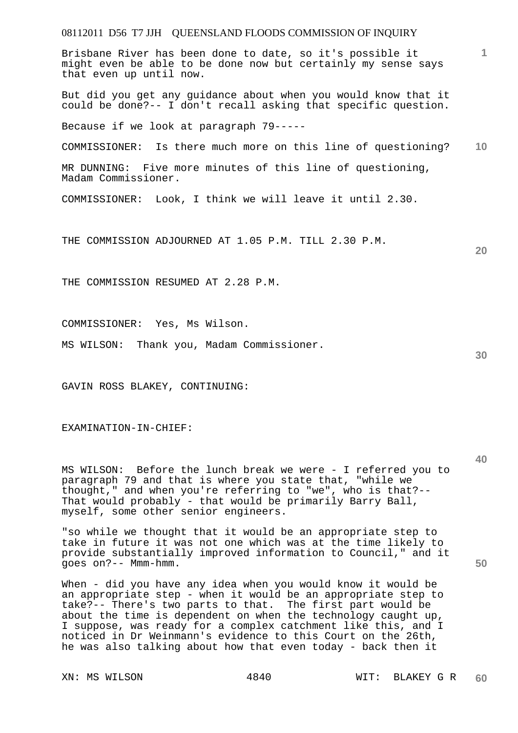Brisbane River has been done to date, so it's possible it might even be able to be done now but certainly my sense says that even up until now.

But did you get any guidance about when you would know that it could be done?-- I don't recall asking that specific question.

Because if we look at paragraph 79-----

COMMISSIONER: Is there much more on this line of questioning?

MR DUNNING: Five more minutes of this line of questioning, Madam Commissioner.

COMMISSIONER: Look, I think we will leave it until 2.30.

THE COMMISSION ADJOURNED AT 1.05 P.M. TILL 2.30 P.M.

THE COMMISSION RESUMED AT 2.28 P.M.

COMMISSIONER: Yes, Ms Wilson.

MS WILSON: Thank you, Madam Commissioner.

GAVIN ROSS BLAKEY, CONTINUING:

EXAMINATION-IN-CHIEF:

MS WILSON: Before the lunch break we were - I referred you to paragraph 79 and that is where you state that, "while we thought," and when you're referring to "we", who is that?-- That would probably - that would be primarily Barry Ball, myself, some other senior engineers.

"so while we thought that it would be an appropriate step to take in future it was not one which was at the time likely to provide substantially improved information to Council," and it goes on?-- Mmm-hmm.

When - did you have any idea when you would know it would be an appropriate step - when it would be an appropriate step to take?-- There's two parts to that. The first part would be about the time is dependent on when the technology caught up, I suppose, was ready for a complex catchment like this, and I noticed in Dr Weinmann's evidence to this Court on the 26th, he was also talking about how that even today - back then it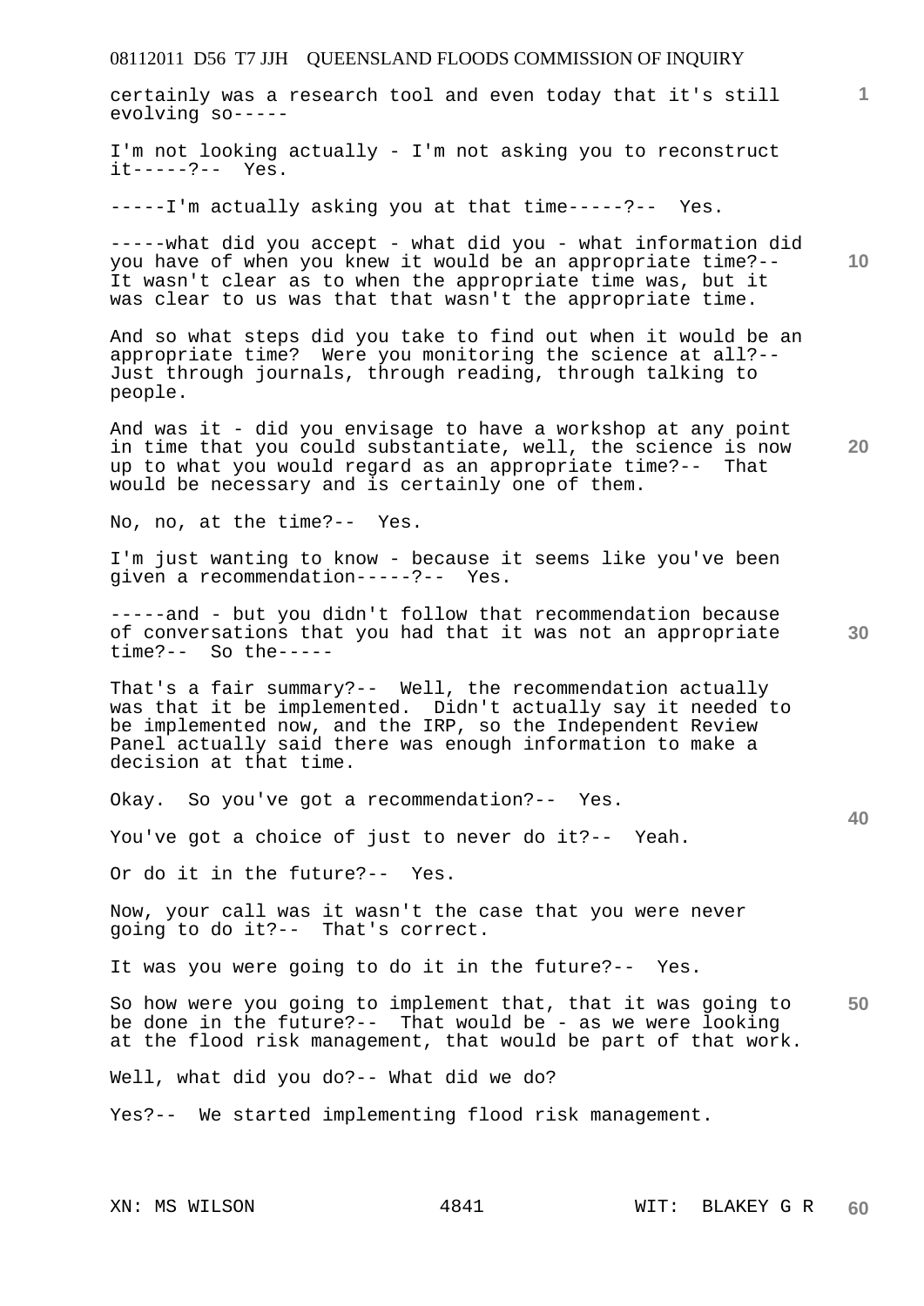certainly was a research tool and even today that it's still evolving so-----

I'm not looking actually - I'm not asking you to reconstruct it-----?-- Yes.

-----I'm actually asking you at that time-----?-- Yes.

-----what did you accept - what did you - what information did you have of when you knew it would be an appropriate time?-- It wasn't clear as to when the appropriate time was, but it was clear to us was that that wasn't the appropriate time.

And so what steps did you take to find out when it would be an appropriate time? Were you monitoring the science at all?-- Just through journals, through reading, through talking to people.

And was it - did you envisage to have a workshop at any point in time that you could substantiate, well, the science is now up to what you would regard as an appropriate time?-- That would be necessary and is certainly one of them.

No, no, at the time?-- Yes.

I'm just wanting to know - because it seems like you've been given a recommendation-----?-- Yes.

-----and - but you didn't follow that recommendation because of conversations that you had that it was not an appropriate time?-- So the-----

That's a fair summary?-- Well, the recommendation actually was that it be implemented. Didn't actually say it needed to be implemented now, and the IRP, so the Independent Review Panel actually said there was enough information to make a decision at that time.

Okay. So you've got a recommendation?-- Yes.

You've got a choice of just to never do it?-- Yeah.

Or do it in the future?-- Yes.

Now, your call was it wasn't the case that you were never going to do it?-- That's correct.

It was you were going to do it in the future?-- Yes.

So how were you going to implement that, that it was going to be done in the future?-- That would be - as we were looking at the flood risk management, that would be part of that work.

Well, what did you do?-- What did we do?

Yes?-- We started implementing flood risk management.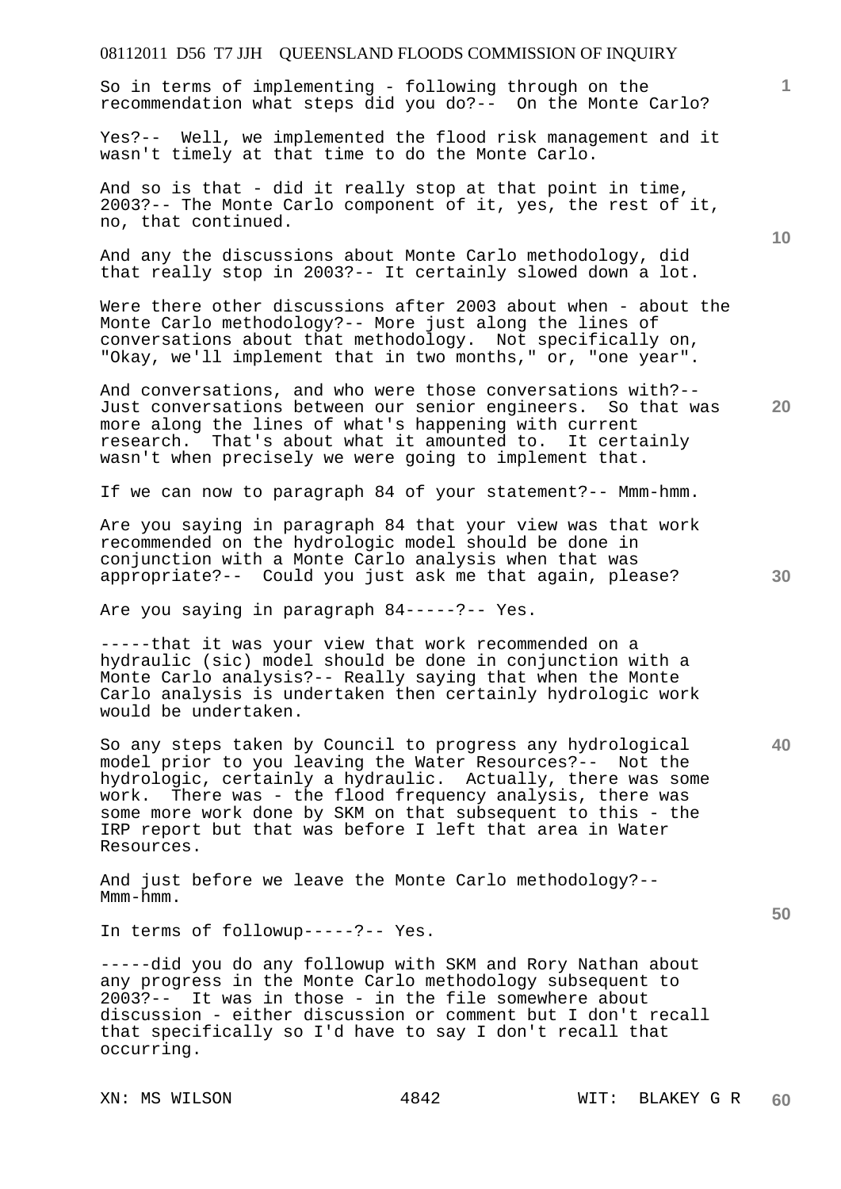So in terms of implementing - following through on the recommendation what steps did you do?-- On the Monte Carlo?

Yes?-- Well, we implemented the flood risk management and it wasn't timely at that time to do the Monte Carlo.

And so is that - did it really stop at that point in time, 2003?-- The Monte Carlo component of it, yes, the rest of it, no, that continued.

And any the discussions about Monte Carlo methodology, did that really stop in 2003?-- It certainly slowed down a lot.

Were there other discussions after 2003 about when - about the Monte Carlo methodology?-- More just along the lines of conversations about that methodology. Not specifically on, "Okay, we'll implement that in two months," or, "one year".

And conversations, and who were those conversations with?-- Just conversations between our senior engineers. So that was more along the lines of what's happening with current research. That's about what it amounted to. It certainly wasn't when precisely we were going to implement that.

If we can now to paragraph 84 of your statement?-- Mmm-hmm.

Are you saying in paragraph 84 that your view was that work recommended on the hydrologic model should be done in conjunction with a Monte Carlo analysis when that was appropriate?-- Could you just ask me that again, please?

Are you saying in paragraph 84-----?-- Yes.

-----that it was your view that work recommended on a hydraulic (sic) model should be done in conjunction with a Monte Carlo analysis?-- Really saying that when the Monte Carlo analysis is undertaken then certainly hydrologic work would be undertaken.

So any steps taken by Council to progress any hydrological model prior to you leaving the Water Resources?-- Not the hydrologic, certainly a hydraulic. Actually, there was some work. There was - the flood frequency analysis, there was some more work done by SKM on that subsequent to this - the IRP report but that was before I left that area in Water Resources.

And just before we leave the Monte Carlo methodology?-- Mmm-hmm.

In terms of followup-----?-- Yes.

-----did you do any followup with SKM and Rory Nathan about any progress in the Monte Carlo methodology subsequent to 2003?-- It was in those - in the file somewhere about discussion - either discussion or comment but I don't recall that specifically so I'd have to say I don't recall that occurring.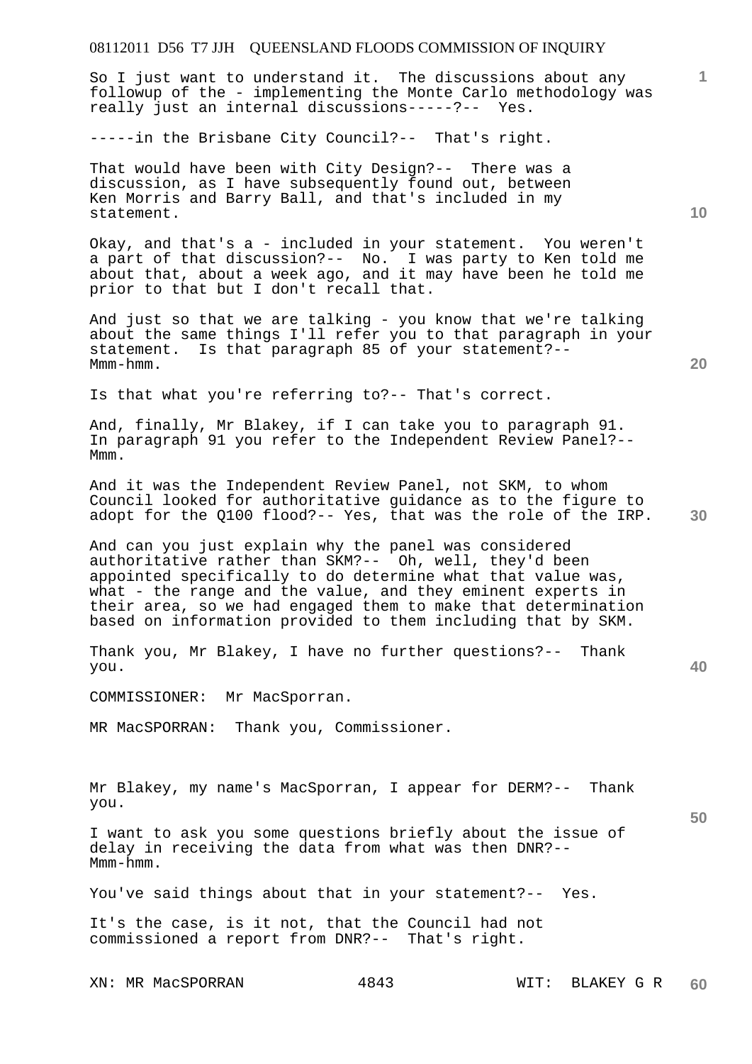So I just want to understand it. The discussions about any followup of the - implementing the Monte Carlo methodology was really just an internal discussions-----?-- Yes.

-----in the Brisbane City Council?-- That's right.

That would have been with City Design?-- There was a discussion, as I have subsequently found out, between Ken Morris and Barry Ball, and that's included in my statement.

Okay, and that's a - included in your statement. You weren't a part of that discussion?-- No. I was party to Ken told me about that, about a week ago, and it may have been he told me prior to that but I don't recall that.

And just so that we are talking - you know that we're talking about the same things I'll refer you to that paragraph in your statement. Is that paragraph 85 of your statement?-- Mmm-hmm.

Is that what you're referring to?-- That's correct.

And, finally, Mr Blakey, if I can take you to paragraph 91. In paragraph 91 you refer to the Independent Review Panel?-- Mmm.

And it was the Independent Review Panel, not SKM, to whom Council looked for authoritative guidance as to the figure to adopt for the Q100 flood?-- Yes, that was the role of the IRP.

And can you just explain why the panel was considered authoritative rather than SKM?-- Oh, well, they'd been appointed specifically to do determine what that value was, what - the range and the value, and they eminent experts in their area, so we had engaged them to make that determination based on information provided to them including that by SKM.

Thank you, Mr Blakey, I have no further questions?-- Thank you.

COMMISSIONER: Mr MacSporran.

MR MacSPORRAN: Thank you, Commissioner.

Mr Blakey, my name's MacSporran, I appear for DERM?-- Thank you.

I want to ask you some questions briefly about the issue of delay in receiving the data from what was then DNR?-- Mmm-hmm.

You've said things about that in your statement?-- Yes.

It's the case, is it not, that the Council had not commissioned a report from DNR?-- That's right.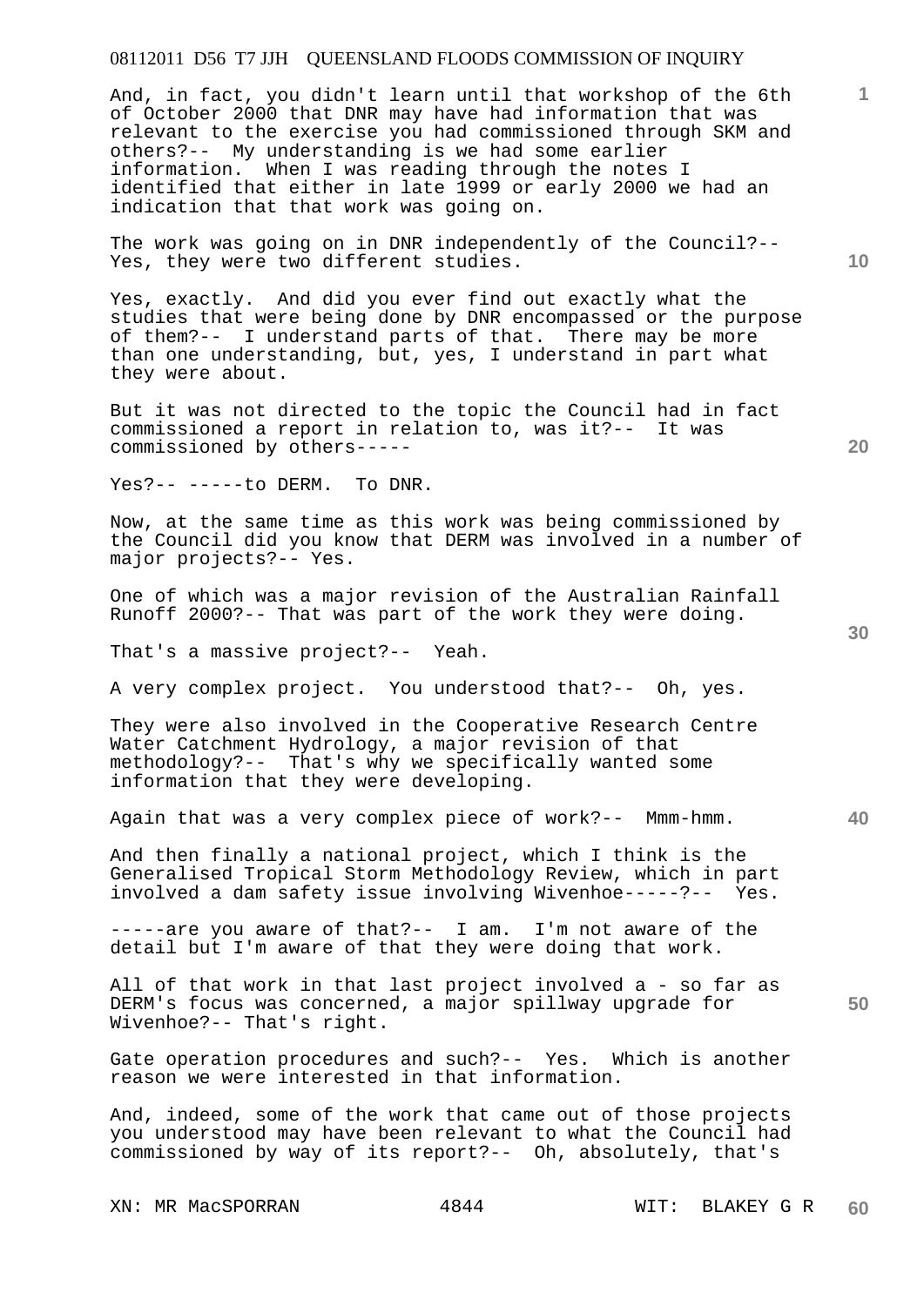And, in fact, you didn't learn until that workshop of the 6th of October 2000 that DNR may have had information that was relevant to the exercise you had commissioned through SKM and others?-- My understanding is we had some earlier information. When I was reading through the notes I identified that either in late 1999 or early 2000 we had an indication that that work was going on.

The work was going on in DNR independently of the Council?-- Yes, they were two different studies.

Yes, exactly. And did you ever find out exactly what the studies that were being done by DNR encompassed or the purpose of them?-- I understand parts of that. There may be more than one understanding, but, yes, I understand in part what they were about.

But it was not directed to the topic the Council had in fact commissioned a report in relation to, was it?-- It was commissioned by others-----

Yes?-- -----to DERM. To DNR.

Now, at the same time as this work was being commissioned by the Council did you know that DERM was involved in a number of major projects?-- Yes.

One of which was a major revision of the Australian Rainfall Runoff 2000?-- That was part of the work they were doing.

That's a massive project?-- Yeah.

A very complex project. You understood that?-- Oh, yes.

They were also involved in the Cooperative Research Centre Water Catchment Hydrology, a major revision of that methodology?-- That's why we specifically wanted some information that they were developing.

Again that was a very complex piece of work?-- Mmm-hmm.

And then finally a national project, which I think is the Generalised Tropical Storm Methodology Review, which in part involved a dam safety issue involving Wivenhoe-----?-- Yes.

-----are you aware of that?-- I am. I'm not aware of the detail but I'm aware of that they were doing that work.

All of that work in that last project involved a - so far as DERM's focus was concerned, a major spillway upgrade for Wivenhoe?-- That's right.

Gate operation procedures and such?-- Yes. Which is another reason we were interested in that information.

And, indeed, some of the work that came out of those projects you understood may have been relevant to what the Council had commissioned by way of its report?-- Oh, absolutely, that's

XN: MR MacSPORRAN WIT: BLAKEY G R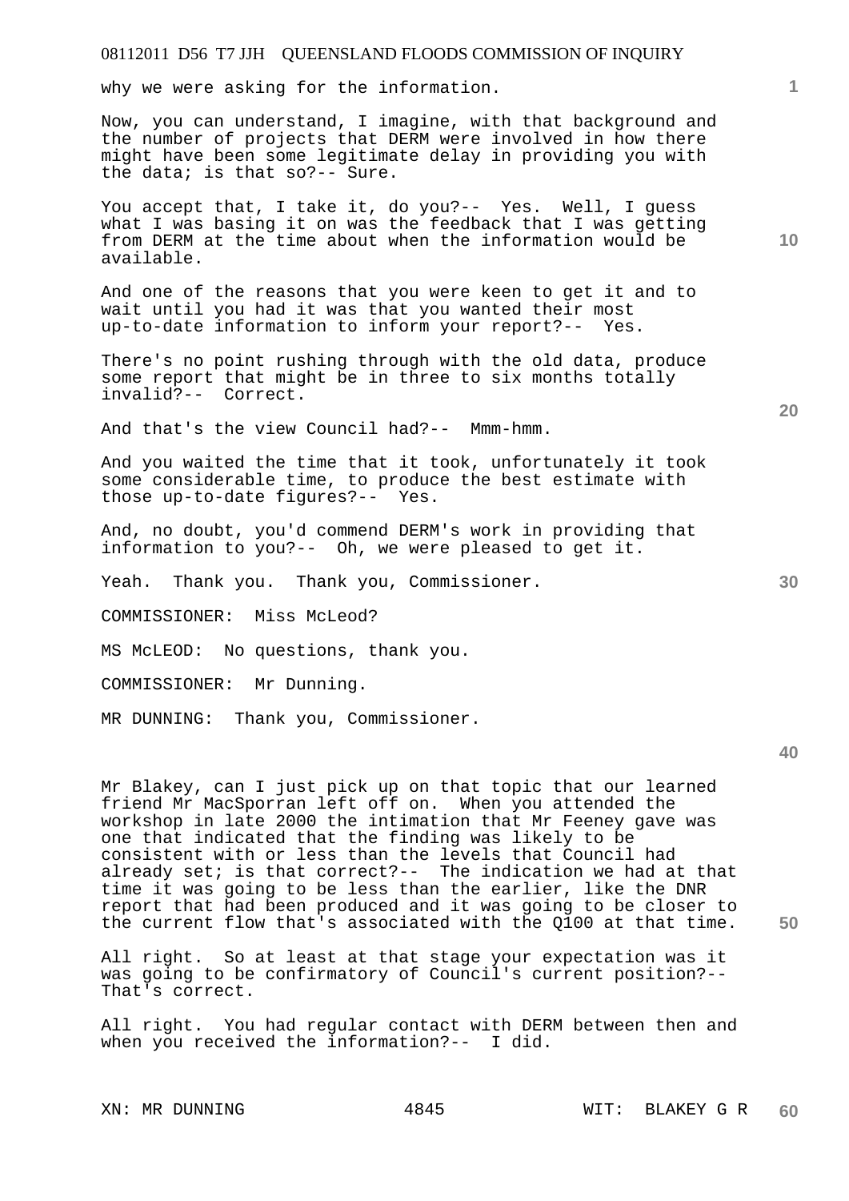why we were asking for the information.

Now, you can understand, I imagine, with that background and the number of projects that DERM were involved in how there might have been some legitimate delay in providing you with the data; is that so?-- Sure.

You accept that, I take it, do you?-- Yes. Well, I guess what I was basing it on was the feedback that I was getting from DERM at the time about when the information would be available.

And one of the reasons that you were keen to get it and to wait until you had it was that you wanted their most up-to-date information to inform your report?-- Yes.

There's no point rushing through with the old data, produce some report that might be in three to six months totally invalid?-- Correct.

And that's the view Council had?-- Mmm-hmm.

And you waited the time that it took, unfortunately it took some considerable time, to produce the best estimate with those up-to-date figures?-- Yes.

And, no doubt, you'd commend DERM's work in providing that information to you?-- Oh, we were pleased to get it.

Yeah. Thank you. Thank you, Commissioner.

COMMISSIONER: Miss McLeod?

MS McLEOD: No questions, thank you.

COMMISSIONER: Mr Dunning.

MR DUNNING: Thank you, Commissioner.

Mr Blakey, can I just pick up on that topic that our learned friend Mr MacSporran left off on. When you attended the workshop in late 2000 the intimation that Mr Feeney gave was one that indicated that the finding was likely to be consistent with or less than the levels that Council had already set; is that correct?-- The indication we had at that time it was going to be less than the earlier, like the DNR report that had been produced and it was going to be closer to the current flow that's associated with the Q100 at that time.

All right. So at least at that stage your expectation was it was going to be confirmatory of Council's current position?-- That's correct.

All right. You had regular contact with DERM between then and when you received the information?-- I did.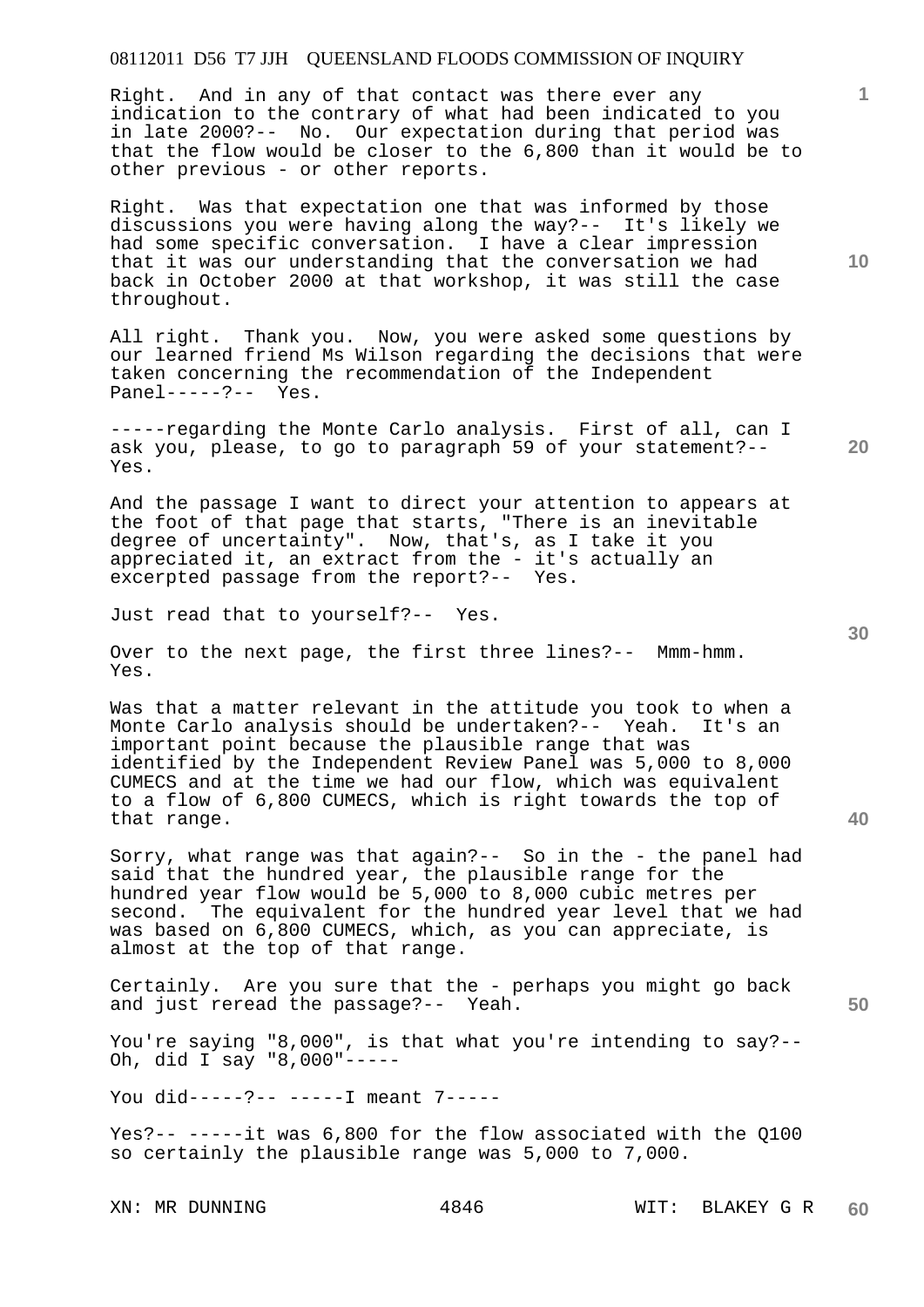Right. And in any of that contact was there ever any indication to the contrary of what had been indicated to you in late 2000?-- No. Our expectation during that period was that the flow would be closer to the 6,800 than it would be to other previous - or other reports.

Right. Was that expectation one that was informed by those discussions you were having along the way?-- It's likely we had some specific conversation. I have a clear impression that it was our understanding that the conversation we had back in October 2000 at that workshop, it was still the case throughout.

All right. Thank you. Now, you were asked some questions by our learned friend Ms Wilson regarding the decisions that were taken concerning the recommendation of the Independent Panel-----?-- Yes.

-----regarding the Monte Carlo analysis. First of all, can I ask you, please, to go to paragraph 59 of your statement?-- Yes.

And the passage I want to direct your attention to appears at the foot of that page that starts, "There is an inevitable degree of uncertainty". Now, that's, as I take it you appreciated it, an extract from the - it's actually an excerpted passage from the report?-- Yes.

Just read that to yourself?-- Yes.

Over to the next page, the first three lines?-- Mmm-hmm. Yes.

Was that a matter relevant in the attitude you took to when a Monte Carlo analysis should be undertaken?-- Yeah. It's an important point because the plausible range that was identified by the Independent Review Panel was 5,000 to 8,000 CUMECS and at the time we had our flow, which was equivalent to a flow of 6,800 CUMECS, which is right towards the top of that range.

Sorry, what range was that again?-- So in the - the panel had said that the hundred year, the plausible range for the hundred year flow would be 5,000 to 8,000 cubic metres per second. The equivalent for the hundred year level that we had was based on 6,800 CUMECS, which, as you can appreciate, is almost at the top of that range.

Certainly. Are you sure that the - perhaps you might go back and just reread the passage?-- Yeah.

You're saying "8,000", is that what you're intending to say?-- Oh, did I say "8,000"-----

You did-----?-- -----I meant 7-----

Yes?-- -----it was 6,800 for the flow associated with the Q100 so certainly the plausible range was 5,000 to 7,000.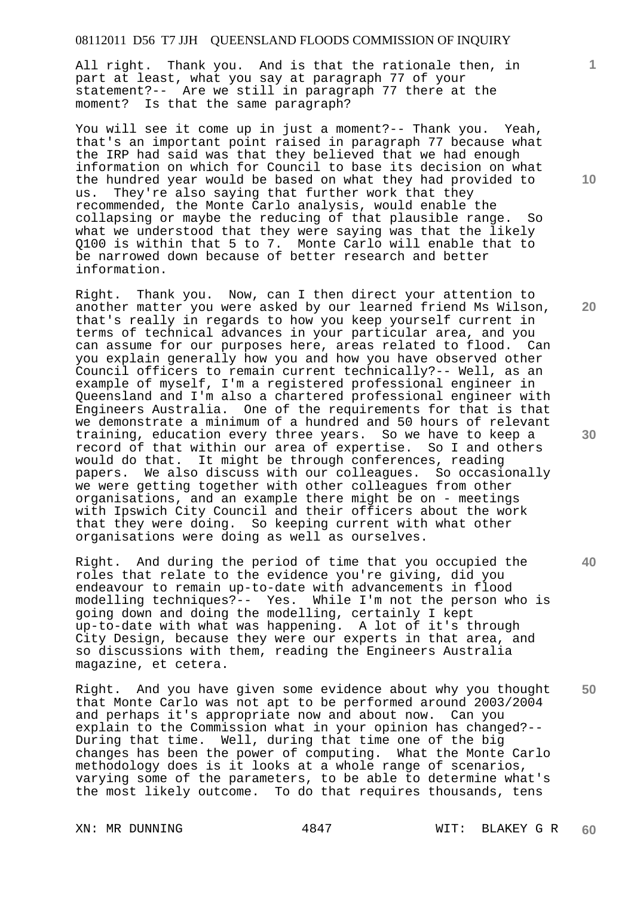All right. Thank you. And is that the rationale then, in part at least, what you say at paragraph 77 of your statement?-- Are we still in paragraph 77 there at the moment? Is that the same paragraph?

You will see it come up in just a moment?-- Thank you. Yeah, that's an important point raised in paragraph 77 because what the IRP had said was that they believed that we had enough information on which for Council to base its decision on what the hundred year would be based on what they had provided to us. They're also saying that further work that they recommended, the Monte Carlo analysis, would enable the collapsing or maybe the reducing of that plausible range. So what we understood that they were saying was that the likely Q100 is within that 5 to 7. Monte Carlo will enable that to be narrowed down because of better research and better information.

Right. Thank you. Now, can I then direct your attention to another matter you were asked by our learned friend Ms Wilson, that's really in regards to how you keep yourself current in terms of technical advances in your particular area, and you can assume for our purposes here, areas related to flood. Can you explain generally how you and how you have observed other Council officers to remain current technically?-- Well, as an example of myself, I'm a registered professional engineer in Queensland and I'm also a chartered professional engineer with Engineers Australia. One of the requirements for that is that we demonstrate a minimum of a hundred and 50 hours of relevant training, education every three years. So we have to keep a record of that within our area of expertise. So I and others would do that. It might be through conferences, reading papers. We also discuss with our colleagues. So occasionally we were getting together with other colleagues from other organisations, and an example there might be on - meetings with Ipswich City Council and their officers about the work that they were doing. So keeping current with what other organisations were doing as well as ourselves.

Right. And during the period of time that you occupied the roles that relate to the evidence you're giving, did you endeavour to remain up-to-date with advancements in flood modelling techniques?-- Yes. While I'm not the person who is going down and doing the modelling, certainly I kept up-to-date with what was happening. A lot of it's through City Design, because they were our experts in that area, and so discussions with them, reading the Engineers Australia magazine, et cetera.

Right. And you have given some evidence about why you thought that Monte Carlo was not apt to be performed around 2003/2004 and perhaps it's appropriate now and about now. Can you explain to the Commission what in your opinion has changed?-- During that time. Well, during that time one of the big changes has been the power of computing. What the Monte Carlo methodology does is it looks at a whole range of scenarios, varying some of the parameters, to be able to determine what's the most likely outcome. To do that requires thousands, tens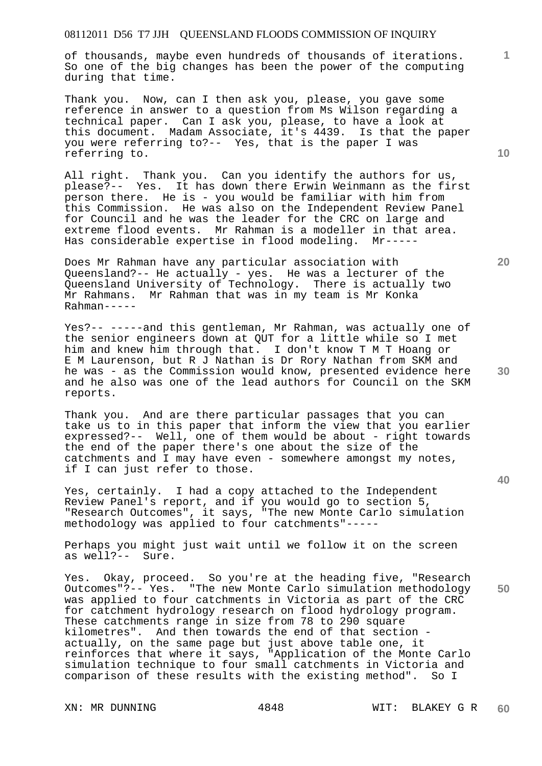of thousands, maybe even hundreds of thousands of iterations. So one of the big changes has been the power of the computing during that time.

Thank you. Now, can I then ask you, please, you gave some reference in answer to a question from Ms Wilson regarding a technical paper. Can I ask you, please, to have a look at this document. Madam Associate, it's 4439. Is that the paper you were referring to?-- Yes, that is the paper I was referring to.

All right. Thank you. Can you identify the authors for us, please?-- Yes. It has down there Erwin Weinmann as the first person there. He is - you would be familiar with him from this Commission. He was also on the Independent Review Panel for Council and he was the leader for the CRC on large and extreme flood events. Mr Rahman is a modeller in that area. Has considerable expertise in flood modeling. Mr-----

Does Mr Rahman have any particular association with Queensland?-- He actually - yes. He was a lecturer of the Queensland University of Technology. There is actually two Mr Rahmans. Mr Rahman that was in my team is Mr Konka Rahman-----

Yes?-- -----and this gentleman, Mr Rahman, was actually one of the senior engineers down at QUT for a little while so I met him and knew him through that. I don't know T M T Hoang or E M Laurenson, but R J Nathan is Dr Rory Nathan from SKM and he was - as the Commission would know, presented evidence here and he also was one of the lead authors for Council on the SKM reports.

Thank you. And are there particular passages that you can take us to in this paper that inform the view that you earlier expressed?-- Well, one of them would be about - right towards the end of the paper there's one about the size of the catchments and I may have even - somewhere amongst my notes, if I can just refer to those.

Yes, certainly. I had a copy attached to the Independent Review Panel's report, and if you would go to section 5, "Research Outcomes", it says, "The new Monte Carlo simulation methodology was applied to four catchments"-----

Perhaps you might just wait until we follow it on the screen as well?-- Sure.

Yes. Okay, proceed. So you're at the heading five, "Research Outcomes"?-- Yes. "The new Monte Carlo simulation methodology was applied to four catchments in Victoria as part of the CRC for catchment hydrology research on flood hydrology program. These catchments range in size from 78 to 290 square kilometres". And then towards the end of that section - actually, on the same page but just above table one, it reinforces that where it says, "Application of the Monte Carlo simulation technique to four small catchments in Victoria and comparison of these results with the existing method". So I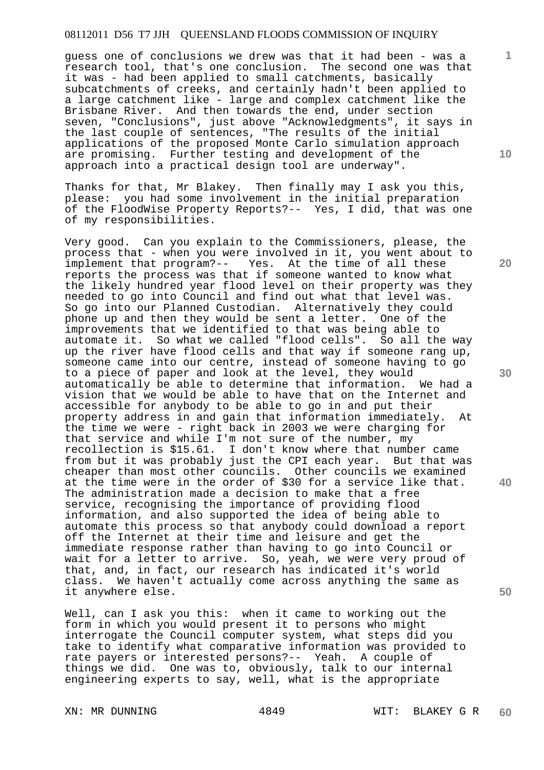guess one of conclusions we drew was that it had been - was a research tool, that's one conclusion. The second one was that it was - had been applied to small catchments, basically subcatchments of creeks, and certainly hadn't been applied to a large catchment like - large and complex catchment like the Brisbane River. And then towards the end, under section seven, "Conclusions", just above "Acknowledgments", it says in the last couple of sentences, "The results of the initial applications of the proposed Monte Carlo simulation approach are promising. Further testing and development of the approach into a practical design tool are underway".

Thanks for that, Mr Blakey. Then finally may I ask you this, please: you had some involvement in the initial preparation of the FloodWise Property Reports?-- Yes, I did, that was one of my responsibilities.

Very good. Can you explain to the Commissioners, please, the process that - when you were involved in it, you went about to implement that program?-- Yes. At the time of all these reports the process was that if someone wanted to know what the likely hundred year flood level on their property was they needed to go into Council and find out what that level was. So go into our Planned Custodian. Alternatively they could phone up and then they would be sent a letter. One of the improvements that we identified to that was being able to automate it. So what we called "flood cells". So all the way up the river have flood cells and that way if someone rang up, someone came into our centre, instead of someone having to go to a piece of paper and look at the level, they would automatically be able to determine that information. We had a vision that we would be able to have that on the Internet and accessible for anybody to be able to go in and put their property address in and gain that information immediately. At the time we were - right back in 2003 we were charging for that service and while I'm not sure of the number, my recollection is $15.61. I don't know where that number came from but it was probably just the CPI each year. But that was cheaper than most other councils. Other councils we examined at the time were in the order of $30 for a service like that. The administration made a decision to make that a free service, recognising the importance of providing flood information, and also supported the idea of being able to automate this process so that anybody could download a report off the Internet at their time and leisure and get the immediate response rather than having to go into Council or wait for a letter to arrive. So, yeah, we were very proud of that, and, in fact, our research has indicated it's world class. We haven't actually come across anything the same as it anywhere else.

Well, can I ask you this: when it came to working out the form in which you would present it to persons who might interrogate the Council computer system, what steps did you take to identify what comparative information was provided to rate payers or interested persons?-- Yeah. A couple of things we did. One was to, obviously, talk to our internal engineering experts to say, well, what is the appropriate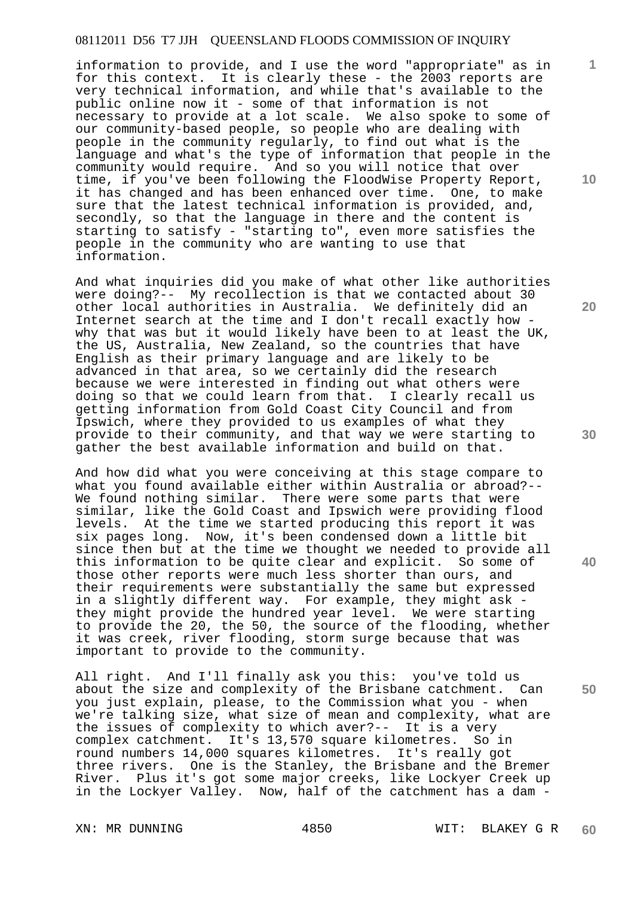information to provide, and I use the word "appropriate" as in for this context. It is clearly these - the 2003 reports are very technical information, and while that's available to the public online now it - some of that information is not necessary to provide at a lot scale. We also spoke to some of our community-based people, so people who are dealing with people in the community regularly, to find out what is the language and what's the type of information that people in the community would require. And so you will notice that over time, if you've been following the FloodWise Property Report, it has changed and has been enhanced over time. One, to make sure that the latest technical information is provided, and, secondly, so that the language in there and the content is starting to satisfy - "starting to", even more satisfies the people in the community who are wanting to use that information.

And what inquiries did you make of what other like authorities were doing?-- My recollection is that we contacted about 30 other local authorities in Australia. We definitely did an Internet search at the time and I don't recall exactly how - why that was but it would likely have been to at least the UK, the US, Australia, New Zealand, so the countries that have English as their primary language and are likely to be advanced in that area, so we certainly did the research because we were interested in finding out what others were doing so that we could learn from that. I clearly recall us getting information from Gold Coast City Council and from Ipswich, where they provided to us examples of what they provide to their community, and that way we were starting to gather the best available information and build on that.

And how did what you were conceiving at this stage compare to what you found available either within Australia or abroad?-- We found nothing similar. There were some parts that were similar, like the Gold Coast and Ipswich were providing flood levels. At the time we started producing this report it was six pages long. Now, it's been condensed down a little bit since then but at the time we thought we needed to provide all this information to be quite clear and explicit. So some of those other reports were much less shorter than ours, and their requirements were substantially the same but expressed in a slightly different way. For example, they might ask - they might provide the hundred year level. We were starting to provide the 20, the 50, the source of the flooding, whether it was creek, river flooding, storm surge because that was important to provide to the community.

All right. And I'll finally ask you this: you've told us about the size and complexity of the Brisbane catchment. Can you just explain, please, to the Commission what you - when we're talking size, what size of mean and complexity, what are the issues of complexity to which aver?-- It is a very complex catchment. It's 13,570 square kilometres. So in round numbers 14,000 squares kilometres. It's really got three rivers. One is the Stanley, the Brisbane and the Bremer River. Plus it's got some major creeks, like Lockyer Creek up in the Lockyer Valley. Now, half of the catchment has a dam -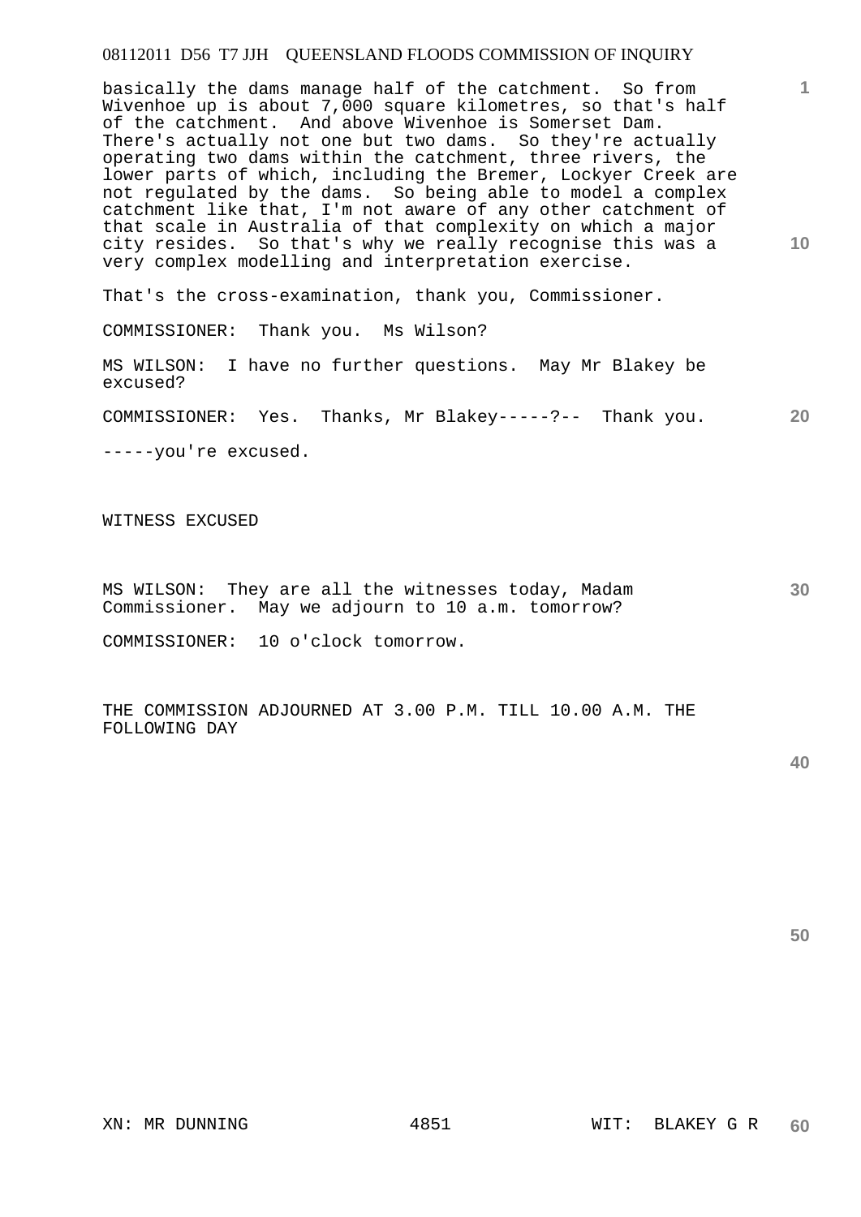basically the dams manage half of the catchment. So from Wivenhoe up is about 7,000 square kilometres, so that's half of the catchment. And above Wivenhoe is Somerset Dam. There's actually not one but two dams. So they're actually operating two dams within the catchment, three rivers, the lower parts of which, including the Bremer, Lockyer Creek are not regulated by the dams. So being able to model a complex catchment like that, I'm not aware of any other catchment of that scale in Australia of that complexity on which a major city resides. So that's why we really recognise this was a very complex modelling and interpretation exercise.

That's the cross-examination, thank you, Commissioner.

COMMISSIONER: Thank you. Ms Wilson?

MS WILSON: I have no further questions. May Mr Blakey be excused?

COMMISSIONER: Yes. Thanks, Mr Blakey-----?-- Thank you.

-----you're excused.

WITNESS EXCUSED

MS WILSON: They are all the witnesses today, Madam Commissioner. May we adjourn to 10 a.m. tomorrow?

COMMISSIONER: 10 o'clock tomorrow.

THE COMMISSION ADJOURNED AT 3.00 P.M. TILL 10.00 A.M. THE FOLLOWING DAY